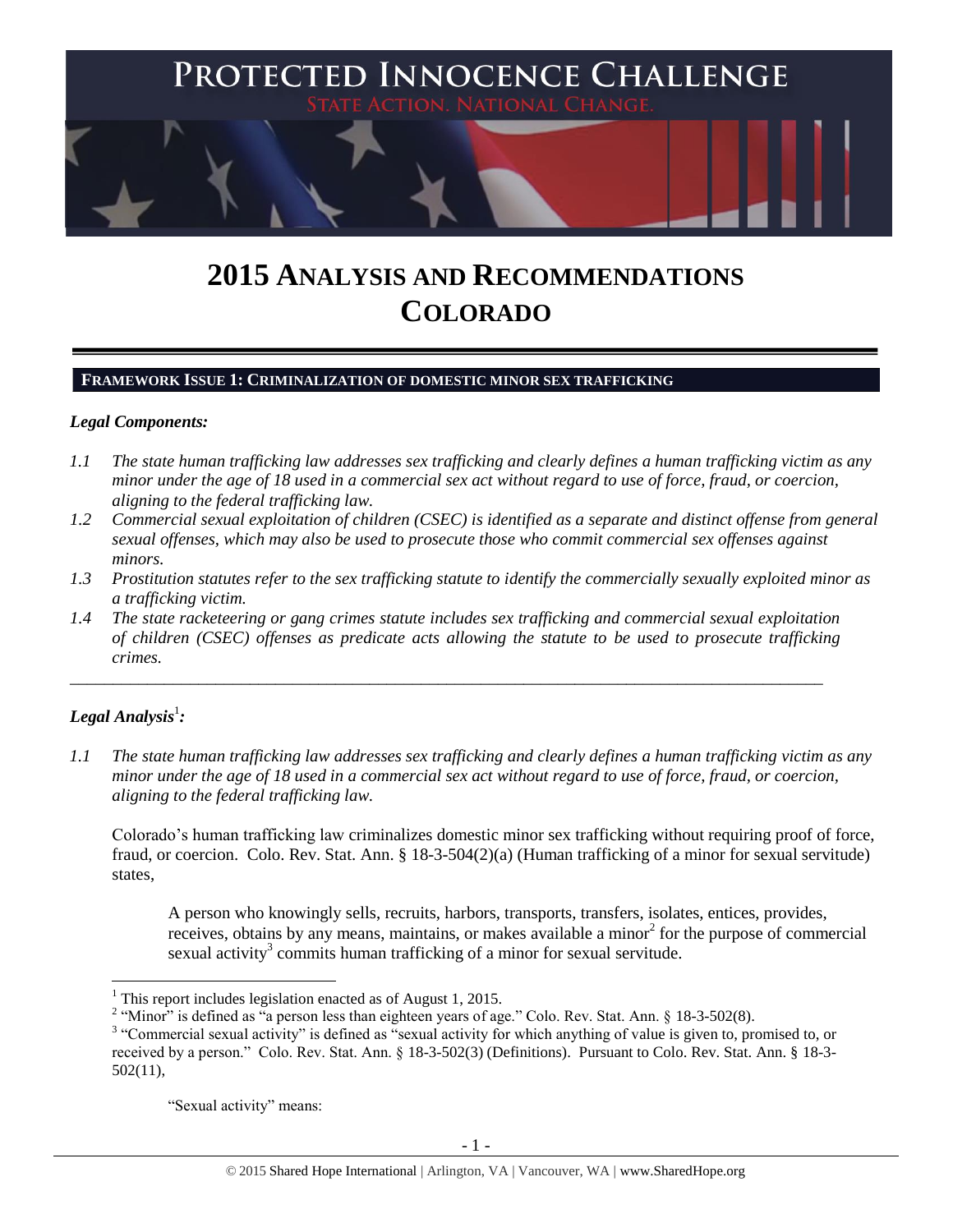# PROTECTED INNOCENCE CHALLENGE

STATE ACTION. NATIONAL CHANGE.

# 2015 ANALYSIS AND RECOMMENDATIONS
# COLORADO

## FRAMEWORK ISSUE 1: CRIMINALIZATION OF DOMESTIC MINOR SEX TRAFFICKING

### *Legal Components:*

*1.1 The state human trafficking law addresses sex trafficking and clearly defines a human trafficking victim as any minor under the age of 18 used in a commercial sex act without regard to use of force, fraud, or coercion, aligning to the federal trafficking law.*

*1.2 Commercial sexual exploitation of children (CSEC) is identified as a separate and distinct offense from general sexual offenses, which may also be used to prosecute those who commit commercial sex offenses against minors.*

*1.3 Prostitution statutes refer to the sex trafficking statute to identify the commercially sexually exploited minor as a trafficking victim.*

*1.4 The state racketeering or gang crimes statute includes sex trafficking and commercial sexual exploitation of children (CSEC) offenses as predicate acts allowing the statute to be used to prosecute trafficking crimes.*

---

### *Legal Analysis*[1]*:*

*1.1 The state human trafficking law addresses sex trafficking and clearly defines a human trafficking victim as any minor under the age of 18 used in a commercial sex act without regard to use of force, fraud, or coercion, aligning to the federal trafficking law.*

Colorado's human trafficking law criminalizes domestic minor sex trafficking without requiring proof of force, fraud, or coercion. Colo. Rev. Stat. Ann. § 18-3-504(2)(a) (Human trafficking of a minor for sexual servitude) states,

> A person who knowingly sells, recruits, harbors, transports, transfers, isolates, entices, provides, receives, obtains by any means, maintains, or makes available a minor[2] for the purpose of commercial sexual activity[3] commits human trafficking of a minor for sexual servitude.

---

[1] This report includes legislation enacted as of August 1, 2015.

[2] "Minor" is defined as "a person less than eighteen years of age." Colo. Rev. Stat. Ann. § 18-3-502(8).

[3] "Commercial sexual activity" is defined as "sexual activity for which anything of value is given to, promised to, or received by a person." Colo. Rev. Stat. Ann. § 18-3-502(3) (Definitions). Pursuant to Colo. Rev. Stat. Ann. § 18-3-502(11),

> "Sexual activity" means: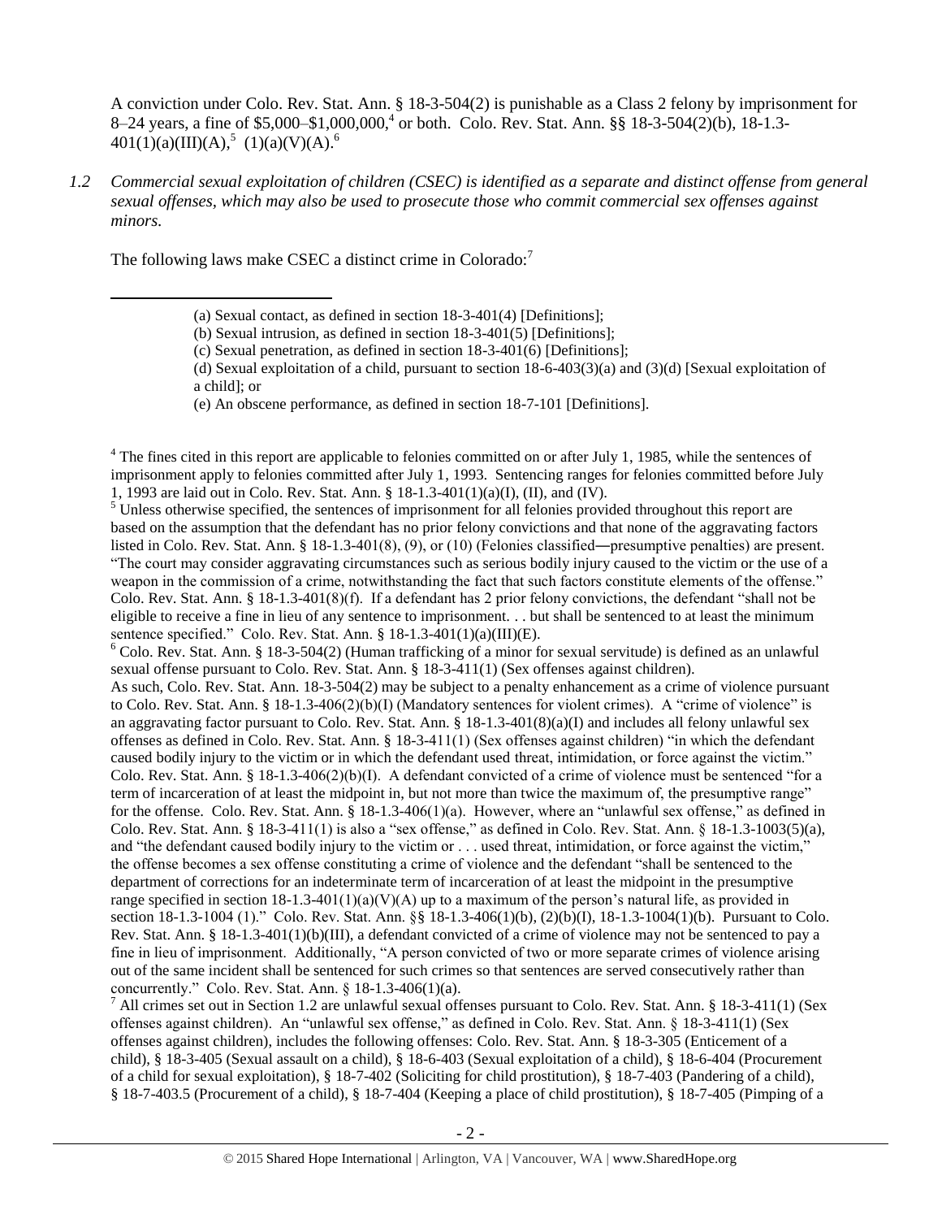A conviction under Colo. Rev. Stat. Ann. § 18-3-504(2) is punishable as a Class 2 felony by imprisonment for 8–24 years, a fine of $5,000–$1,000,000,[4] or both. Colo. Rev. Stat. Ann. §§ 18-3-504(2)(b), 18-1.3-401(1)(a)(III)(A),[5] (1)(a)(V)(A).[6]

*1.2 Commercial sexual exploitation of children (CSEC) is identified as a separate and distinct offense from general sexual offenses, which may also be used to prosecute those who commit commercial sex offenses against minors.*

The following laws make CSEC a distinct crime in Colorado:[7]

---

(a) Sexual contact, as defined in section 18-3-401(4) [Definitions];

(b) Sexual intrusion, as defined in section 18-3-401(5) [Definitions];

(c) Sexual penetration, as defined in section 18-3-401(6) [Definitions];

(d) Sexual exploitation of a child, pursuant to section 18-6-403(3)(a) and (3)(d) [Sexual exploitation of a child]; or

(e) An obscene performance, as defined in section 18-7-101 [Definitions].

[4] The fines cited in this report are applicable to felonies committed on or after July 1, 1985, while the sentences of imprisonment apply to felonies committed after July 1, 1993. Sentencing ranges for felonies committed before July 1, 1993 are laid out in Colo. Rev. Stat. Ann. § 18-1.3-401(1)(a)(I), (II), and (IV).

[5] Unless otherwise specified, the sentences of imprisonment for all felonies provided throughout this report are based on the assumption that the defendant has no prior felony convictions and that none of the aggravating factors listed in Colo. Rev. Stat. Ann. § 18-1.3-401(8), (9), or (10) (Felonies classified―presumptive penalties) are present. "The court may consider aggravating circumstances such as serious bodily injury caused to the victim or the use of a weapon in the commission of a crime, notwithstanding the fact that such factors constitute elements of the offense." Colo. Rev. Stat. Ann. § 18-1.3-401(8)(f). If a defendant has 2 prior felony convictions, the defendant "shall not be eligible to receive a fine in lieu of any sentence to imprisonment. . . but shall be sentenced to at least the minimum sentence specified." Colo. Rev. Stat. Ann. § 18-1.3-401(1)(a)(III)(E).

[6] Colo. Rev. Stat. Ann. § 18-3-504(2) (Human trafficking of a minor for sexual servitude) is defined as an unlawful sexual offense pursuant to Colo. Rev. Stat. Ann. § 18-3-411(1) (Sex offenses against children). As such, Colo. Rev. Stat. Ann. 18-3-504(2) may be subject to a penalty enhancement as a crime of violence pursuant to Colo. Rev. Stat. Ann. § 18-1.3-406(2)(b)(I) (Mandatory sentences for violent crimes). A "crime of violence" is an aggravating factor pursuant to Colo. Rev. Stat. Ann. § 18-1.3-401(8)(a)(I) and includes all felony unlawful sex offenses as defined in Colo. Rev. Stat. Ann. § 18-3-411(1) (Sex offenses against children) "in which the defendant caused bodily injury to the victim or in which the defendant used threat, intimidation, or force against the victim." Colo. Rev. Stat. Ann. § 18-1.3-406(2)(b)(I). A defendant convicted of a crime of violence must be sentenced "for a term of incarceration of at least the midpoint in, but not more than twice the maximum of, the presumptive range" for the offense. Colo. Rev. Stat. Ann. § 18-1.3-406(1)(a). However, where an "unlawful sex offense," as defined in Colo. Rev. Stat. Ann. § 18-3-411(1) is also a "sex offense," as defined in Colo. Rev. Stat. Ann. § 18-1.3-1003(5)(a), and "the defendant caused bodily injury to the victim or . . . used threat, intimidation, or force against the victim," the offense becomes a sex offense constituting a crime of violence and the defendant "shall be sentenced to the department of corrections for an indeterminate term of incarceration of at least the midpoint in the presumptive range specified in section 18-1.3-401(1)(a)(V)(A) up to a maximum of the person's natural life, as provided in section 18-1.3-1004 (1)." Colo. Rev. Stat. Ann. §§ 18-1.3-406(1)(b), (2)(b)(I), 18-1.3-1004(1)(b). Pursuant to Colo. Rev. Stat. Ann. § 18-1.3-401(1)(b)(III), a defendant convicted of a crime of violence may not be sentenced to pay a fine in lieu of imprisonment. Additionally, "A person convicted of two or more separate crimes of violence arising out of the same incident shall be sentenced for such crimes so that sentences are served consecutively rather than concurrently." Colo. Rev. Stat. Ann. § 18-1.3-406(1)(a).

[7] All crimes set out in Section 1.2 are unlawful sexual offenses pursuant to Colo. Rev. Stat. Ann. § 18-3-411(1) (Sex offenses against children). An "unlawful sex offense," as defined in Colo. Rev. Stat. Ann. § 18-3-411(1) (Sex offenses against children), includes the following offenses: Colo. Rev. Stat. Ann. § 18-3-305 (Enticement of a child), § 18-3-405 (Sexual assault on a child), § 18-6-403 (Sexual exploitation of a child), § 18-6-404 (Procurement of a child for sexual exploitation), § 18-7-402 (Soliciting for child prostitution), § 18-7-403 (Pandering of a child), § 18-7-403.5 (Procurement of a child), § 18-7-404 (Keeping a place of child prostitution), § 18-7-405 (Pimping of a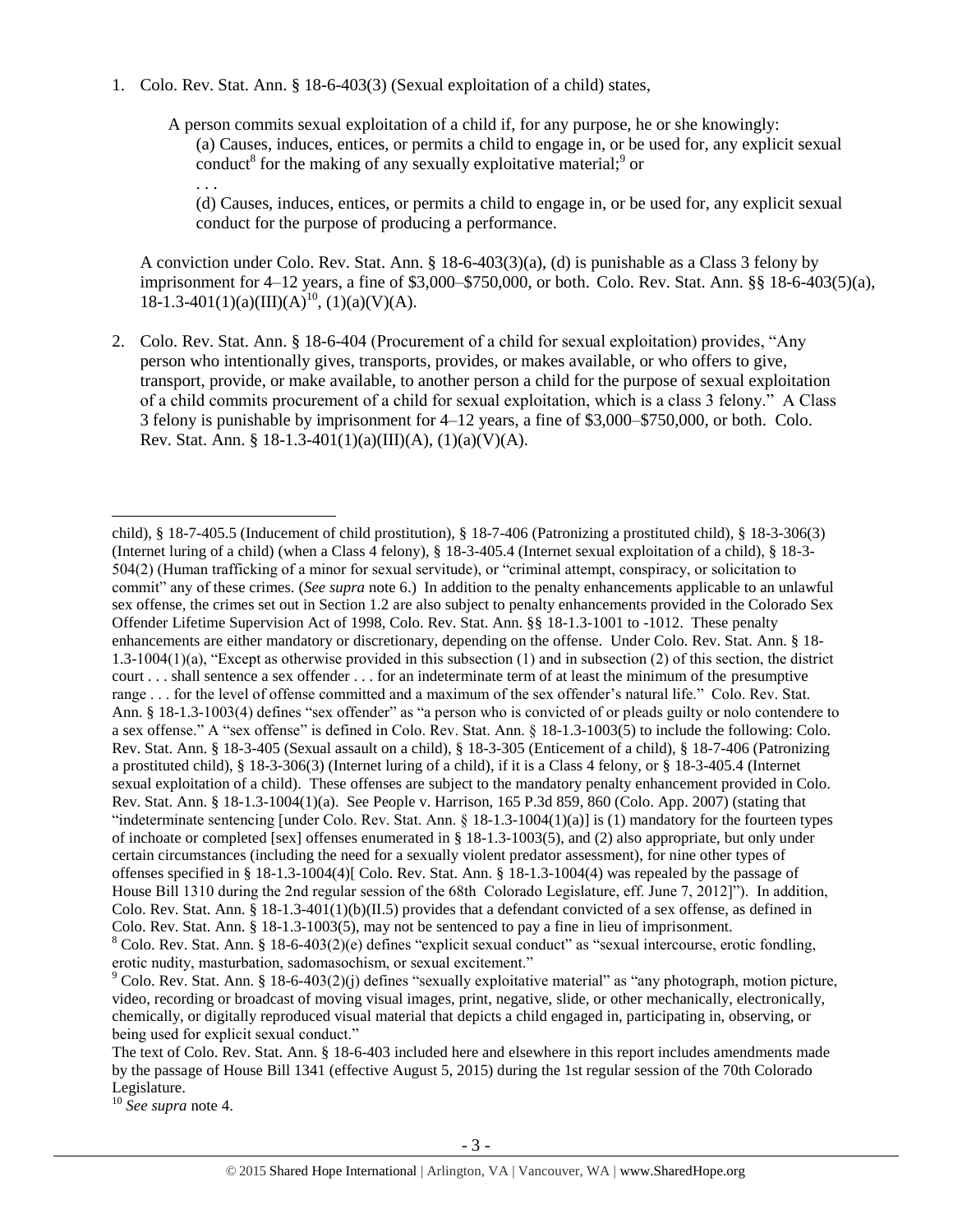1. Colo. Rev. Stat. Ann. § 18-6-403(3) (Sexual exploitation of a child) states,

   > A person commits sexual exploitation of a child if, for any purpose, he or she knowingly:
   >
   > (a) Causes, induces, entices, or permits a child to engage in, or be used for, any explicit sexual conduct[8] for the making of any sexually exploitative material;[9] or
   >
   > . . .
   >
   > (d) Causes, induces, entices, or permits a child to engage in, or be used for, any explicit sexual conduct for the purpose of producing a performance.

   A conviction under Colo. Rev. Stat. Ann. § 18-6-403(3)(a), (d) is punishable as a Class 3 felony by imprisonment for 4–12 years, a fine of $3,000–$750,000, or both. Colo. Rev. Stat. Ann. §§ 18-6-403(5)(a), 18-1.3-401(1)(a)(III)(A)[10], (1)(a)(V)(A).

2. Colo. Rev. Stat. Ann. § 18-6-404 (Procurement of a child for sexual exploitation) provides, "Any person who intentionally gives, transports, provides, or makes available, or who offers to give, transport, provide, or make available, to another person a child for the purpose of sexual exploitation of a child commits procurement of a child for sexual exploitation, which is a class 3 felony." A Class 3 felony is punishable by imprisonment for 4–12 years, a fine of $3,000–$750,000, or both. Colo. Rev. Stat. Ann. § 18-1.3-401(1)(a)(III)(A), (1)(a)(V)(A).

---

child), § 18-7-405.5 (Inducement of child prostitution), § 18-7-406 (Patronizing a prostituted child), § 18-3-306(3) (Internet luring of a child) (when a Class 4 felony), § 18-3-405.4 (Internet sexual exploitation of a child), § 18-3-504(2) (Human trafficking of a minor for sexual servitude), or "criminal attempt, conspiracy, or solicitation to commit" any of these crimes. (*See supra* note 6.) In addition to the penalty enhancements applicable to an unlawful sex offense, the crimes set out in Section 1.2 are also subject to penalty enhancements provided in the Colorado Sex Offender Lifetime Supervision Act of 1998, Colo. Rev. Stat. Ann. §§ 18-1.3-1001 to -1012. These penalty enhancements are either mandatory or discretionary, depending on the offense. Under Colo. Rev. Stat. Ann. § 18-1.3-1004(1)(a), "Except as otherwise provided in this subsection (1) and in subsection (2) of this section, the district court . . . shall sentence a sex offender . . . for an indeterminate term of at least the minimum of the presumptive range . . . for the level of offense committed and a maximum of the sex offender's natural life." Colo. Rev. Stat. Ann. § 18-1.3-1003(4) defines "sex offender" as "a person who is convicted of or pleads guilty or nolo contendere to a sex offense." A "sex offense" is defined in Colo. Rev. Stat. Ann. § 18-1.3-1003(5) to include the following: Colo. Rev. Stat. Ann. § 18-3-405 (Sexual assault on a child), § 18-3-305 (Enticement of a child), § 18-7-406 (Patronizing a prostituted child), § 18-3-306(3) (Internet luring of a child), if it is a Class 4 felony, or § 18-3-405.4 (Internet sexual exploitation of a child). These offenses are subject to the mandatory penalty enhancement provided in Colo. Rev. Stat. Ann. § 18-1.3-1004(1)(a). See People v. Harrison, 165 P.3d 859, 860 (Colo. App. 2007) (stating that "indeterminate sentencing [under Colo. Rev. Stat. Ann. § 18-1.3-1004(1)(a)] is (1) mandatory for the fourteen types of inchoate or completed [sex] offenses enumerated in § 18-1.3-1003(5), and (2) also appropriate, but only under certain circumstances (including the need for a sexually violent predator assessment), for nine other types of offenses specified in § 18-1.3-1004(4)[ Colo. Rev. Stat. Ann. § 18-1.3-1004(4) was repealed by the passage of House Bill 1310 during the 2nd regular session of the 68th Colorado Legislature, eff. June 7, 2012]"). In addition, Colo. Rev. Stat. Ann. § 18-1.3-401(1)(b)(II.5) provides that a defendant convicted of a sex offense, as defined in Colo. Rev. Stat. Ann. § 18-1.3-1003(5), may not be sentenced to pay a fine in lieu of imprisonment.

[8] Colo. Rev. Stat. Ann. § 18-6-403(2)(e) defines "explicit sexual conduct" as "sexual intercourse, erotic fondling, erotic nudity, masturbation, sadomasochism, or sexual excitement."

[9] Colo. Rev. Stat. Ann. § 18-6-403(2)(j) defines "sexually exploitative material" as "any photograph, motion picture, video, recording or broadcast of moving visual images, print, negative, slide, or other mechanically, electronically, chemically, or digitally reproduced visual material that depicts a child engaged in, participating in, observing, or being used for explicit sexual conduct."

The text of Colo. Rev. Stat. Ann. § 18-6-403 included here and elsewhere in this report includes amendments made by the passage of House Bill 1341 (effective August 5, 2015) during the 1st regular session of the 70th Colorado Legislature.

[10] *See supra* note 4.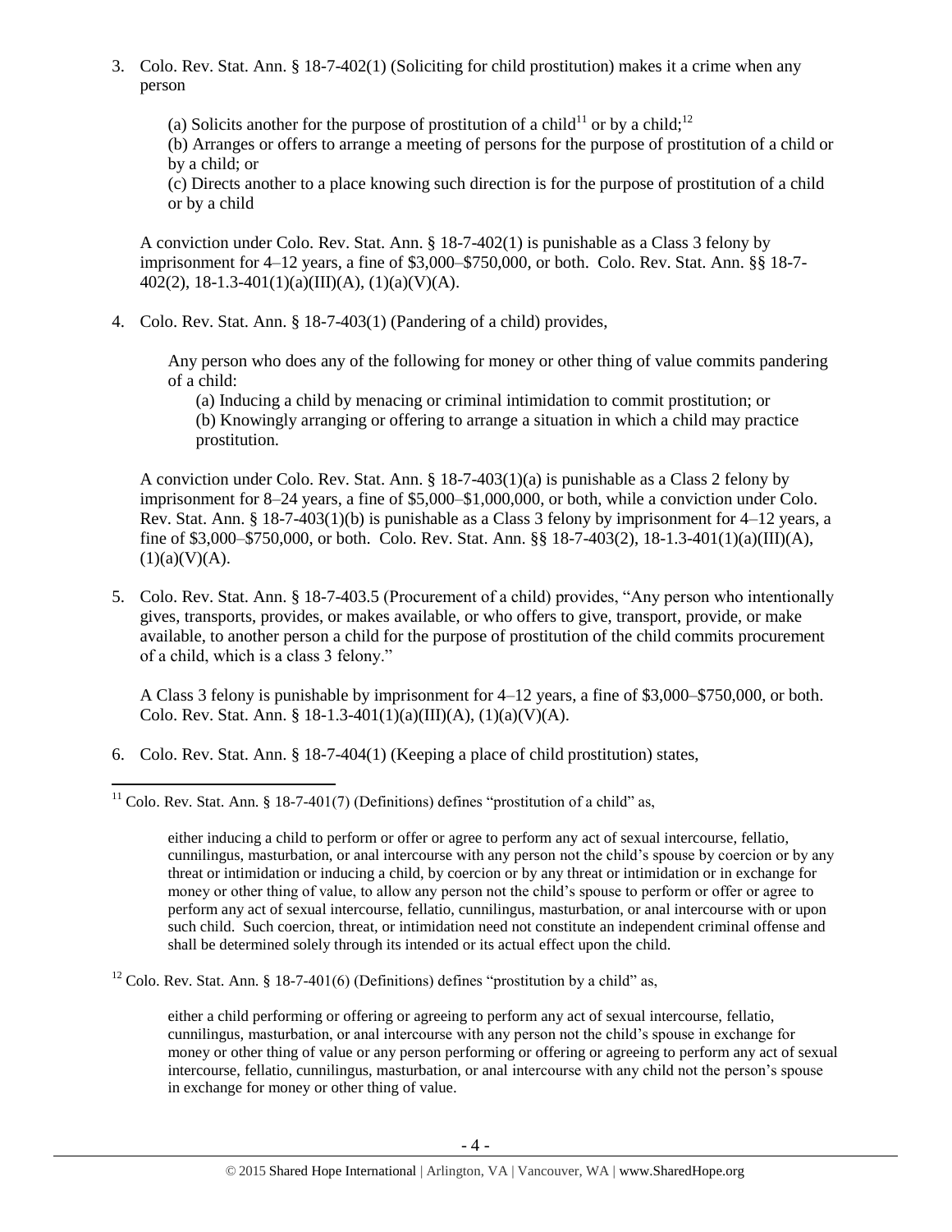3. Colo. Rev. Stat. Ann. § 18-7-402(1) (Soliciting for child prostitution) makes it a crime when any person

   (a) Solicits another for the purpose of prostitution of a child[11] or by a child;[12]
   (b) Arranges or offers to arrange a meeting of persons for the purpose of prostitution of a child or by a child; or
   (c) Directs another to a place knowing such direction is for the purpose of prostitution of a child or by a child

   A conviction under Colo. Rev. Stat. Ann. § 18-7-402(1) is punishable as a Class 3 felony by imprisonment for 4–12 years, a fine of $3,000–$750,000, or both. Colo. Rev. Stat. Ann. §§ 18-7-402(2), 18-1.3-401(1)(a)(III)(A), (1)(a)(V)(A).

4. Colo. Rev. Stat. Ann. § 18-7-403(1) (Pandering of a child) provides,

   Any person who does any of the following for money or other thing of value commits pandering of a child:
   (a) Inducing a child by menacing or criminal intimidation to commit prostitution; or
   (b) Knowingly arranging or offering to arrange a situation in which a child may practice prostitution.

   A conviction under Colo. Rev. Stat. Ann. § 18-7-403(1)(a) is punishable as a Class 2 felony by imprisonment for 8–24 years, a fine of $5,000–$1,000,000, or both, while a conviction under Colo. Rev. Stat. Ann. § 18-7-403(1)(b) is punishable as a Class 3 felony by imprisonment for 4–12 years, a fine of $3,000–$750,000, or both. Colo. Rev. Stat. Ann. §§ 18-7-403(2), 18-1.3-401(1)(a)(III)(A), (1)(a)(V)(A).

5. Colo. Rev. Stat. Ann. § 18-7-403.5 (Procurement of a child) provides, "Any person who intentionally gives, transports, provides, or makes available, or who offers to give, transport, provide, or make available, to another person a child for the purpose of prostitution of the child commits procurement of a child, which is a class 3 felony."

   A Class 3 felony is punishable by imprisonment for 4–12 years, a fine of $3,000–$750,000, or both. Colo. Rev. Stat. Ann. § 18-1.3-401(1)(a)(III)(A), (1)(a)(V)(A).

6. Colo. Rev. Stat. Ann. § 18-7-404(1) (Keeping a place of child prostitution) states,

---

[11] Colo. Rev. Stat. Ann. § 18-7-401(7) (Definitions) defines "prostitution of a child" as,

> either inducing a child to perform or offer or agree to perform any act of sexual intercourse, fellatio, cunnilingus, masturbation, or anal intercourse with any person not the child's spouse by coercion or by any threat or intimidation or inducing a child, by coercion or by any threat or intimidation or in exchange for money or other thing of value, to allow any person not the child's spouse to perform or offer or agree to perform any act of sexual intercourse, fellatio, cunnilingus, masturbation, or anal intercourse with or upon such child. Such coercion, threat, or intimidation need not constitute an independent criminal offense and shall be determined solely through its intended or its actual effect upon the child.

[12] Colo. Rev. Stat. Ann. § 18-7-401(6) (Definitions) defines "prostitution by a child" as,

> either a child performing or offering or agreeing to perform any act of sexual intercourse, fellatio, cunnilingus, masturbation, or anal intercourse with any person not the child's spouse in exchange for money or other thing of value or any person performing or offering or agreeing to perform any act of sexual intercourse, fellatio, cunnilingus, masturbation, or anal intercourse with any child not the person's spouse in exchange for money or other thing of value.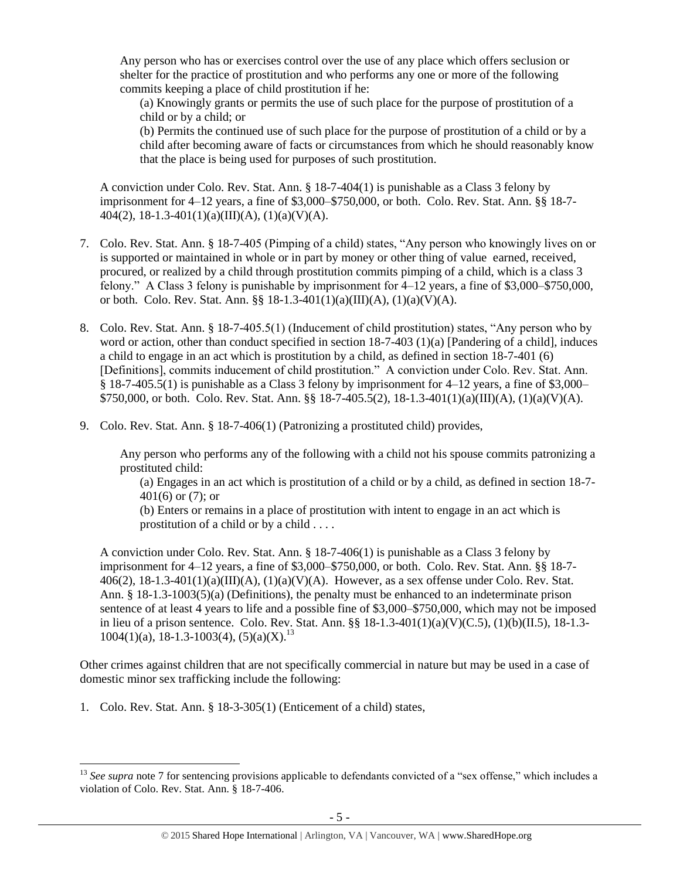> Any person who has or exercises control over the use of any place which offers seclusion or shelter for the practice of prostitution and who performs any one or more of the following commits keeping a place of child prostitution if he:
>
> (a) Knowingly grants or permits the use of such place for the purpose of prostitution of a child or by a child; or
>
> (b) Permits the continued use of such place for the purpose of prostitution of a child or by a child after becoming aware of facts or circumstances from which he should reasonably know that the place is being used for purposes of such prostitution.

A conviction under Colo. Rev. Stat. Ann. § 18-7-404(1) is punishable as a Class 3 felony by imprisonment for 4–12 years, a fine of $3,000–$750,000, or both. Colo. Rev. Stat. Ann. §§ 18-7-404(2), 18-1.3-401(1)(a)(III)(A), (1)(a)(V)(A).

7. Colo. Rev. Stat. Ann. § 18-7-405 (Pimping of a child) states, "Any person who knowingly lives on or is supported or maintained in whole or in part by money or other thing of value earned, received, procured, or realized by a child through prostitution commits pimping of a child, which is a class 3 felony." A Class 3 felony is punishable by imprisonment for 4–12 years, a fine of $3,000–$750,000, or both. Colo. Rev. Stat. Ann. §§ 18-1.3-401(1)(a)(III)(A), (1)(a)(V)(A).

8. Colo. Rev. Stat. Ann. § 18-7-405.5(1) (Inducement of child prostitution) states, "Any person who by word or action, other than conduct specified in section 18-7-403 (1)(a) [Pandering of a child], induces a child to engage in an act which is prostitution by a child, as defined in section 18-7-401 (6) [Definitions], commits inducement of child prostitution." A conviction under Colo. Rev. Stat. Ann. § 18-7-405.5(1) is punishable as a Class 3 felony by imprisonment for 4–12 years, a fine of $3,000–$750,000, or both. Colo. Rev. Stat. Ann. §§ 18-7-405.5(2), 18-1.3-401(1)(a)(III)(A), (1)(a)(V)(A).

9. Colo. Rev. Stat. Ann. § 18-7-406(1) (Patronizing a prostituted child) provides,

> Any person who performs any of the following with a child not his spouse commits patronizing a prostituted child:
>
> (a) Engages in an act which is prostitution of a child or by a child, as defined in section 18-7-401(6) or (7); or
>
> (b) Enters or remains in a place of prostitution with intent to engage in an act which is prostitution of a child or by a child . . . .

A conviction under Colo. Rev. Stat. Ann. § 18-7-406(1) is punishable as a Class 3 felony by imprisonment for 4–12 years, a fine of $3,000–$750,000, or both. Colo. Rev. Stat. Ann. §§ 18-7-406(2), 18-1.3-401(1)(a)(III)(A), (1)(a)(V)(A). However, as a sex offense under Colo. Rev. Stat. Ann. § 18-1.3-1003(5)(a) (Definitions), the penalty must be enhanced to an indeterminate prison sentence of at least 4 years to life and a possible fine of $3,000–$750,000, which may not be imposed in lieu of a prison sentence. Colo. Rev. Stat. Ann. §§ 18-1.3-401(1)(a)(V)(C.5), (1)(b)(II.5), 18-1.3-1004(1)(a), 18-1.3-1003(4), (5)(a)(X).[13]

Other crimes against children that are not specifically commercial in nature but may be used in a case of domestic minor sex trafficking include the following:

1. Colo. Rev. Stat. Ann. § 18-3-305(1) (Enticement of a child) states,

---

[13] *See supra* note 7 for sentencing provisions applicable to defendants convicted of a "sex offense," which includes a violation of Colo. Rev. Stat. Ann. § 18-7-406.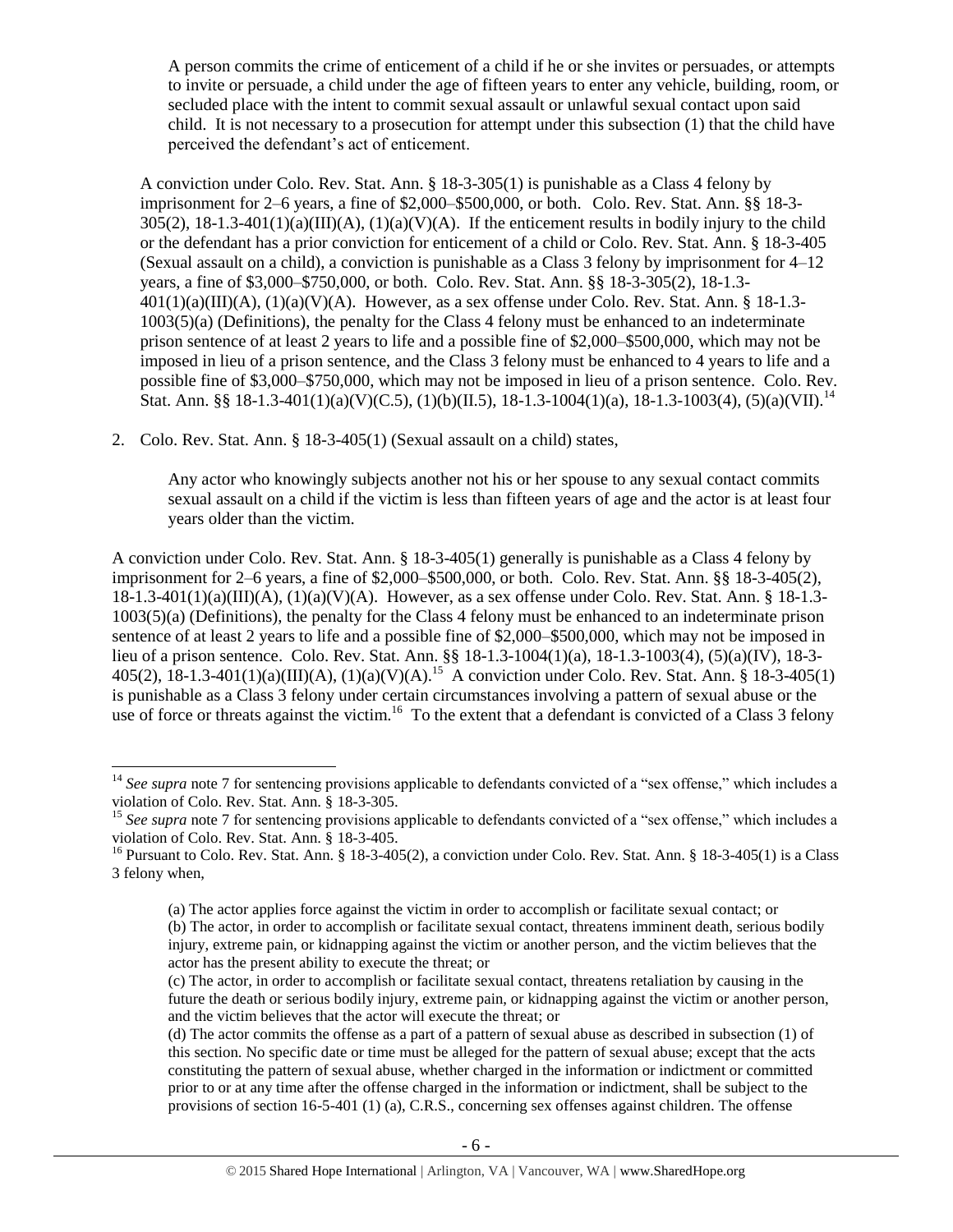> A person commits the crime of enticement of a child if he or she invites or persuades, or attempts to invite or persuade, a child under the age of fifteen years to enter any vehicle, building, room, or secluded place with the intent to commit sexual assault or unlawful sexual contact upon said child. It is not necessary to a prosecution for attempt under this subsection (1) that the child have perceived the defendant's act of enticement.

A conviction under Colo. Rev. Stat. Ann. § 18-3-305(1) is punishable as a Class 4 felony by imprisonment for 2–6 years, a fine of $2,000–$500,000, or both. Colo. Rev. Stat. Ann. §§ 18-3-305(2), 18-1.3-401(1)(a)(III)(A), (1)(a)(V)(A). If the enticement results in bodily injury to the child or the defendant has a prior conviction for enticement of a child or Colo. Rev. Stat. Ann. § 18-3-405 (Sexual assault on a child), a conviction is punishable as a Class 3 felony by imprisonment for 4–12 years, a fine of $3,000–$750,000, or both. Colo. Rev. Stat. Ann. §§ 18-3-305(2), 18-1.3-401(1)(a)(III)(A), (1)(a)(V)(A). However, as a sex offense under Colo. Rev. Stat. Ann. § 18-1.3-1003(5)(a) (Definitions), the penalty for the Class 4 felony must be enhanced to an indeterminate prison sentence of at least 2 years to life and a possible fine of $2,000–$500,000, which may not be imposed in lieu of a prison sentence, and the Class 3 felony must be enhanced to 4 years to life and a possible fine of $3,000–$750,000, which may not be imposed in lieu of a prison sentence. Colo. Rev. Stat. Ann. §§ 18-1.3-401(1)(a)(V)(C.5), (1)(b)(II.5), 18-1.3-1004(1)(a), 18-1.3-1003(4), (5)(a)(VII).[14]

2. Colo. Rev. Stat. Ann. § 18-3-405(1) (Sexual assault on a child) states,

> Any actor who knowingly subjects another not his or her spouse to any sexual contact commits sexual assault on a child if the victim is less than fifteen years of age and the actor is at least four years older than the victim.

A conviction under Colo. Rev. Stat. Ann. § 18-3-405(1) generally is punishable as a Class 4 felony by imprisonment for 2–6 years, a fine of $2,000–$500,000, or both. Colo. Rev. Stat. Ann. §§ 18-3-405(2), 18-1.3-401(1)(a)(III)(A), (1)(a)(V)(A). However, as a sex offense under Colo. Rev. Stat. Ann. § 18-1.3-1003(5)(a) (Definitions), the penalty for the Class 4 felony must be enhanced to an indeterminate prison sentence of at least 2 years to life and a possible fine of $2,000–$500,000, which may not be imposed in lieu of a prison sentence. Colo. Rev. Stat. Ann. §§ 18-1.3-1004(1)(a), 18-1.3-1003(4), (5)(a)(IV), 18-3-405(2), 18-1.3-401(1)(a)(III)(A), (1)(a)(V)(A).[15] A conviction under Colo. Rev. Stat. Ann. § 18-3-405(1) is punishable as a Class 3 felony under certain circumstances involving a pattern of sexual abuse or the use of force or threats against the victim.[16] To the extent that a defendant is convicted of a Class 3 felony

---

[14] *See supra* note 7 for sentencing provisions applicable to defendants convicted of a "sex offense," which includes a violation of Colo. Rev. Stat. Ann. § 18-3-305.

[15] *See supra* note 7 for sentencing provisions applicable to defendants convicted of a "sex offense," which includes a violation of Colo. Rev. Stat. Ann. § 18-3-405.

[16] Pursuant to Colo. Rev. Stat. Ann. § 18-3-405(2), a conviction under Colo. Rev. Stat. Ann. § 18-3-405(1) is a Class 3 felony when,

> (a) The actor applies force against the victim in order to accomplish or facilitate sexual contact; or
> (b) The actor, in order to accomplish or facilitate sexual contact, threatens imminent death, serious bodily injury, extreme pain, or kidnapping against the victim or another person, and the victim believes that the actor has the present ability to execute the threat; or
> (c) The actor, in order to accomplish or facilitate sexual contact, threatens retaliation by causing in the future the death or serious bodily injury, extreme pain, or kidnapping against the victim or another person, and the victim believes that the actor will execute the threat; or
> (d) The actor commits the offense as a part of a pattern of sexual abuse as described in subsection (1) of this section. No specific date or time must be alleged for the pattern of sexual abuse; except that the acts constituting the pattern of sexual abuse, whether charged in the information or indictment or committed prior to or at any time after the offense charged in the information or indictment, shall be subject to the provisions of section 16-5-401 (1) (a), C.R.S., concerning sex offenses against children. The offense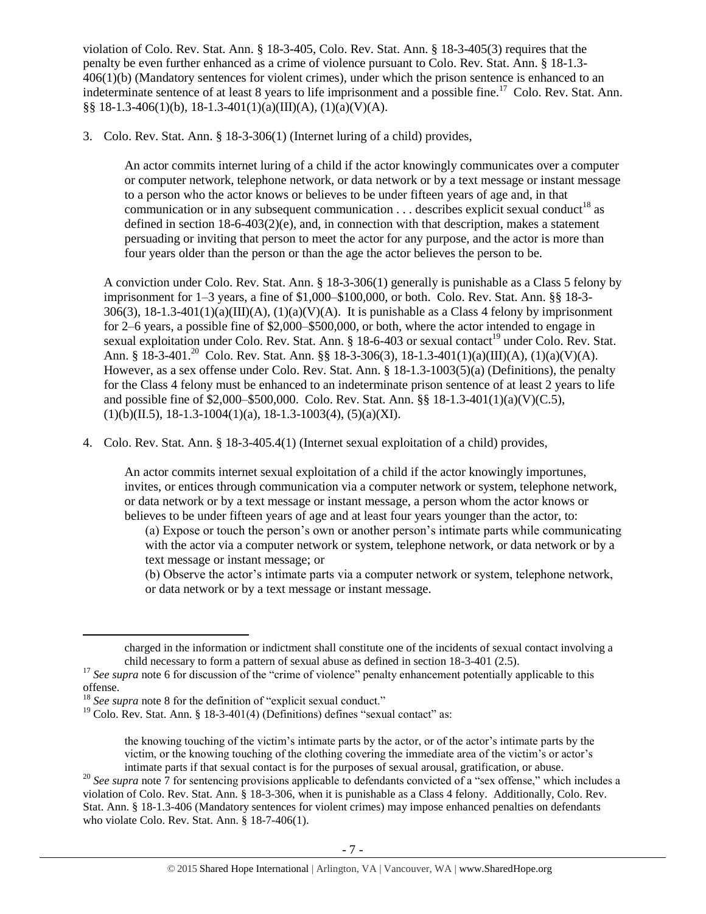violation of Colo. Rev. Stat. Ann. § 18-3-405, Colo. Rev. Stat. Ann. § 18-3-405(3) requires that the penalty be even further enhanced as a crime of violence pursuant to Colo. Rev. Stat. Ann. § 18-1.3-406(1)(b) (Mandatory sentences for violent crimes), under which the prison sentence is enhanced to an indeterminate sentence of at least 8 years to life imprisonment and a possible fine.[17] Colo. Rev. Stat. Ann. §§ 18-1.3-406(1)(b), 18-1.3-401(1)(a)(III)(A), (1)(a)(V)(A).

3. Colo. Rev. Stat. Ann. § 18-3-306(1) (Internet luring of a child) provides,

    An actor commits internet luring of a child if the actor knowingly communicates over a computer or computer network, telephone network, or data network or by a text message or instant message to a person who the actor knows or believes to be under fifteen years of age and, in that communication or in any subsequent communication . . . describes explicit sexual conduct[18] as defined in section 18-6-403(2)(e), and, in connection with that description, makes a statement persuading or inviting that person to meet the actor for any purpose, and the actor is more than four years older than the person or than the age the actor believes the person to be.

A conviction under Colo. Rev. Stat. Ann. § 18-3-306(1) generally is punishable as a Class 5 felony by imprisonment for 1–3 years, a fine of $1,000–$100,000, or both. Colo. Rev. Stat. Ann. §§ 18-3-306(3), 18-1.3-401(1)(a)(III)(A), (1)(a)(V)(A). It is punishable as a Class 4 felony by imprisonment for 2–6 years, a possible fine of $2,000–$500,000, or both, where the actor intended to engage in sexual exploitation under Colo. Rev. Stat. Ann. § 18-6-403 or sexual contact[19] under Colo. Rev. Stat. Ann. § 18-3-401.[20] Colo. Rev. Stat. Ann. §§ 18-3-306(3), 18-1.3-401(1)(a)(III)(A), (1)(a)(V)(A). However, as a sex offense under Colo. Rev. Stat. Ann. § 18-1.3-1003(5)(a) (Definitions), the penalty for the Class 4 felony must be enhanced to an indeterminate prison sentence of at least 2 years to life and possible fine of $2,000–$500,000. Colo. Rev. Stat. Ann. §§ 18-1.3-401(1)(a)(V)(C.5), (1)(b)(II.5), 18-1.3-1004(1)(a), 18-1.3-1003(4), (5)(a)(XI).

4. Colo. Rev. Stat. Ann. § 18-3-405.4(1) (Internet sexual exploitation of a child) provides,

    An actor commits internet sexual exploitation of a child if the actor knowingly importunes, invites, or entices through communication via a computer network or system, telephone network, or data network or by a text message or instant message, a person whom the actor knows or believes to be under fifteen years of age and at least four years younger than the actor, to:

    (a) Expose or touch the person's own or another person's intimate parts while communicating with the actor via a computer network or system, telephone network, or data network or by a text message or instant message; or

    (b) Observe the actor's intimate parts via a computer network or system, telephone network, or data network or by a text message or instant message.

---

charged in the information or indictment shall constitute one of the incidents of sexual contact involving a child necessary to form a pattern of sexual abuse as defined in section 18-3-401 (2.5).

[17] *See supra* note 6 for discussion of the "crime of violence" penalty enhancement potentially applicable to this offense.

[18] *See supra* note 8 for the definition of "explicit sexual conduct."

[19] Colo. Rev. Stat. Ann. § 18-3-401(4) (Definitions) defines "sexual contact" as:

    the knowing touching of the victim's intimate parts by the actor, or of the actor's intimate parts by the victim, or the knowing touching of the clothing covering the immediate area of the victim's or actor's intimate parts if that sexual contact is for the purposes of sexual arousal, gratification, or abuse.

[20] *See supra* note 7 for sentencing provisions applicable to defendants convicted of a "sex offense," which includes a violation of Colo. Rev. Stat. Ann. § 18-3-306, when it is punishable as a Class 4 felony. Additionally, Colo. Rev. Stat. Ann. § 18-1.3-406 (Mandatory sentences for violent crimes) may impose enhanced penalties on defendants who violate Colo. Rev. Stat. Ann. § 18-7-406(1).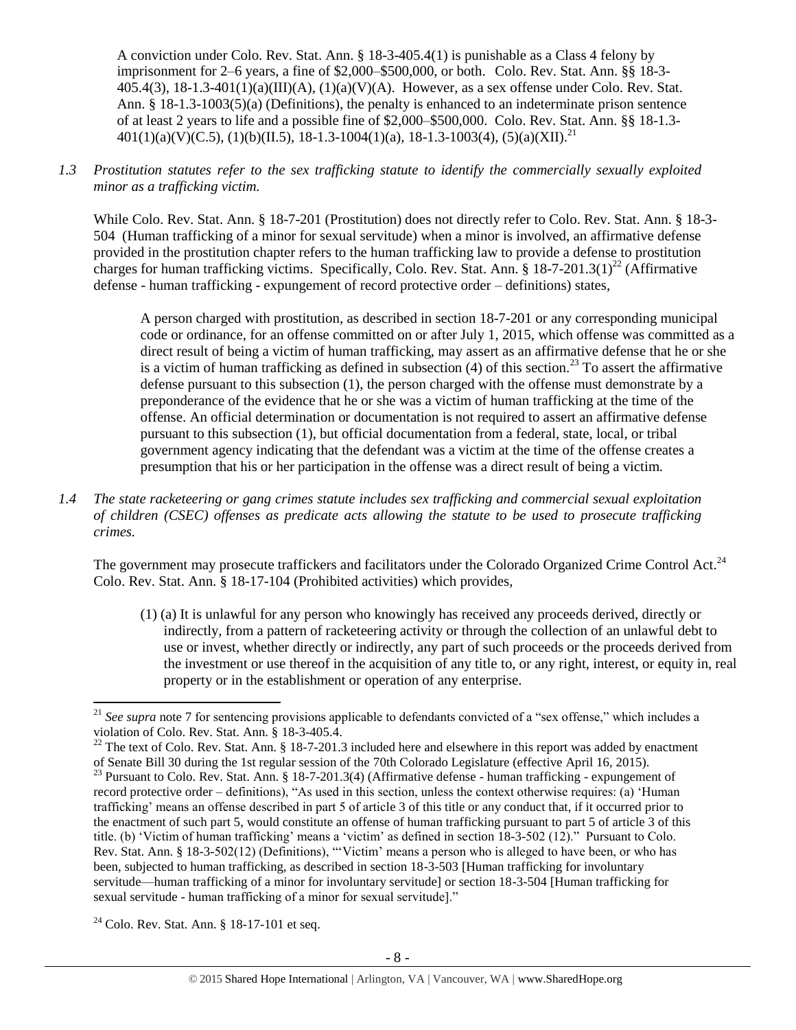A conviction under Colo. Rev. Stat. Ann. § 18-3-405.4(1) is punishable as a Class 4 felony by imprisonment for 2–6 years, a fine of $2,000–$500,000, or both. Colo. Rev. Stat. Ann. §§ 18-3-405.4(3), 18-1.3-401(1)(a)(III)(A), (1)(a)(V)(A). However, as a sex offense under Colo. Rev. Stat. Ann. § 18-1.3-1003(5)(a) (Definitions), the penalty is enhanced to an indeterminate prison sentence of at least 2 years to life and a possible fine of $2,000–$500,000. Colo. Rev. Stat. Ann. §§ 18-1.3-401(1)(a)(V)(C.5), (1)(b)(II.5), 18-1.3-1004(1)(a), 18-1.3-1003(4), (5)(a)(XII).[21]

*1.3 Prostitution statutes refer to the sex trafficking statute to identify the commercially sexually exploited minor as a trafficking victim.*

While Colo. Rev. Stat. Ann. § 18-7-201 (Prostitution) does not directly refer to Colo. Rev. Stat. Ann. § 18-3-504 (Human trafficking of a minor for sexual servitude) when a minor is involved, an affirmative defense provided in the prostitution chapter refers to the human trafficking law to provide a defense to prostitution charges for human trafficking victims. Specifically, Colo. Rev. Stat. Ann. § 18-7-201.3(1)[22] (Affirmative defense - human trafficking - expungement of record protective order – definitions) states,

> A person charged with prostitution, as described in section 18-7-201 or any corresponding municipal code or ordinance, for an offense committed on or after July 1, 2015, which offense was committed as a direct result of being a victim of human trafficking, may assert as an affirmative defense that he or she is a victim of human trafficking as defined in subsection (4) of this section.[23] To assert the affirmative defense pursuant to this subsection (1), the person charged with the offense must demonstrate by a preponderance of the evidence that he or she was a victim of human trafficking at the time of the offense. An official determination or documentation is not required to assert an affirmative defense pursuant to this subsection (1), but official documentation from a federal, state, local, or tribal government agency indicating that the defendant was a victim at the time of the offense creates a presumption that his or her participation in the offense was a direct result of being a victim.

*1.4 The state racketeering or gang crimes statute includes sex trafficking and commercial sexual exploitation of children (CSEC) offenses as predicate acts allowing the statute to be used to prosecute trafficking crimes.*

The government may prosecute traffickers and facilitators under the Colorado Organized Crime Control Act.[24] Colo. Rev. Stat. Ann. § 18-17-104 (Prohibited activities) which provides,

> (1) (a) It is unlawful for any person who knowingly has received any proceeds derived, directly or indirectly, from a pattern of racketeering activity or through the collection of an unlawful debt to use or invest, whether directly or indirectly, any part of such proceeds or the proceeds derived from the investment or use thereof in the acquisition of any title to, or any right, interest, or equity in, real property or in the establishment or operation of any enterprise.

---

[21] *See supra* note 7 for sentencing provisions applicable to defendants convicted of a "sex offense," which includes a violation of Colo. Rev. Stat. Ann. § 18-3-405.4.

[22] The text of Colo. Rev. Stat. Ann. § 18-7-201.3 included here and elsewhere in this report was added by enactment of Senate Bill 30 during the 1st regular session of the 70th Colorado Legislature (effective April 16, 2015).

[23] Pursuant to Colo. Rev. Stat. Ann. § 18-7-201.3(4) (Affirmative defense - human trafficking - expungement of record protective order – definitions), "As used in this section, unless the context otherwise requires: (a) 'Human trafficking' means an offense described in part 5 of article 3 of this title or any conduct that, if it occurred prior to the enactment of such part 5, would constitute an offense of human trafficking pursuant to part 5 of article 3 of this title. (b) 'Victim of human trafficking' means a 'victim' as defined in section 18-3-502 (12)." Pursuant to Colo. Rev. Stat. Ann. § 18-3-502(12) (Definitions), "'Victim' means a person who is alleged to have been, or who has been, subjected to human trafficking, as described in section 18-3-503 [Human trafficking for involuntary servitude—human trafficking of a minor for involuntary servitude] or section 18-3-504 [Human trafficking for sexual servitude - human trafficking of a minor for sexual servitude]."

[24] Colo. Rev. Stat. Ann. § 18-17-101 et seq.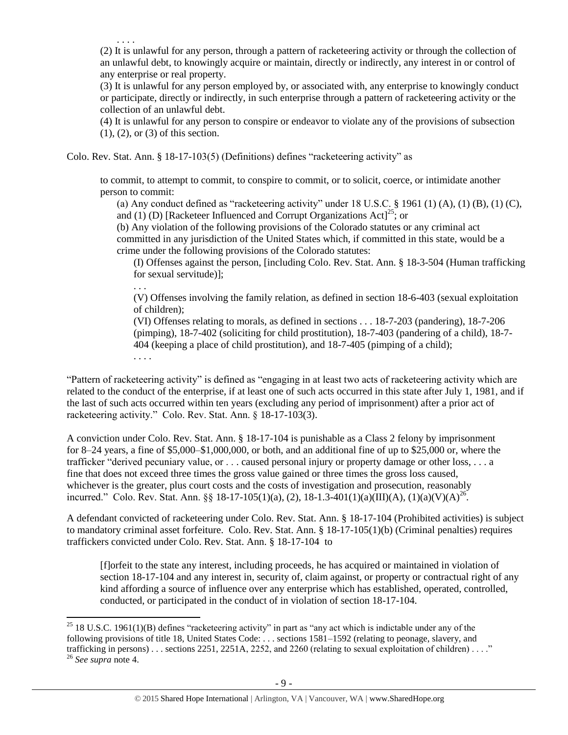. . . .

(2) It is unlawful for any person, through a pattern of racketeering activity or through the collection of an unlawful debt, to knowingly acquire or maintain, directly or indirectly, any interest in or control of any enterprise or real property.

(3) It is unlawful for any person employed by, or associated with, any enterprise to knowingly conduct or participate, directly or indirectly, in such enterprise through a pattern of racketeering activity or the collection of an unlawful debt.

(4) It is unlawful for any person to conspire or endeavor to violate any of the provisions of subsection (1), (2), or (3) of this section.

Colo. Rev. Stat. Ann. § 18-17-103(5) (Definitions) defines "racketeering activity" as

> to commit, to attempt to commit, to conspire to commit, or to solicit, coerce, or intimidate another person to commit:
>
> (a) Any conduct defined as "racketeering activity" under 18 U.S.C. § 1961 (1) (A), (1) (B), (1) (C), and (1) (D) [Racketeer Influenced and Corrupt Organizations Act][25]; or
>
> (b) Any violation of the following provisions of the Colorado statutes or any criminal act committed in any jurisdiction of the United States which, if committed in this state, would be a crime under the following provisions of the Colorado statutes:
>
> (I) Offenses against the person, [including Colo. Rev. Stat. Ann. § 18-3-504 (Human trafficking for sexual servitude)];
>
> . . .
>
> (V) Offenses involving the family relation, as defined in section 18-6-403 (sexual exploitation of children);
>
> (VI) Offenses relating to morals, as defined in sections . . . 18-7-203 (pandering), 18-7-206 (pimping), 18-7-402 (soliciting for child prostitution), 18-7-403 (pandering of a child), 18-7-404 (keeping a place of child prostitution), and 18-7-405 (pimping of a child);
>
> . . . .

"Pattern of racketeering activity" is defined as "engaging in at least two acts of racketeering activity which are related to the conduct of the enterprise, if at least one of such acts occurred in this state after July 1, 1981, and if the last of such acts occurred within ten years (excluding any period of imprisonment) after a prior act of racketeering activity." Colo. Rev. Stat. Ann. § 18-17-103(3).

A conviction under Colo. Rev. Stat. Ann. § 18-17-104 is punishable as a Class 2 felony by imprisonment for 8–24 years, a fine of $5,000–$1,000,000, or both, and an additional fine of up to $25,000 or, where the trafficker "derived pecuniary value, or . . . caused personal injury or property damage or other loss, . . . a fine that does not exceed three times the gross value gained or three times the gross loss caused, whichever is the greater, plus court costs and the costs of investigation and prosecution, reasonably incurred." Colo. Rev. Stat. Ann. §§ 18-17-105(1)(a), (2), 18-1.3-401(1)(a)(III)(A), (1)(a)(V)(A)[26].

A defendant convicted of racketeering under Colo. Rev. Stat. Ann. § 18-17-104 (Prohibited activities) is subject to mandatory criminal asset forfeiture. Colo. Rev. Stat. Ann. § 18-17-105(1)(b) (Criminal penalties) requires traffickers convicted under Colo. Rev. Stat. Ann. § 18-17-104 to

> [f]orfeit to the state any interest, including proceeds, he has acquired or maintained in violation of section 18-17-104 and any interest in, security of, claim against, or property or contractual right of any kind affording a source of influence over any enterprise which has established, operated, controlled, conducted, or participated in the conduct of in violation of section 18-17-104.

---

[25] 18 U.S.C. 1961(1)(B) defines "racketeering activity" in part as "any act which is indictable under any of the following provisions of title 18, United States Code: . . . sections 1581–1592 (relating to peonage, slavery, and trafficking in persons) . . . sections 2251, 2251A, 2252, and 2260 (relating to sexual exploitation of children) . . . ."

[26] *See supra* note 4.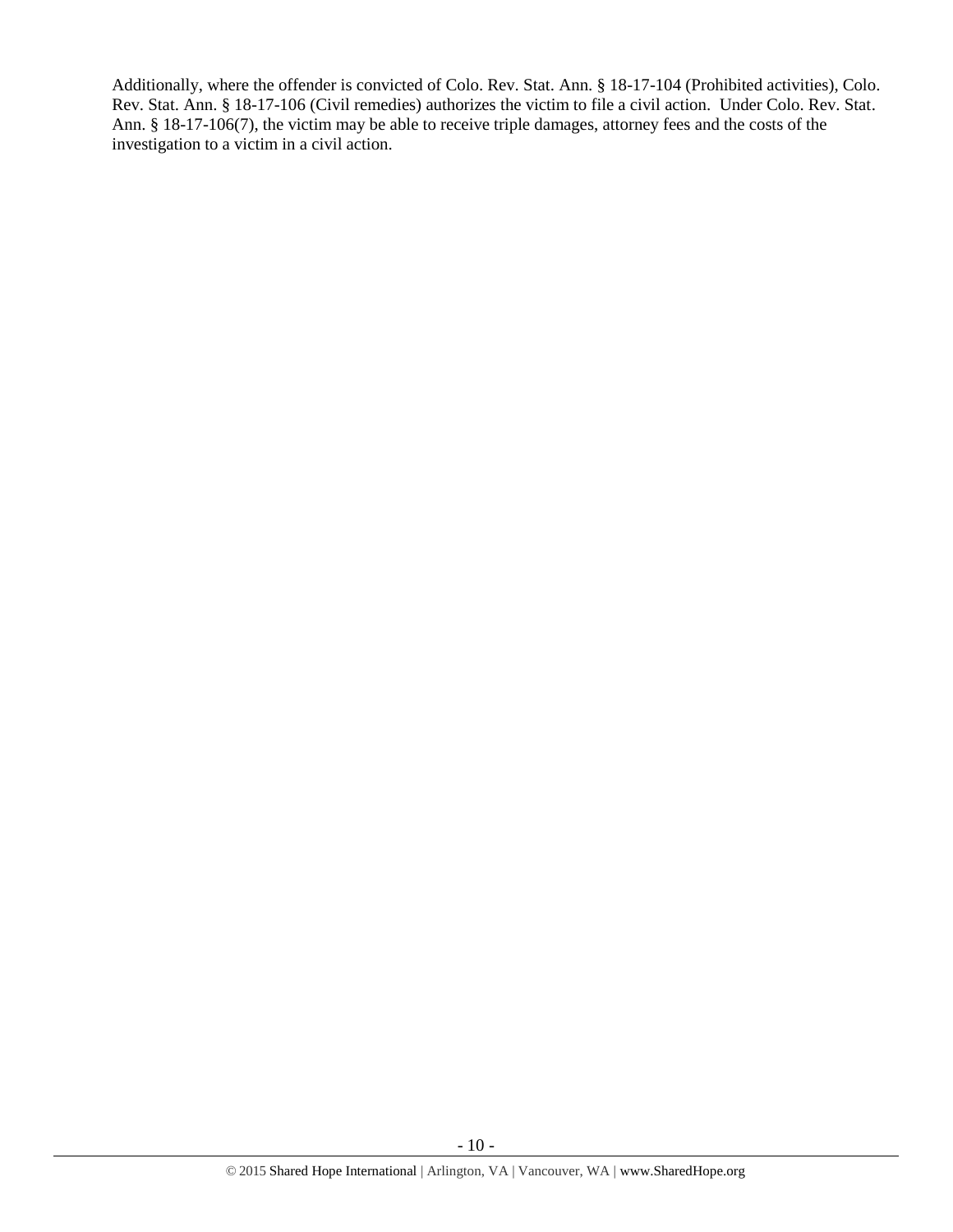Additionally, where the offender is convicted of Colo. Rev. Stat. Ann. § 18-17-104 (Prohibited activities), Colo. Rev. Stat. Ann. § 18-17-106 (Civil remedies) authorizes the victim to file a civil action. Under Colo. Rev. Stat. Ann. § 18-17-106(7), the victim may be able to receive triple damages, attorney fees and the costs of the investigation to a victim in a civil action.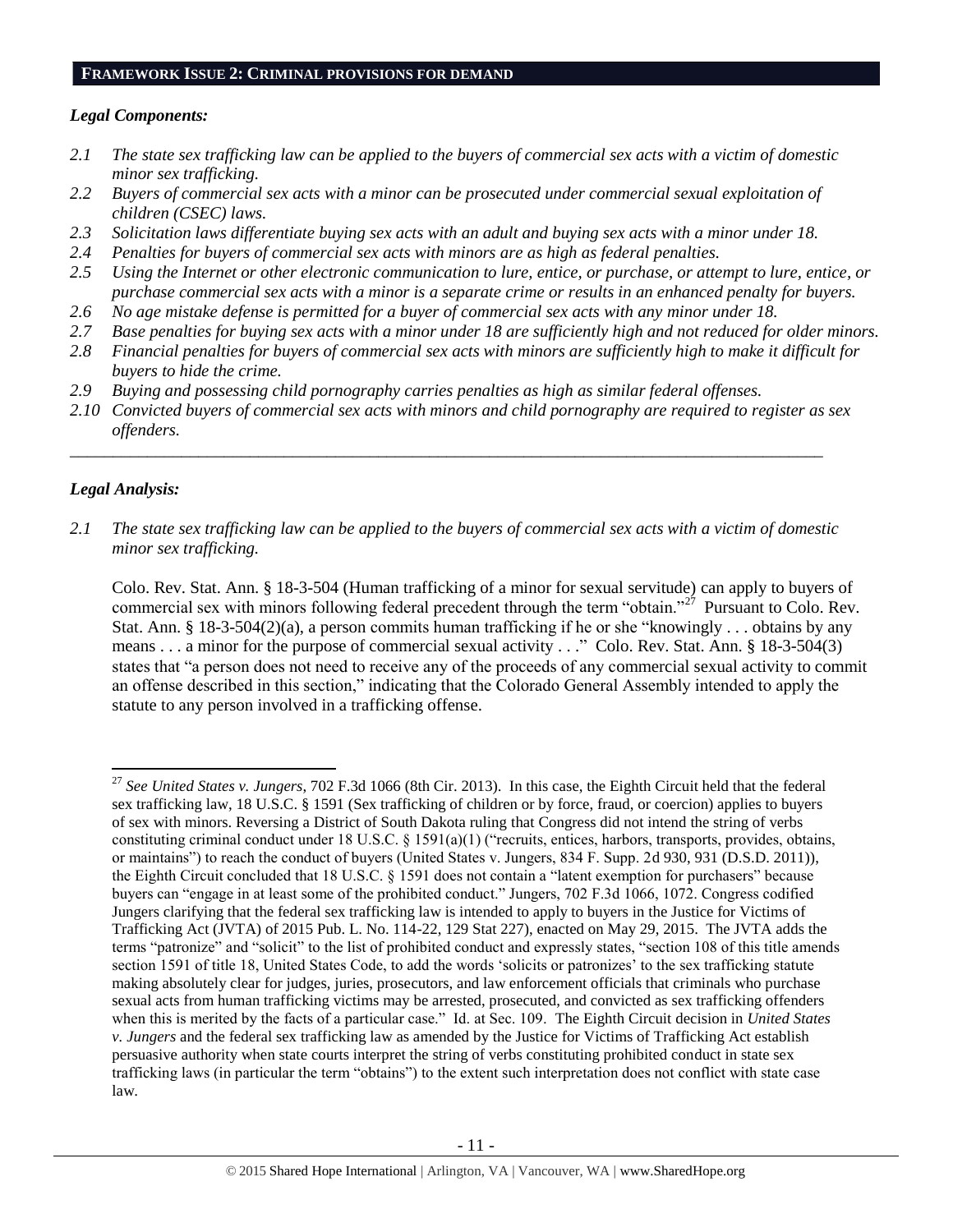## FRAMEWORK ISSUE 2: CRIMINAL PROVISIONS FOR DEMAND

### *Legal Components:*

*2.1 The state sex trafficking law can be applied to the buyers of commercial sex acts with a victim of domestic minor sex trafficking.*

*2.2 Buyers of commercial sex acts with a minor can be prosecuted under commercial sexual exploitation of children (CSEC) laws.*

*2.3 Solicitation laws differentiate buying sex acts with an adult and buying sex acts with a minor under 18.*

*2.4 Penalties for buyers of commercial sex acts with minors are as high as federal penalties.*

*2.5 Using the Internet or other electronic communication to lure, entice, or purchase, or attempt to lure, entice, or purchase commercial sex acts with a minor is a separate crime or results in an enhanced penalty for buyers.*

*2.6 No age mistake defense is permitted for a buyer of commercial sex acts with any minor under 18.*

*2.7 Base penalties for buying sex acts with a minor under 18 are sufficiently high and not reduced for older minors.*

*2.8 Financial penalties for buyers of commercial sex acts with minors are sufficiently high to make it difficult for buyers to hide the crime.*

*2.9 Buying and possessing child pornography carries penalties as high as similar federal offenses.*

*2.10 Convicted buyers of commercial sex acts with minors and child pornography are required to register as sex offenders.*

---

### *Legal Analysis:*

*2.1 The state sex trafficking law can be applied to the buyers of commercial sex acts with a victim of domestic minor sex trafficking.*

Colo. Rev. Stat. Ann. § 18-3-504 (Human trafficking of a minor for sexual servitude) can apply to buyers of commercial sex with minors following federal precedent through the term "obtain."[27] Pursuant to Colo. Rev. Stat. Ann. § 18-3-504(2)(a), a person commits human trafficking if he or she "knowingly . . . obtains by any means . . . a minor for the purpose of commercial sexual activity . . ." Colo. Rev. Stat. Ann. § 18-3-504(3) states that "a person does not need to receive any of the proceeds of any commercial sexual activity to commit an offense described in this section," indicating that the Colorado General Assembly intended to apply the statute to any person involved in a trafficking offense.

---

[27] *See United States v. Jungers*, 702 F.3d 1066 (8th Cir. 2013). In this case, the Eighth Circuit held that the federal sex trafficking law, 18 U.S.C. § 1591 (Sex trafficking of children or by force, fraud, or coercion) applies to buyers of sex with minors. Reversing a District of South Dakota ruling that Congress did not intend the string of verbs constituting criminal conduct under 18 U.S.C. § 1591(a)(1) ("recruits, entices, harbors, transports, provides, obtains, or maintains") to reach the conduct of buyers (United States v. Jungers, 834 F. Supp. 2d 930, 931 (D.S.D. 2011)), the Eighth Circuit concluded that 18 U.S.C. § 1591 does not contain a "latent exemption for purchasers" because buyers can "engage in at least some of the prohibited conduct." Jungers, 702 F.3d 1066, 1072. Congress codified Jungers clarifying that the federal sex trafficking law is intended to apply to buyers in the Justice for Victims of Trafficking Act (JVTA) of 2015 Pub. L. No. 114-22, 129 Stat 227), enacted on May 29, 2015. The JVTA adds the terms "patronize" and "solicit" to the list of prohibited conduct and expressly states, "section 108 of this title amends section 1591 of title 18, United States Code, to add the words 'solicits or patronizes' to the sex trafficking statute making absolutely clear for judges, juries, prosecutors, and law enforcement officials that criminals who purchase sexual acts from human trafficking victims may be arrested, prosecuted, and convicted as sex trafficking offenders when this is merited by the facts of a particular case." Id. at Sec. 109. The Eighth Circuit decision in *United States v. Jungers* and the federal sex trafficking law as amended by the Justice for Victims of Trafficking Act establish persuasive authority when state courts interpret the string of verbs constituting prohibited conduct in state sex trafficking laws (in particular the term "obtains") to the extent such interpretation does not conflict with state case law.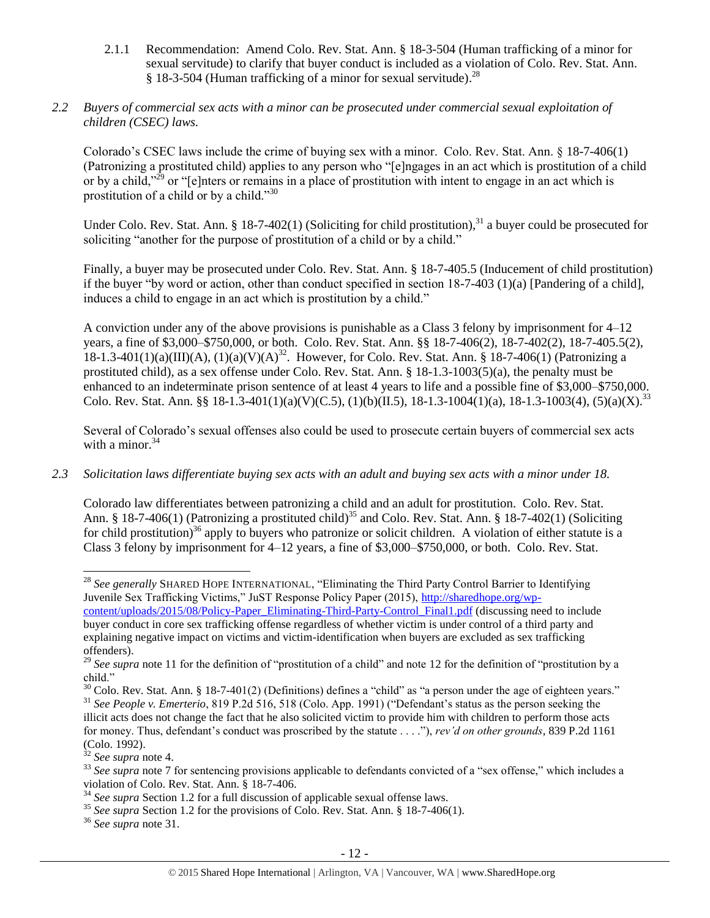2.1.1 Recommendation: Amend Colo. Rev. Stat. Ann. § 18-3-504 (Human trafficking of a minor for sexual servitude) to clarify that buyer conduct is included as a violation of Colo. Rev. Stat. Ann. § 18-3-504 (Human trafficking of a minor for sexual servitude).[28]

*2.2 Buyers of commercial sex acts with a minor can be prosecuted under commercial sexual exploitation of children (CSEC) laws.*

Colorado's CSEC laws include the crime of buying sex with a minor. Colo. Rev. Stat. Ann. § 18-7-406(1) (Patronizing a prostituted child) applies to any person who "[e]ngages in an act which is prostitution of a child or by a child,"[29] or "[e]nters or remains in a place of prostitution with intent to engage in an act which is prostitution of a child or by a child."[30]

Under Colo. Rev. Stat. Ann. § 18-7-402(1) (Soliciting for child prostitution),[31] a buyer could be prosecuted for soliciting "another for the purpose of prostitution of a child or by a child."

Finally, a buyer may be prosecuted under Colo. Rev. Stat. Ann. § 18-7-405.5 (Inducement of child prostitution) if the buyer "by word or action, other than conduct specified in section 18-7-403 (1)(a) [Pandering of a child], induces a child to engage in an act which is prostitution by a child."

A conviction under any of the above provisions is punishable as a Class 3 felony by imprisonment for 4–12 years, a fine of $3,000–$750,000, or both. Colo. Rev. Stat. Ann. §§ 18-7-406(2), 18-7-402(2), 18-7-405.5(2), 18-1.3-401(1)(a)(III)(A), (1)(a)(V)(A)[32]. However, for Colo. Rev. Stat. Ann. § 18-7-406(1) (Patronizing a prostituted child), as a sex offense under Colo. Rev. Stat. Ann. § 18-1.3-1003(5)(a), the penalty must be enhanced to an indeterminate prison sentence of at least 4 years to life and a possible fine of $3,000–$750,000. Colo. Rev. Stat. Ann. §§ 18-1.3-401(1)(a)(V)(C.5), (1)(b)(II.5), 18-1.3-1004(1)(a), 18-1.3-1003(4), (5)(a)(X).[33]

Several of Colorado's sexual offenses also could be used to prosecute certain buyers of commercial sex acts with a minor.[34]

*2.3 Solicitation laws differentiate buying sex acts with an adult and buying sex acts with a minor under 18.*

Colorado law differentiates between patronizing a child and an adult for prostitution. Colo. Rev. Stat. Ann. § 18-7-406(1) (Patronizing a prostituted child)[35] and Colo. Rev. Stat. Ann. § 18-7-402(1) (Soliciting for child prostitution)[36] apply to buyers who patronize or solicit children. A violation of either statute is a Class 3 felony by imprisonment for 4–12 years, a fine of $3,000–$750,000, or both. Colo. Rev. Stat.

---

[28] *See generally* SHARED HOPE INTERNATIONAL, "Eliminating the Third Party Control Barrier to Identifying Juvenile Sex Trafficking Victims," JuST Response Policy Paper (2015), http://sharedhope.org/wp-content/uploads/2015/08/Policy-Paper_Eliminating-Third-Party-Control_Final1.pdf (discussing need to include buyer conduct in core sex trafficking offense regardless of whether victim is under control of a third party and explaining negative impact on victims and victim-identification when buyers are excluded as sex trafficking offenders).

[29] *See supra* note 11 for the definition of "prostitution of a child" and note 12 for the definition of "prostitution by a child."

[30] Colo. Rev. Stat. Ann. § 18-7-401(2) (Definitions) defines a "child" as "a person under the age of eighteen years."

[31] *See People v. Emerterio*, 819 P.2d 516, 518 (Colo. App. 1991) ("Defendant's status as the person seeking the illicit acts does not change the fact that he also solicited victim to provide him with children to perform those acts for money. Thus, defendant's conduct was proscribed by the statute . . . ."), *rev'd on other grounds*, 839 P.2d 1161 (Colo. 1992).

[32] *See supra* note 4.

[33] *See supra* note 7 for sentencing provisions applicable to defendants convicted of a "sex offense," which includes a violation of Colo. Rev. Stat. Ann. § 18-7-406.

[34] *See supra* Section 1.2 for a full discussion of applicable sexual offense laws.

[35] *See supra* Section 1.2 for the provisions of Colo. Rev. Stat. Ann. § 18-7-406(1).

[36] *See supra* note 31.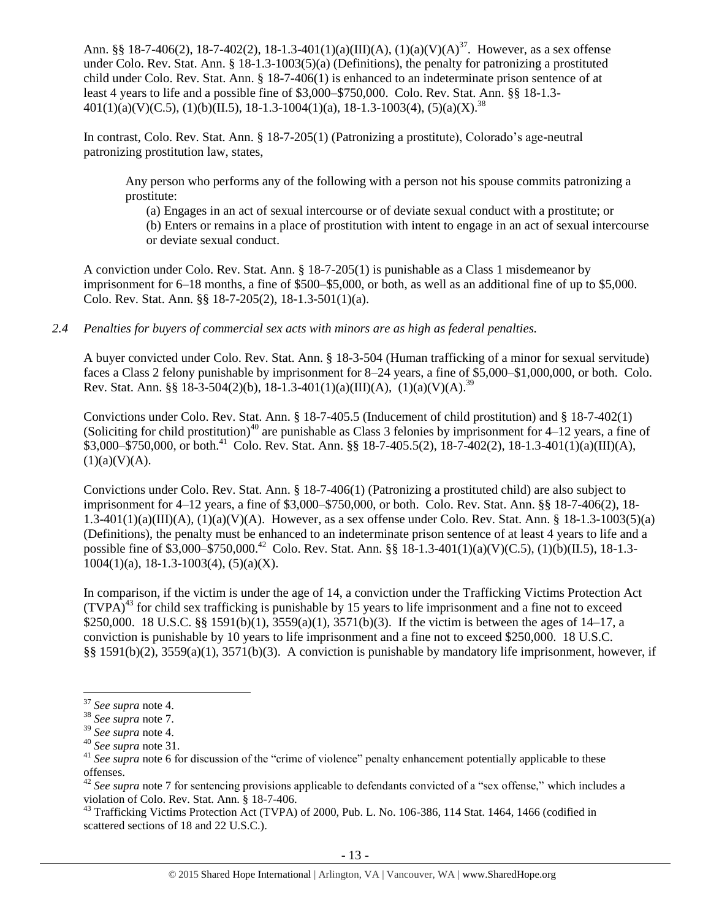Ann. §§ 18-7-406(2), 18-7-402(2), 18-1.3-401(1)(a)(III)(A), (1)(a)(V)(A)[37]. However, as a sex offense under Colo. Rev. Stat. Ann. § 18-1.3-1003(5)(a) (Definitions), the penalty for patronizing a prostituted child under Colo. Rev. Stat. Ann. § 18-7-406(1) is enhanced to an indeterminate prison sentence of at least 4 years to life and a possible fine of $3,000–$750,000. Colo. Rev. Stat. Ann. §§ 18-1.3-401(1)(a)(V)(C.5), (1)(b)(II.5), 18-1.3-1004(1)(a), 18-1.3-1003(4), (5)(a)(X).[38]

In contrast, Colo. Rev. Stat. Ann. § 18-7-205(1) (Patronizing a prostitute), Colorado's age-neutral patronizing prostitution law, states,

> Any person who performs any of the following with a person not his spouse commits patronizing a prostitute:
>
> (a) Engages in an act of sexual intercourse or of deviate sexual conduct with a prostitute; or
> (b) Enters or remains in a place of prostitution with intent to engage in an act of sexual intercourse or deviate sexual conduct.

A conviction under Colo. Rev. Stat. Ann. § 18-7-205(1) is punishable as a Class 1 misdemeanor by imprisonment for 6–18 months, a fine of $500–$5,000, or both, as well as an additional fine of up to $5,000. Colo. Rev. Stat. Ann. §§ 18-7-205(2), 18-1.3-501(1)(a).

*2.4 Penalties for buyers of commercial sex acts with minors are as high as federal penalties.*

A buyer convicted under Colo. Rev. Stat. Ann. § 18-3-504 (Human trafficking of a minor for sexual servitude) faces a Class 2 felony punishable by imprisonment for 8–24 years, a fine of $5,000–$1,000,000, or both. Colo. Rev. Stat. Ann. §§ 18-3-504(2)(b), 18-1.3-401(1)(a)(III)(A), (1)(a)(V)(A).[39]

Convictions under Colo. Rev. Stat. Ann. § 18-7-405.5 (Inducement of child prostitution) and § 18-7-402(1) (Soliciting for child prostitution)[40] are punishable as Class 3 felonies by imprisonment for 4–12 years, a fine of $3,000–$750,000, or both.[41] Colo. Rev. Stat. Ann. §§ 18-7-405.5(2), 18-7-402(2), 18-1.3-401(1)(a)(III)(A), (1)(a)(V)(A).

Convictions under Colo. Rev. Stat. Ann. § 18-7-406(1) (Patronizing a prostituted child) are also subject to imprisonment for 4–12 years, a fine of $3,000–$750,000, or both. Colo. Rev. Stat. Ann. §§ 18-7-406(2), 18-1.3-401(1)(a)(III)(A), (1)(a)(V)(A). However, as a sex offense under Colo. Rev. Stat. Ann. § 18-1.3-1003(5)(a) (Definitions), the penalty must be enhanced to an indeterminate prison sentence of at least 4 years to life and a possible fine of $3,000–$750,000.[42] Colo. Rev. Stat. Ann. §§ 18-1.3-401(1)(a)(V)(C.5), (1)(b)(II.5), 18-1.3-1004(1)(a), 18-1.3-1003(4), (5)(a)(X).

In comparison, if the victim is under the age of 14, a conviction under the Trafficking Victims Protection Act (TVPA)[43] for child sex trafficking is punishable by 15 years to life imprisonment and a fine not to exceed $250,000. 18 U.S.C. §§ 1591(b)(1), 3559(a)(1), 3571(b)(3). If the victim is between the ages of 14–17, a conviction is punishable by 10 years to life imprisonment and a fine not to exceed $250,000. 18 U.S.C. §§ 1591(b)(2), 3559(a)(1), 3571(b)(3). A conviction is punishable by mandatory life imprisonment, however, if

---

[37] *See supra* note 4.

[38] *See supra* note 7.

[39] *See supra* note 4.

[40] *See supra* note 31.

[41] *See supra* note 6 for discussion of the "crime of violence" penalty enhancement potentially applicable to these offenses.

[42] *See supra* note 7 for sentencing provisions applicable to defendants convicted of a "sex offense," which includes a violation of Colo. Rev. Stat. Ann. § 18-7-406.

[43] Trafficking Victims Protection Act (TVPA) of 2000, Pub. L. No. 106-386, 114 Stat. 1464, 1466 (codified in scattered sections of 18 and 22 U.S.C.).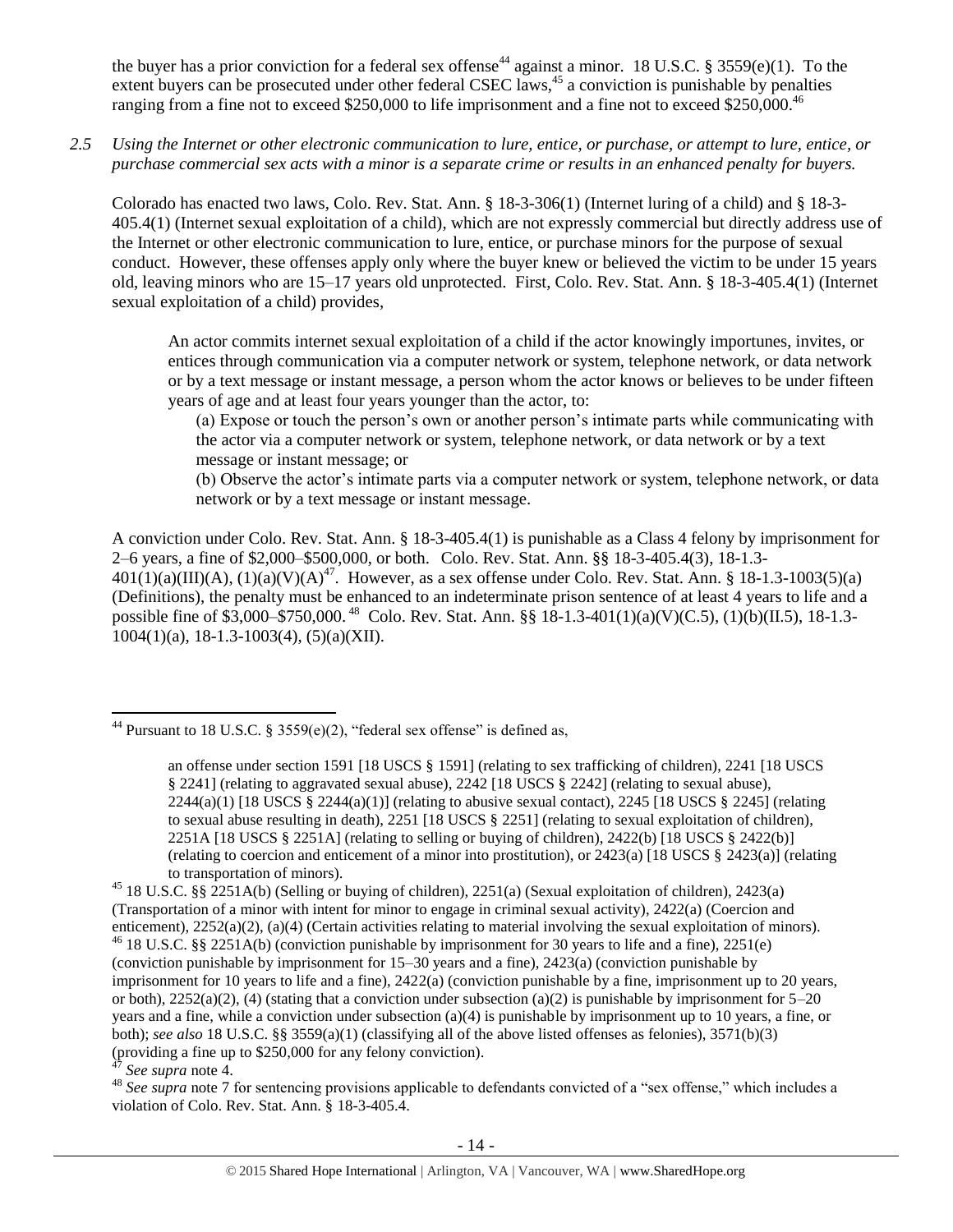the buyer has a prior conviction for a federal sex offense[44] against a minor. 18 U.S.C. § 3559(e)(1). To the extent buyers can be prosecuted under other federal CSEC laws,[45] a conviction is punishable by penalties ranging from a fine not to exceed $250,000 to life imprisonment and a fine not to exceed $250,000.[46]

*2.5 Using the Internet or other electronic communication to lure, entice, or purchase, or attempt to lure, entice, or purchase commercial sex acts with a minor is a separate crime or results in an enhanced penalty for buyers.*

Colorado has enacted two laws, Colo. Rev. Stat. Ann. § 18-3-306(1) (Internet luring of a child) and § 18-3-405.4(1) (Internet sexual exploitation of a child), which are not expressly commercial but directly address use of the Internet or other electronic communication to lure, entice, or purchase minors for the purpose of sexual conduct. However, these offenses apply only where the buyer knew or believed the victim to be under 15 years old, leaving minors who are 15–17 years old unprotected. First, Colo. Rev. Stat. Ann. § 18-3-405.4(1) (Internet sexual exploitation of a child) provides,

> An actor commits internet sexual exploitation of a child if the actor knowingly importunes, invites, or entices through communication via a computer network or system, telephone network, or data network or by a text message or instant message, a person whom the actor knows or believes to be under fifteen years of age and at least four years younger than the actor, to:
>
> (a) Expose or touch the person's own or another person's intimate parts while communicating with the actor via a computer network or system, telephone network, or data network or by a text message or instant message; or
>
> (b) Observe the actor's intimate parts via a computer network or system, telephone network, or data network or by a text message or instant message.

A conviction under Colo. Rev. Stat. Ann. § 18-3-405.4(1) is punishable as a Class 4 felony by imprisonment for 2–6 years, a fine of $2,000–$500,000, or both. Colo. Rev. Stat. Ann. §§ 18-3-405.4(3), 18-1.3-401(1)(a)(III)(A), (1)(a)(V)(A)[47]. However, as a sex offense under Colo. Rev. Stat. Ann. § 18-1.3-1003(5)(a) (Definitions), the penalty must be enhanced to an indeterminate prison sentence of at least 4 years to life and a possible fine of $3,000–$750,000.[48] Colo. Rev. Stat. Ann. §§ 18-1.3-401(1)(a)(V)(C.5), (1)(b)(II.5), 18-1.3-1004(1)(a), 18-1.3-1003(4), (5)(a)(XII).

---

[44] Pursuant to 18 U.S.C. § 3559(e)(2), "federal sex offense" is defined as,

> an offense under section 1591 [18 USCS § 1591] (relating to sex trafficking of children), 2241 [18 USCS § 2241] (relating to aggravated sexual abuse), 2242 [18 USCS § 2242] (relating to sexual abuse), 2244(a)(1) [18 USCS § 2244(a)(1)] (relating to abusive sexual contact), 2245 [18 USCS § 2245] (relating to sexual abuse resulting in death), 2251 [18 USCS § 2251] (relating to sexual exploitation of children), 2251A [18 USCS § 2251A] (relating to selling or buying of children), 2422(b) [18 USCS § 2422(b)] (relating to coercion and enticement of a minor into prostitution), or 2423(a) [18 USCS § 2423(a)] (relating to transportation of minors).

[45] 18 U.S.C. §§ 2251A(b) (Selling or buying of children), 2251(a) (Sexual exploitation of children), 2423(a) (Transportation of a minor with intent for minor to engage in criminal sexual activity), 2422(a) (Coercion and enticement), 2252(a)(2), (a)(4) (Certain activities relating to material involving the sexual exploitation of minors).

[46] 18 U.S.C. §§ 2251A(b) (conviction punishable by imprisonment for 30 years to life and a fine), 2251(e) (conviction punishable by imprisonment for 15–30 years and a fine), 2423(a) (conviction punishable by imprisonment for 10 years to life and a fine), 2422(a) (conviction punishable by a fine, imprisonment up to 20 years, or both), 2252(a)(2), (4) (stating that a conviction under subsection (a)(2) is punishable by imprisonment for 5–20 years and a fine, while a conviction under subsection (a)(4) is punishable by imprisonment up to 10 years, a fine, or both); *see also* 18 U.S.C. §§ 3559(a)(1) (classifying all of the above listed offenses as felonies), 3571(b)(3) (providing a fine up to $250,000 for any felony conviction).

[47] *See supra* note 4.

[48] *See supra* note 7 for sentencing provisions applicable to defendants convicted of a "sex offense," which includes a violation of Colo. Rev. Stat. Ann. § 18-3-405.4.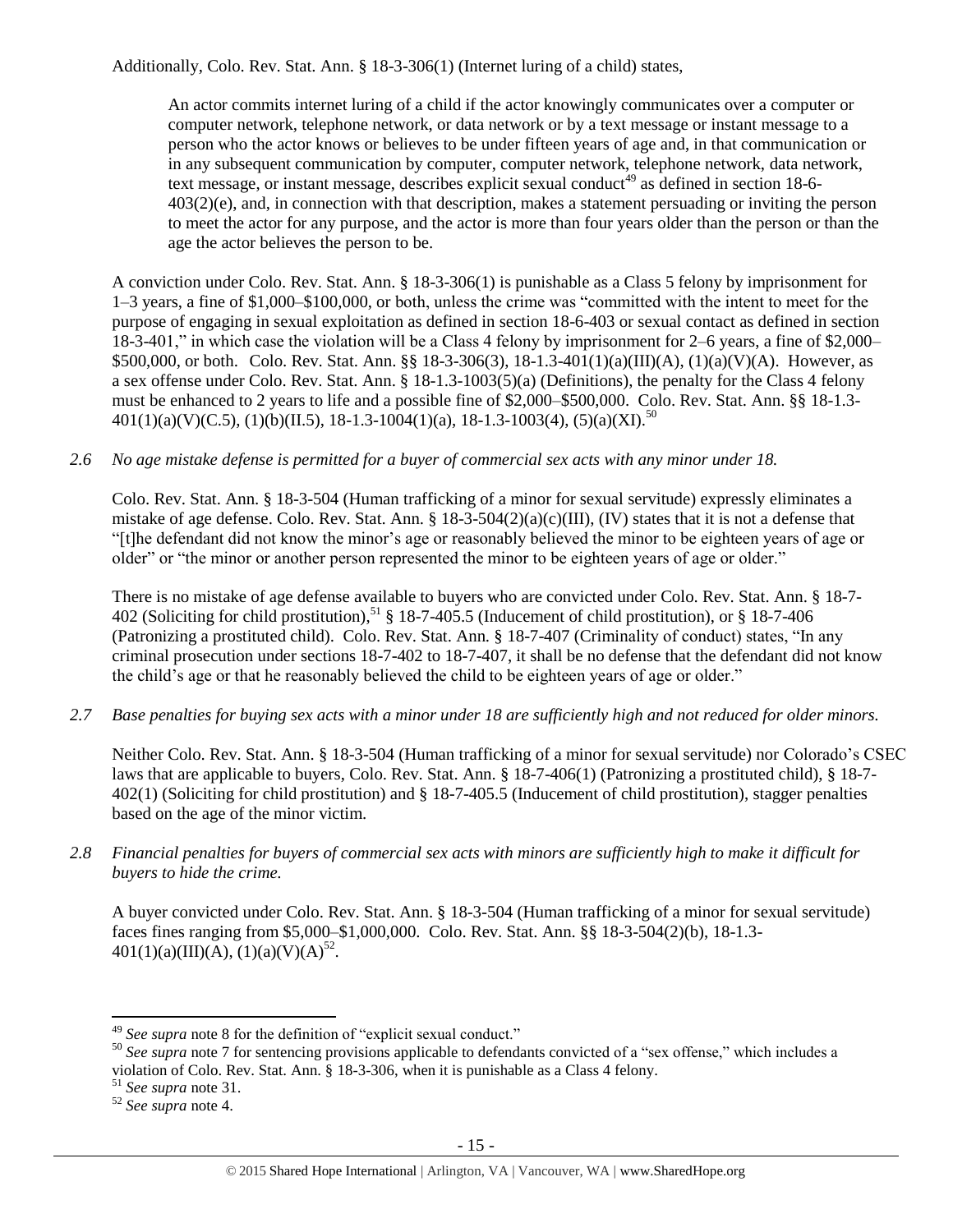Additionally, Colo. Rev. Stat. Ann. § 18-3-306(1) (Internet luring of a child) states,

> An actor commits internet luring of a child if the actor knowingly communicates over a computer or computer network, telephone network, or data network or by a text message or instant message to a person who the actor knows or believes to be under fifteen years of age and, in that communication or in any subsequent communication by computer, computer network, telephone network, data network, text message, or instant message, describes explicit sexual conduct[49] as defined in section 18-6-403(2)(e), and, in connection with that description, makes a statement persuading or inviting the person to meet the actor for any purpose, and the actor is more than four years older than the person or than the age the actor believes the person to be.

A conviction under Colo. Rev. Stat. Ann. § 18-3-306(1) is punishable as a Class 5 felony by imprisonment for 1–3 years, a fine of $1,000–$100,000, or both, unless the crime was "committed with the intent to meet for the purpose of engaging in sexual exploitation as defined in section 18-6-403 or sexual contact as defined in section 18-3-401," in which case the violation will be a Class 4 felony by imprisonment for 2–6 years, a fine of $2,000–$500,000, or both. Colo. Rev. Stat. Ann. §§ 18-3-306(3), 18-1.3-401(1)(a)(III)(A), (1)(a)(V)(A). However, as a sex offense under Colo. Rev. Stat. Ann. § 18-1.3-1003(5)(a) (Definitions), the penalty for the Class 4 felony must be enhanced to 2 years to life and a possible fine of $2,000–$500,000. Colo. Rev. Stat. Ann. §§ 18-1.3-401(1)(a)(V)(C.5), (1)(b)(II.5), 18-1.3-1004(1)(a), 18-1.3-1003(4), (5)(a)(XI).[50]

*2.6 No age mistake defense is permitted for a buyer of commercial sex acts with any minor under 18.*

Colo. Rev. Stat. Ann. § 18-3-504 (Human trafficking of a minor for sexual servitude) expressly eliminates a mistake of age defense. Colo. Rev. Stat. Ann. § 18-3-504(2)(a)(c)(III), (IV) states that it is not a defense that "[t]he defendant did not know the minor's age or reasonably believed the minor to be eighteen years of age or older" or "the minor or another person represented the minor to be eighteen years of age or older."

There is no mistake of age defense available to buyers who are convicted under Colo. Rev. Stat. Ann. § 18-7-402 (Soliciting for child prostitution),[51] § 18-7-405.5 (Inducement of child prostitution), or § 18-7-406 (Patronizing a prostituted child). Colo. Rev. Stat. Ann. § 18-7-407 (Criminality of conduct) states, "In any criminal prosecution under sections 18-7-402 to 18-7-407, it shall be no defense that the defendant did not know the child's age or that he reasonably believed the child to be eighteen years of age or older."

*2.7 Base penalties for buying sex acts with a minor under 18 are sufficiently high and not reduced for older minors.*

Neither Colo. Rev. Stat. Ann. § 18-3-504 (Human trafficking of a minor for sexual servitude) nor Colorado's CSEC laws that are applicable to buyers, Colo. Rev. Stat. Ann. § 18-7-406(1) (Patronizing a prostituted child), § 18-7-402(1) (Soliciting for child prostitution) and § 18-7-405.5 (Inducement of child prostitution), stagger penalties based on the age of the minor victim.

*2.8 Financial penalties for buyers of commercial sex acts with minors are sufficiently high to make it difficult for buyers to hide the crime.*

A buyer convicted under Colo. Rev. Stat. Ann. § 18-3-504 (Human trafficking of a minor for sexual servitude) faces fines ranging from $5,000–$1,000,000. Colo. Rev. Stat. Ann. §§ 18-3-504(2)(b), 18-1.3-401(1)(a)(III)(A), (1)(a)(V)(A)[52].

---

[49] *See supra* note 8 for the definition of "explicit sexual conduct."

[50] *See supra* note 7 for sentencing provisions applicable to defendants convicted of a "sex offense," which includes a violation of Colo. Rev. Stat. Ann. § 18-3-306, when it is punishable as a Class 4 felony.

[51] *See supra* note 31.

[52] *See supra* note 4.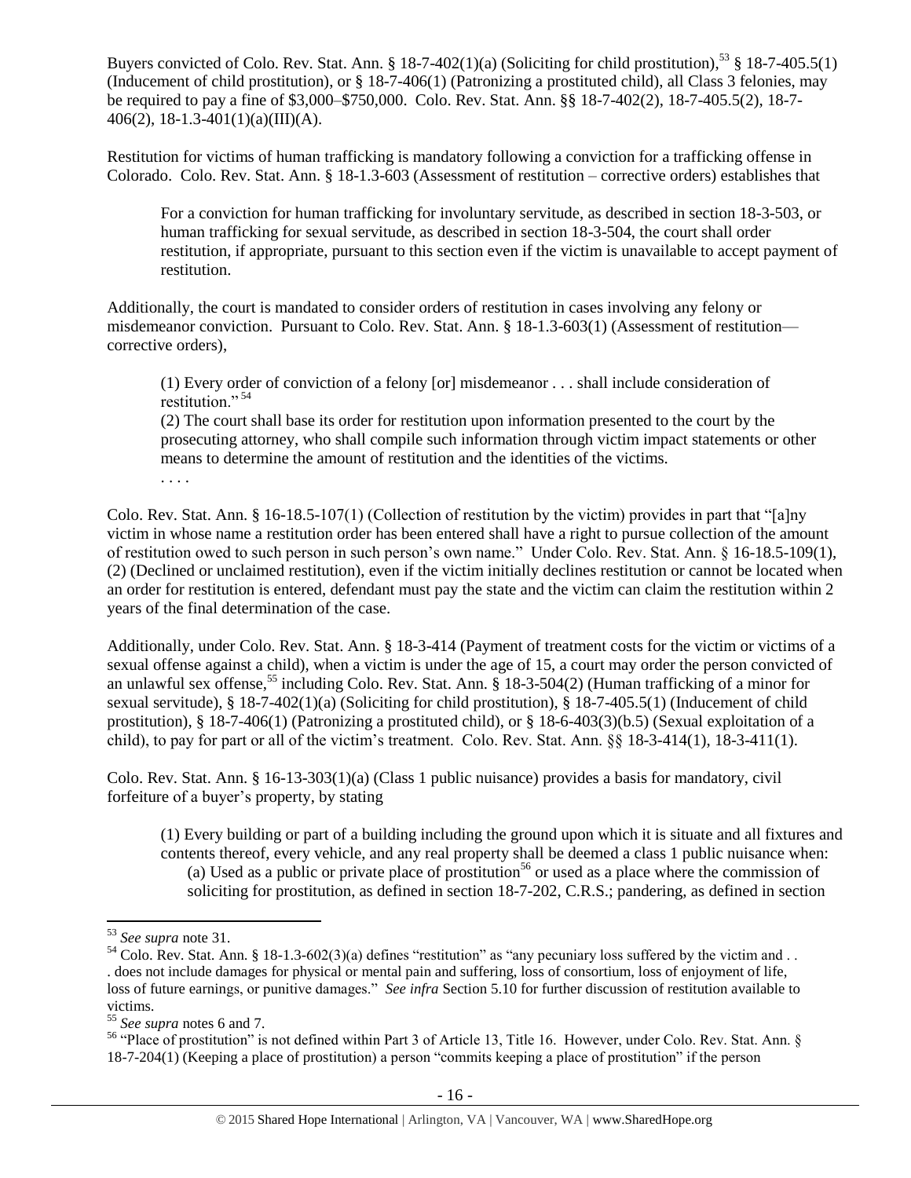Buyers convicted of Colo. Rev. Stat. Ann. § 18-7-402(1)(a) (Soliciting for child prostitution),[53] § 18-7-405.5(1) (Inducement of child prostitution), or § 18-7-406(1) (Patronizing a prostituted child), all Class 3 felonies, may be required to pay a fine of $3,000–$750,000. Colo. Rev. Stat. Ann. §§ 18-7-402(2), 18-7-405.5(2), 18-7-406(2), 18-1.3-401(1)(a)(III)(A).

Restitution for victims of human trafficking is mandatory following a conviction for a trafficking offense in Colorado. Colo. Rev. Stat. Ann. § 18-1.3-603 (Assessment of restitution – corrective orders) establishes that

> For a conviction for human trafficking for involuntary servitude, as described in section 18-3-503, or human trafficking for sexual servitude, as described in section 18-3-504, the court shall order restitution, if appropriate, pursuant to this section even if the victim is unavailable to accept payment of restitution.

Additionally, the court is mandated to consider orders of restitution in cases involving any felony or misdemeanor conviction. Pursuant to Colo. Rev. Stat. Ann. § 18-1.3-603(1) (Assessment of restitution—corrective orders),

> (1) Every order of conviction of a felony [or] misdemeanor . . . shall include consideration of restitution."[54]
>
> (2) The court shall base its order for restitution upon information presented to the court by the prosecuting attorney, who shall compile such information through victim impact statements or other means to determine the amount of restitution and the identities of the victims.
>
> . . . .

Colo. Rev. Stat. Ann. § 16-18.5-107(1) (Collection of restitution by the victim) provides in part that "[a]ny victim in whose name a restitution order has been entered shall have a right to pursue collection of the amount of restitution owed to such person in such person's own name." Under Colo. Rev. Stat. Ann. § 16-18.5-109(1), (2) (Declined or unclaimed restitution), even if the victim initially declines restitution or cannot be located when an order for restitution is entered, defendant must pay the state and the victim can claim the restitution within 2 years of the final determination of the case.

Additionally, under Colo. Rev. Stat. Ann. § 18-3-414 (Payment of treatment costs for the victim or victims of a sexual offense against a child), when a victim is under the age of 15, a court may order the person convicted of an unlawful sex offense,[55] including Colo. Rev. Stat. Ann. § 18-3-504(2) (Human trafficking of a minor for sexual servitude), § 18-7-402(1)(a) (Soliciting for child prostitution), § 18-7-405.5(1) (Inducement of child prostitution), § 18-7-406(1) (Patronizing a prostituted child), or § 18-6-403(3)(b.5) (Sexual exploitation of a child), to pay for part or all of the victim's treatment. Colo. Rev. Stat. Ann. §§ 18-3-414(1), 18-3-411(1).

Colo. Rev. Stat. Ann. § 16-13-303(1)(a) (Class 1 public nuisance) provides a basis for mandatory, civil forfeiture of a buyer's property, by stating

> (1) Every building or part of a building including the ground upon which it is situate and all fixtures and contents thereof, every vehicle, and any real property shall be deemed a class 1 public nuisance when:
>
> (a) Used as a public or private place of prostitution[56] or used as a place where the commission of soliciting for prostitution, as defined in section 18-7-202, C.R.S.; pandering, as defined in section

---

[53] *See supra* note 31.

[54] Colo. Rev. Stat. Ann. § 18-1.3-602(3)(a) defines "restitution" as "any pecuniary loss suffered by the victim and . . . does not include damages for physical or mental pain and suffering, loss of consortium, loss of enjoyment of life, loss of future earnings, or punitive damages." *See infra* Section 5.10 for further discussion of restitution available to victims.

[55] *See supra* notes 6 and 7.

[56] "Place of prostitution" is not defined within Part 3 of Article 13, Title 16. However, under Colo. Rev. Stat. Ann. § 18-7-204(1) (Keeping a place of prostitution) a person "commits keeping a place of prostitution" if the person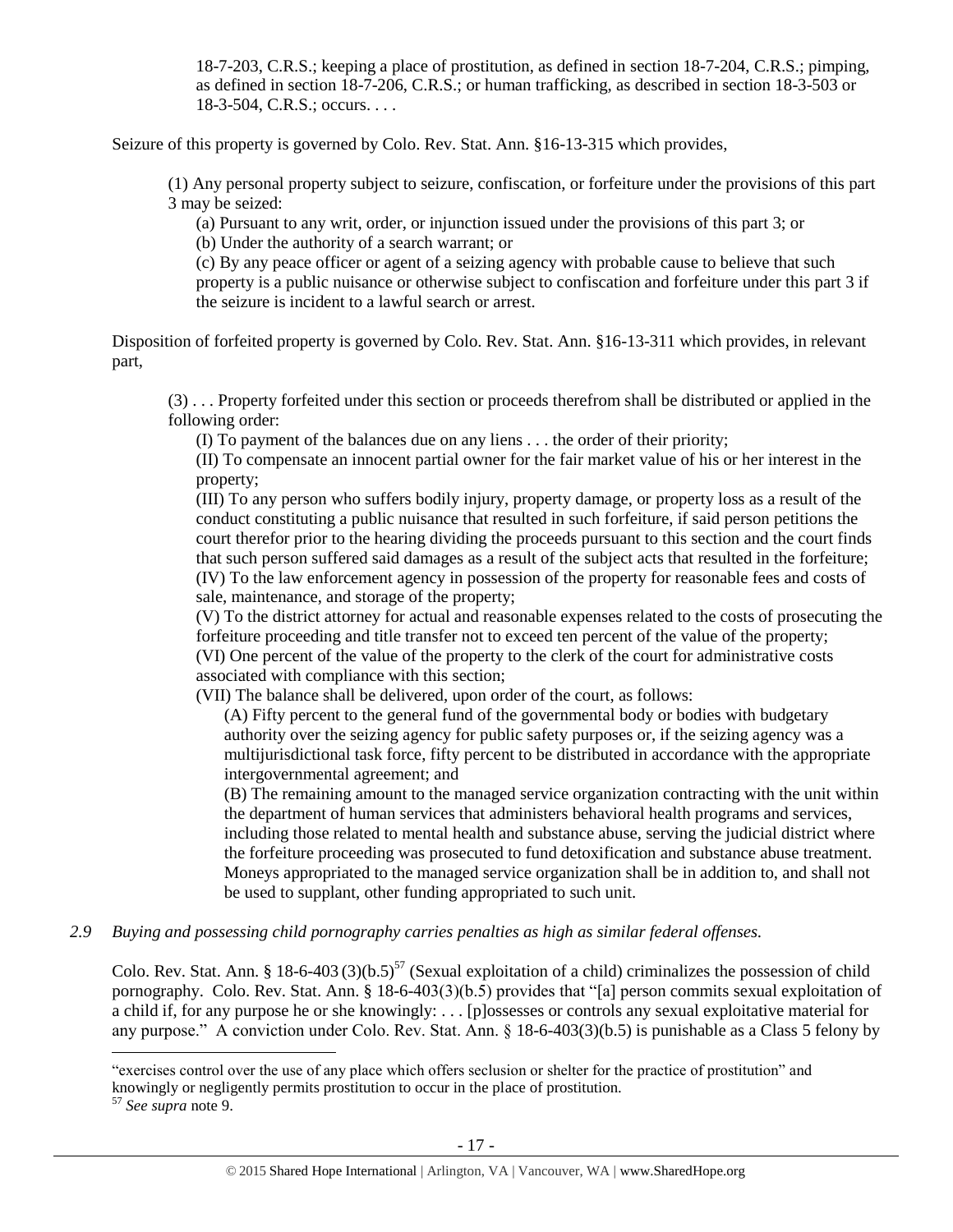> 18-7-203, C.R.S.; keeping a place of prostitution, as defined in section 18-7-204, C.R.S.; pimping, as defined in section 18-7-206, C.R.S.; or human trafficking, as described in section 18-3-503 or 18-3-504, C.R.S.; occurs. . . .

Seizure of this property is governed by Colo. Rev. Stat. Ann. §16-13-315 which provides,

> (1) Any personal property subject to seizure, confiscation, or forfeiture under the provisions of this part 3 may be seized:
>
> (a) Pursuant to any writ, order, or injunction issued under the provisions of this part 3; or
>
> (b) Under the authority of a search warrant; or
>
> (c) By any peace officer or agent of a seizing agency with probable cause to believe that such property is a public nuisance or otherwise subject to confiscation and forfeiture under this part 3 if the seizure is incident to a lawful search or arrest.

Disposition of forfeited property is governed by Colo. Rev. Stat. Ann. §16-13-311 which provides, in relevant part,

> (3) . . . Property forfeited under this section or proceeds therefrom shall be distributed or applied in the following order:
>
> (I) To payment of the balances due on any liens . . . the order of their priority;
>
> (II) To compensate an innocent partial owner for the fair market value of his or her interest in the property;
>
> (III) To any person who suffers bodily injury, property damage, or property loss as a result of the conduct constituting a public nuisance that resulted in such forfeiture, if said person petitions the court therefor prior to the hearing dividing the proceeds pursuant to this section and the court finds that such person suffered said damages as a result of the subject acts that resulted in the forfeiture;
>
> (IV) To the law enforcement agency in possession of the property for reasonable fees and costs of sale, maintenance, and storage of the property;
>
> (V) To the district attorney for actual and reasonable expenses related to the costs of prosecuting the forfeiture proceeding and title transfer not to exceed ten percent of the value of the property;
>
> (VI) One percent of the value of the property to the clerk of the court for administrative costs associated with compliance with this section;
>
> (VII) The balance shall be delivered, upon order of the court, as follows:
>
> (A) Fifty percent to the general fund of the governmental body or bodies with budgetary authority over the seizing agency for public safety purposes or, if the seizing agency was a multijurisdictional task force, fifty percent to be distributed in accordance with the appropriate intergovernmental agreement; and
>
> (B) The remaining amount to the managed service organization contracting with the unit within the department of human services that administers behavioral health programs and services, including those related to mental health and substance abuse, serving the judicial district where the forfeiture proceeding was prosecuted to fund detoxification and substance abuse treatment. Moneys appropriated to the managed service organization shall be in addition to, and shall not be used to supplant, other funding appropriated to such unit.

*2.9 Buying and possessing child pornography carries penalties as high as similar federal offenses.*

Colo. Rev. Stat. Ann. § 18-6-403 (3)(b.5)[57] (Sexual exploitation of a child) criminalizes the possession of child pornography. Colo. Rev. Stat. Ann. § 18-6-403(3)(b.5) provides that "[a] person commits sexual exploitation of a child if, for any purpose he or she knowingly: . . . [p]ossesses or controls any sexual exploitative material for any purpose." A conviction under Colo. Rev. Stat. Ann. § 18-6-403(3)(b.5) is punishable as a Class 5 felony by

---

"exercises control over the use of any place which offers seclusion or shelter for the practice of prostitution" and knowingly or negligently permits prostitution to occur in the place of prostitution.

[57] *See supra* note 9.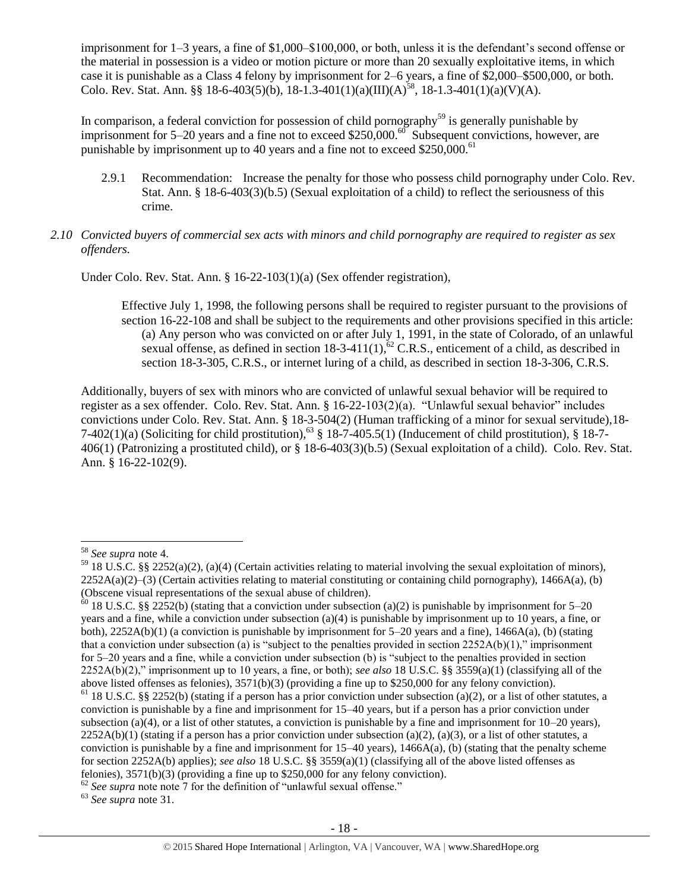imprisonment for 1–3 years, a fine of $1,000–$100,000, or both, unless it is the defendant's second offense or the material in possession is a video or motion picture or more than 20 sexually exploitative items, in which case it is punishable as a Class 4 felony by imprisonment for 2–6 years, a fine of $2,000–$500,000, or both. Colo. Rev. Stat. Ann. §§ 18-6-403(5)(b), 18-1.3-401(1)(a)(III)(A)[58], 18-1.3-401(1)(a)(V)(A).

In comparison, a federal conviction for possession of child pornography[59] is generally punishable by imprisonment for 5–20 years and a fine not to exceed $250,000.[60] Subsequent convictions, however, are punishable by imprisonment up to 40 years and a fine not to exceed $250,000.[61]

2.9.1 Recommendation: Increase the penalty for those who possess child pornography under Colo. Rev. Stat. Ann. § 18-6-403(3)(b.5) (Sexual exploitation of a child) to reflect the seriousness of this crime.

*2.10 Convicted buyers of commercial sex acts with minors and child pornography are required to register as sex offenders.*

Under Colo. Rev. Stat. Ann. § 16-22-103(1)(a) (Sex offender registration),

> Effective July 1, 1998, the following persons shall be required to register pursuant to the provisions of section 16-22-108 and shall be subject to the requirements and other provisions specified in this article:
> (a) Any person who was convicted on or after July 1, 1991, in the state of Colorado, of an unlawful sexual offense, as defined in section 18-3-411(1),[62] C.R.S., enticement of a child, as described in section 18-3-305, C.R.S., or internet luring of a child, as described in section 18-3-306, C.R.S.

Additionally, buyers of sex with minors who are convicted of unlawful sexual behavior will be required to register as a sex offender. Colo. Rev. Stat. Ann. § 16-22-103(2)(a). "Unlawful sexual behavior" includes convictions under Colo. Rev. Stat. Ann. § 18-3-504(2) (Human trafficking of a minor for sexual servitude),18-7-402(1)(a) (Soliciting for child prostitution),[63] § 18-7-405.5(1) (Inducement of child prostitution), § 18-7-406(1) (Patronizing a prostituted child), or § 18-6-403(3)(b.5) (Sexual exploitation of a child). Colo. Rev. Stat. Ann. § 16-22-102(9).

---

[58] *See supra* note 4.

[59] 18 U.S.C. §§ 2252(a)(2), (a)(4) (Certain activities relating to material involving the sexual exploitation of minors), 2252A(a)(2)–(3) (Certain activities relating to material constituting or containing child pornography), 1466A(a), (b) (Obscene visual representations of the sexual abuse of children).

[60] 18 U.S.C. §§ 2252(b) (stating that a conviction under subsection (a)(2) is punishable by imprisonment for 5–20 years and a fine, while a conviction under subsection (a)(4) is punishable by imprisonment up to 10 years, a fine, or both), 2252A(b)(1) (a conviction is punishable by imprisonment for 5–20 years and a fine), 1466A(a), (b) (stating that a conviction under subsection (a) is "subject to the penalties provided in section 2252A(b)(1)," imprisonment for 5–20 years and a fine, while a conviction under subsection (b) is "subject to the penalties provided in section 2252A(b)(2)," imprisonment up to 10 years, a fine, or both); *see also* 18 U.S.C. §§ 3559(a)(1) (classifying all of the above listed offenses as felonies), 3571(b)(3) (providing a fine up to $250,000 for any felony conviction).

[61] 18 U.S.C. §§ 2252(b) (stating if a person has a prior conviction under subsection (a)(2), or a list of other statutes, a conviction is punishable by a fine and imprisonment for 15–40 years, but if a person has a prior conviction under subsection (a)(4), or a list of other statutes, a conviction is punishable by a fine and imprisonment for 10–20 years), 2252A(b)(1) (stating if a person has a prior conviction under subsection (a)(2), (a)(3), or a list of other statutes, a conviction is punishable by a fine and imprisonment for 15–40 years), 1466A(a), (b) (stating that the penalty scheme for section 2252A(b) applies); *see also* 18 U.S.C. §§ 3559(a)(1) (classifying all of the above listed offenses as felonies), 3571(b)(3) (providing a fine up to $250,000 for any felony conviction).

[62] *See supra* note note 7 for the definition of "unlawful sexual offense."

[63] *See supra* note 31.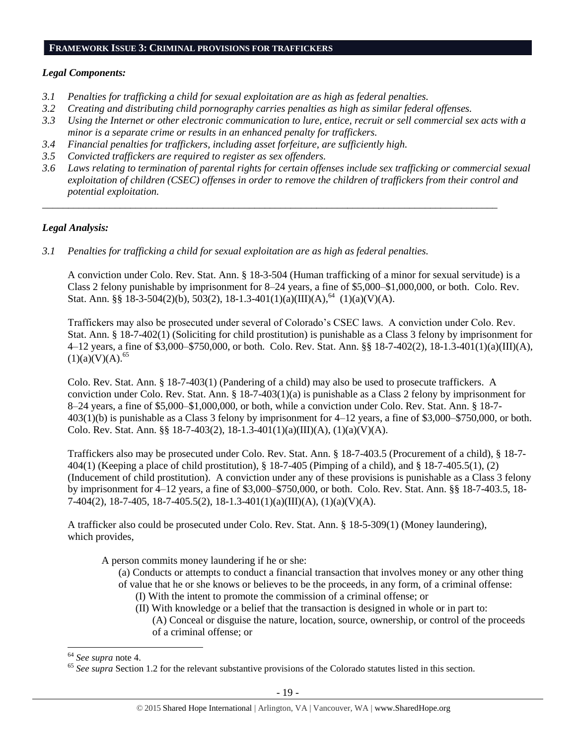## FRAMEWORK ISSUE 3: CRIMINAL PROVISIONS FOR TRAFFICKERS

### *Legal Components:*

*3.1 Penalties for trafficking a child for sexual exploitation are as high as federal penalties.*

*3.2 Creating and distributing child pornography carries penalties as high as similar federal offenses.*

*3.3 Using the Internet or other electronic communication to lure, entice, recruit or sell commercial sex acts with a minor is a separate crime or results in an enhanced penalty for traffickers.*

*3.4 Financial penalties for traffickers, including asset forfeiture, are sufficiently high.*

*3.5 Convicted traffickers are required to register as sex offenders.*

*3.6 Laws relating to termination of parental rights for certain offenses include sex trafficking or commercial sexual exploitation of children (CSEC) offenses in order to remove the children of traffickers from their control and potential exploitation.*

---

### *Legal Analysis:*

*3.1 Penalties for trafficking a child for sexual exploitation are as high as federal penalties.*

A conviction under Colo. Rev. Stat. Ann. § 18-3-504 (Human trafficking of a minor for sexual servitude) is a Class 2 felony punishable by imprisonment for 8–24 years, a fine of \$5,000–\$1,000,000, or both. Colo. Rev. Stat. Ann. §§ 18-3-504(2)(b), 503(2), 18-1.3-401(1)(a)(III)(A),[64] (1)(a)(V)(A).

Traffickers may also be prosecuted under several of Colorado's CSEC laws. A conviction under Colo. Rev. Stat. Ann. § 18-7-402(1) (Soliciting for child prostitution) is punishable as a Class 3 felony by imprisonment for 4–12 years, a fine of \$3,000–\$750,000, or both. Colo. Rev. Stat. Ann. §§ 18-7-402(2), 18-1.3-401(1)(a)(III)(A), (1)(a)(V)(A).[65]

Colo. Rev. Stat. Ann. § 18-7-403(1) (Pandering of a child) may also be used to prosecute traffickers. A conviction under Colo. Rev. Stat. Ann. § 18-7-403(1)(a) is punishable as a Class 2 felony by imprisonment for 8–24 years, a fine of \$5,000–\$1,000,000, or both, while a conviction under Colo. Rev. Stat. Ann. § 18-7-403(1)(b) is punishable as a Class 3 felony by imprisonment for 4–12 years, a fine of \$3,000–\$750,000, or both. Colo. Rev. Stat. Ann. §§ 18-7-403(2), 18-1.3-401(1)(a)(III)(A), (1)(a)(V)(A).

Traffickers also may be prosecuted under Colo. Rev. Stat. Ann. § 18-7-403.5 (Procurement of a child), § 18-7-404(1) (Keeping a place of child prostitution), § 18-7-405 (Pimping of a child), and § 18-7-405.5(1), (2) (Inducement of child prostitution). A conviction under any of these provisions is punishable as a Class 3 felony by imprisonment for 4–12 years, a fine of \$3,000–\$750,000, or both. Colo. Rev. Stat. Ann. §§ 18-7-403.5, 18-7-404(2), 18-7-405, 18-7-405.5(2), 18-1.3-401(1)(a)(III)(A), (1)(a)(V)(A).

A trafficker also could be prosecuted under Colo. Rev. Stat. Ann. § 18-5-309(1) (Money laundering), which provides,

> A person commits money laundering if he or she:
>
> (a) Conducts or attempts to conduct a financial transaction that involves money or any other thing of value that he or she knows or believes to be the proceeds, in any form, of a criminal offense:
>
> (I) With the intent to promote the commission of a criminal offense; or
>
> (II) With knowledge or a belief that the transaction is designed in whole or in part to:
>
> (A) Conceal or disguise the nature, location, source, ownership, or control of the proceeds of a criminal offense; or

---

[64] *See supra* note 4.

[65] *See supra* Section 1.2 for the relevant substantive provisions of the Colorado statutes listed in this section.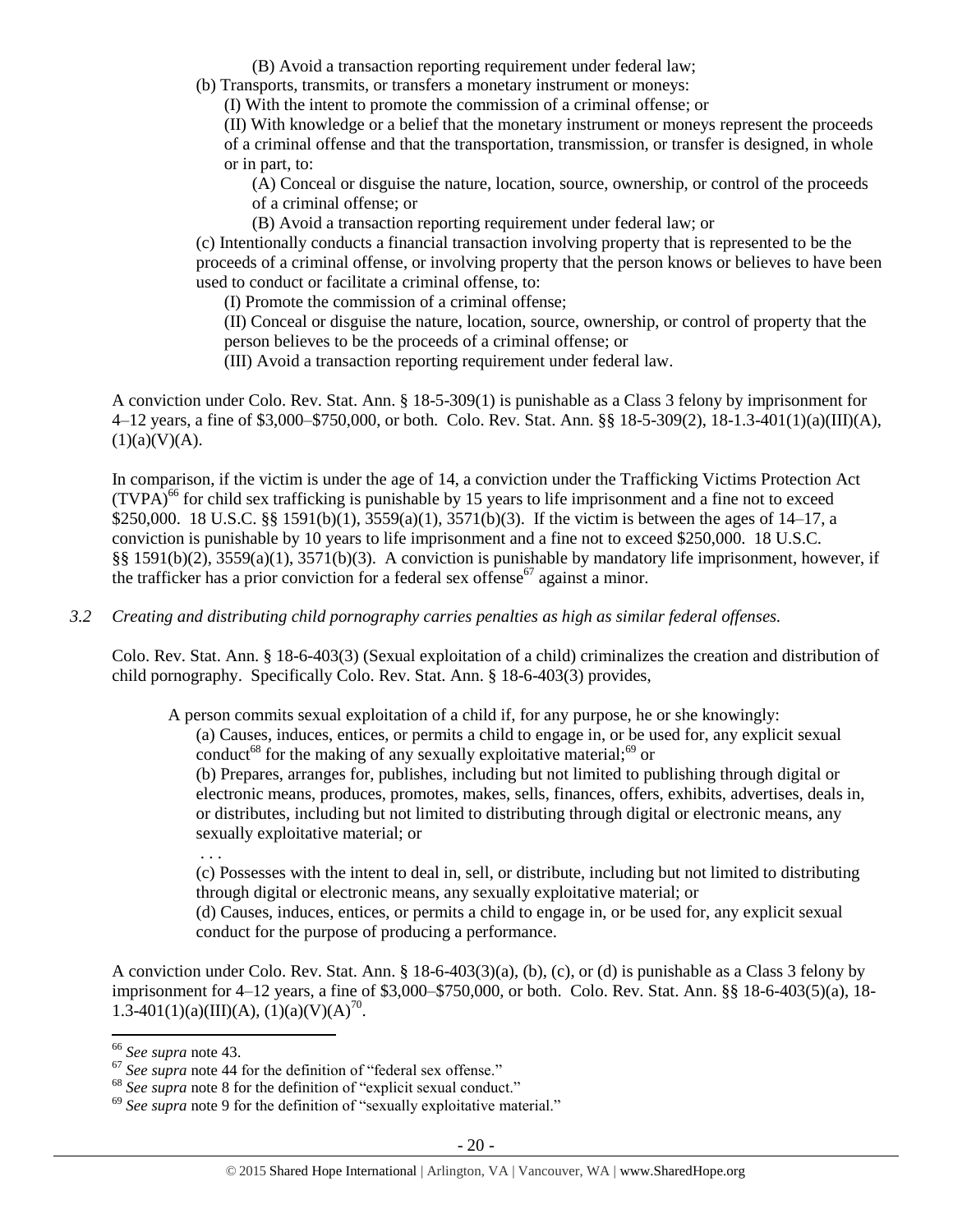(B) Avoid a transaction reporting requirement under federal law;

(b) Transports, transmits, or transfers a monetary instrument or moneys:

(I) With the intent to promote the commission of a criminal offense; or

(II) With knowledge or a belief that the monetary instrument or moneys represent the proceeds of a criminal offense and that the transportation, transmission, or transfer is designed, in whole or in part, to:

(A) Conceal or disguise the nature, location, source, ownership, or control of the proceeds of a criminal offense; or

(B) Avoid a transaction reporting requirement under federal law; or

(c) Intentionally conducts a financial transaction involving property that is represented to be the proceeds of a criminal offense, or involving property that the person knows or believes to have been used to conduct or facilitate a criminal offense, to:

(I) Promote the commission of a criminal offense;

(II) Conceal or disguise the nature, location, source, ownership, or control of property that the person believes to be the proceeds of a criminal offense; or

(III) Avoid a transaction reporting requirement under federal law.

A conviction under Colo. Rev. Stat. Ann. § 18-5-309(1) is punishable as a Class 3 felony by imprisonment for 4–12 years, a fine of $3,000–$750,000, or both. Colo. Rev. Stat. Ann. §§ 18-5-309(2), 18-1.3-401(1)(a)(III)(A), (1)(a)(V)(A).

In comparison, if the victim is under the age of 14, a conviction under the Trafficking Victims Protection Act (TVPA)[66] for child sex trafficking is punishable by 15 years to life imprisonment and a fine not to exceed $250,000. 18 U.S.C. §§ 1591(b)(1), 3559(a)(1), 3571(b)(3). If the victim is between the ages of 14–17, a conviction is punishable by 10 years to life imprisonment and a fine not to exceed $250,000. 18 U.S.C. §§ 1591(b)(2), 3559(a)(1), 3571(b)(3). A conviction is punishable by mandatory life imprisonment, however, if the trafficker has a prior conviction for a federal sex offense[67] against a minor.

*3.2 Creating and distributing child pornography carries penalties as high as similar federal offenses.*

Colo. Rev. Stat. Ann. § 18-6-403(3) (Sexual exploitation of a child) criminalizes the creation and distribution of child pornography. Specifically Colo. Rev. Stat. Ann. § 18-6-403(3) provides,

A person commits sexual exploitation of a child if, for any purpose, he or she knowingly:

(a) Causes, induces, entices, or permits a child to engage in, or be used for, any explicit sexual conduct[68] for the making of any sexually exploitative material;[69] or

(b) Prepares, arranges for, publishes, including but not limited to publishing through digital or electronic means, produces, promotes, makes, sells, finances, offers, exhibits, advertises, deals in, or distributes, including but not limited to distributing through digital or electronic means, any sexually exploitative material; or

. . .

(c) Possesses with the intent to deal in, sell, or distribute, including but not limited to distributing through digital or electronic means, any sexually exploitative material; or

(d) Causes, induces, entices, or permits a child to engage in, or be used for, any explicit sexual conduct for the purpose of producing a performance.

A conviction under Colo. Rev. Stat. Ann. § 18-6-403(3)(a), (b), (c), or (d) is punishable as a Class 3 felony by imprisonment for 4–12 years, a fine of $3,000–$750,000, or both. Colo. Rev. Stat. Ann. §§ 18-6-403(5)(a), 18-1.3-401(1)(a)(III)(A), (1)(a)(V)(A)[70].

---

[66] *See supra* note 43.

[67] *See supra* note 44 for the definition of "federal sex offense."

[68] *See supra* note 8 for the definition of "explicit sexual conduct."

[69] *See supra* note 9 for the definition of "sexually exploitative material."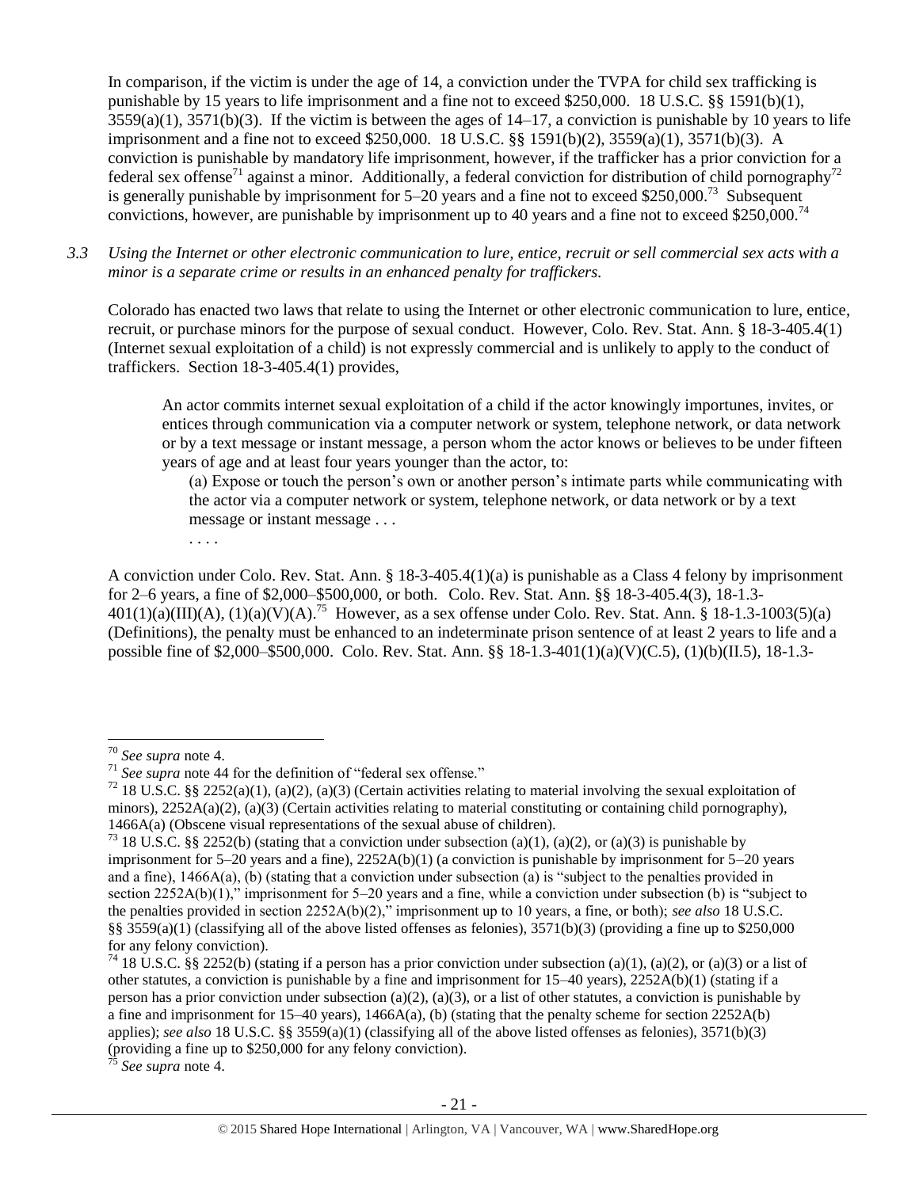In comparison, if the victim is under the age of 14, a conviction under the TVPA for child sex trafficking is punishable by 15 years to life imprisonment and a fine not to exceed $250,000. 18 U.S.C. §§ 1591(b)(1), 3559(a)(1), 3571(b)(3). If the victim is between the ages of 14–17, a conviction is punishable by 10 years to life imprisonment and a fine not to exceed $250,000. 18 U.S.C. §§ 1591(b)(2), 3559(a)(1), 3571(b)(3). A conviction is punishable by mandatory life imprisonment, however, if the trafficker has a prior conviction for a federal sex offense[71] against a minor. Additionally, a federal conviction for distribution of child pornography[72] is generally punishable by imprisonment for 5–20 years and a fine not to exceed $250,000.[73] Subsequent convictions, however, are punishable by imprisonment up to 40 years and a fine not to exceed $250,000.[74]

*3.3 Using the Internet or other electronic communication to lure, entice, recruit or sell commercial sex acts with a minor is a separate crime or results in an enhanced penalty for traffickers.*

Colorado has enacted two laws that relate to using the Internet or other electronic communication to lure, entice, recruit, or purchase minors for the purpose of sexual conduct. However, Colo. Rev. Stat. Ann. § 18-3-405.4(1) (Internet sexual exploitation of a child) is not expressly commercial and is unlikely to apply to the conduct of traffickers. Section 18-3-405.4(1) provides,

> An actor commits internet sexual exploitation of a child if the actor knowingly importunes, invites, or entices through communication via a computer network or system, telephone network, or data network or by a text message or instant message, a person whom the actor knows or believes to be under fifteen years of age and at least four years younger than the actor, to:
>
> (a) Expose or touch the person's own or another person's intimate parts while communicating with the actor via a computer network or system, telephone network, or data network or by a text message or instant message . . .
>
> . . . .

A conviction under Colo. Rev. Stat. Ann. § 18-3-405.4(1)(a) is punishable as a Class 4 felony by imprisonment for 2–6 years, a fine of $2,000–$500,000, or both. Colo. Rev. Stat. Ann. §§ 18-3-405.4(3), 18-1.3-401(1)(a)(III)(A), (1)(a)(V)(A).[75] However, as a sex offense under Colo. Rev. Stat. Ann. § 18-1.3-1003(5)(a) (Definitions), the penalty must be enhanced to an indeterminate prison sentence of at least 2 years to life and a possible fine of $2,000–$500,000. Colo. Rev. Stat. Ann. §§ 18-1.3-401(1)(a)(V)(C.5), (1)(b)(II.5), 18-1.3-

---

[70] *See supra* note 4.

[71] *See supra* note 44 for the definition of "federal sex offense."

[72] 18 U.S.C. §§ 2252(a)(1), (a)(2), (a)(3) (Certain activities relating to material involving the sexual exploitation of minors), 2252A(a)(2), (a)(3) (Certain activities relating to material constituting or containing child pornography), 1466A(a) (Obscene visual representations of the sexual abuse of children).

[73] 18 U.S.C. §§ 2252(b) (stating that a conviction under subsection (a)(1), (a)(2), or (a)(3) is punishable by imprisonment for 5–20 years and a fine), 2252A(b)(1) (a conviction is punishable by imprisonment for 5–20 years and a fine), 1466A(a), (b) (stating that a conviction under subsection (a) is "subject to the penalties provided in section 2252A(b)(1)," imprisonment for 5–20 years and a fine, while a conviction under subsection (b) is "subject to the penalties provided in section 2252A(b)(2)," imprisonment up to 10 years, a fine, or both); *see also* 18 U.S.C. §§ 3559(a)(1) (classifying all of the above listed offenses as felonies), 3571(b)(3) (providing a fine up to $250,000 for any felony conviction).

[74] 18 U.S.C. §§ 2252(b) (stating if a person has a prior conviction under subsection (a)(1), (a)(2), or (a)(3) or a list of other statutes, a conviction is punishable by a fine and imprisonment for 15–40 years), 2252A(b)(1) (stating if a person has a prior conviction under subsection (a)(2), (a)(3), or a list of other statutes, a conviction is punishable by a fine and imprisonment for 15–40 years), 1466A(a), (b) (stating that the penalty scheme for section 2252A(b) applies); *see also* 18 U.S.C. §§ 3559(a)(1) (classifying all of the above listed offenses as felonies), 3571(b)(3) (providing a fine up to $250,000 for any felony conviction).

[75] *See supra* note 4.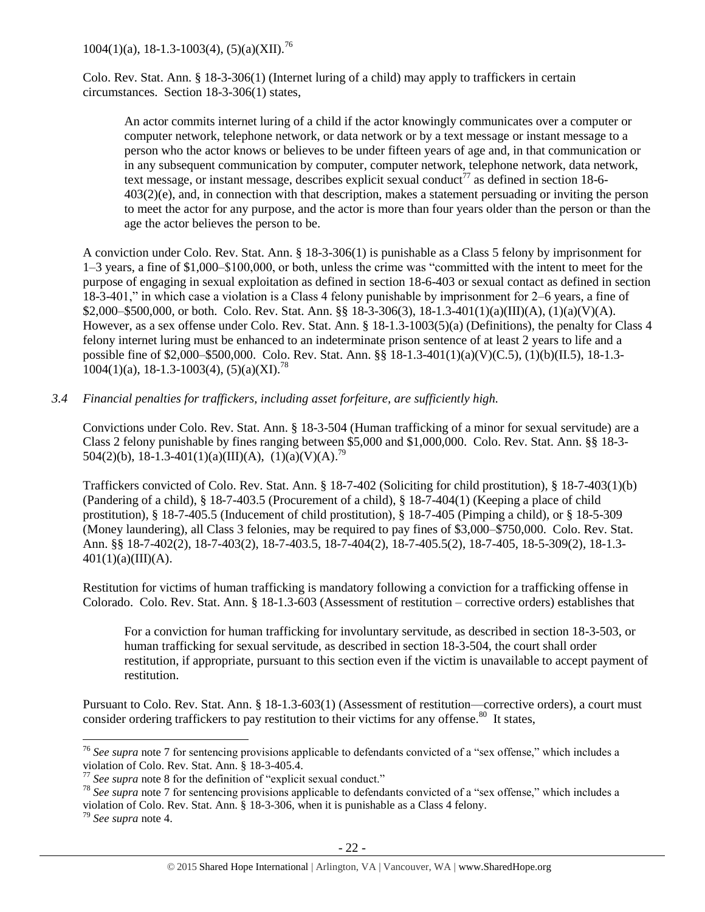1004(1)(a), 18-1.3-1003(4), (5)(a)(XII).[76]

Colo. Rev. Stat. Ann. § 18-3-306(1) (Internet luring of a child) may apply to traffickers in certain circumstances. Section 18-3-306(1) states,

> An actor commits internet luring of a child if the actor knowingly communicates over a computer or computer network, telephone network, or data network or by a text message or instant message to a person who the actor knows or believes to be under fifteen years of age and, in that communication or in any subsequent communication by computer, computer network, telephone network, data network, text message, or instant message, describes explicit sexual conduct[77] as defined in section 18-6-403(2)(e), and, in connection with that description, makes a statement persuading or inviting the person to meet the actor for any purpose, and the actor is more than four years older than the person or than the age the actor believes the person to be.

A conviction under Colo. Rev. Stat. Ann. § 18-3-306(1) is punishable as a Class 5 felony by imprisonment for 1–3 years, a fine of $1,000–$100,000, or both, unless the crime was "committed with the intent to meet for the purpose of engaging in sexual exploitation as defined in section 18-6-403 or sexual contact as defined in section 18-3-401," in which case a violation is a Class 4 felony punishable by imprisonment for 2–6 years, a fine of $2,000–$500,000, or both. Colo. Rev. Stat. Ann. §§ 18-3-306(3), 18-1.3-401(1)(a)(III)(A), (1)(a)(V)(A). However, as a sex offense under Colo. Rev. Stat. Ann. § 18-1.3-1003(5)(a) (Definitions), the penalty for Class 4 felony internet luring must be enhanced to an indeterminate prison sentence of at least 2 years to life and a possible fine of $2,000–$500,000. Colo. Rev. Stat. Ann. §§ 18-1.3-401(1)(a)(V)(C.5), (1)(b)(II.5), 18-1.3-1004(1)(a), 18-1.3-1003(4), (5)(a)(XI).[78]

*3.4 Financial penalties for traffickers, including asset forfeiture, are sufficiently high.*

Convictions under Colo. Rev. Stat. Ann. § 18-3-504 (Human trafficking of a minor for sexual servitude) are a Class 2 felony punishable by fines ranging between $5,000 and $1,000,000. Colo. Rev. Stat. Ann. §§ 18-3-504(2)(b), 18-1.3-401(1)(a)(III)(A), (1)(a)(V)(A).[79]

Traffickers convicted of Colo. Rev. Stat. Ann. § 18-7-402 (Soliciting for child prostitution), § 18-7-403(1)(b) (Pandering of a child), § 18-7-403.5 (Procurement of a child), § 18-7-404(1) (Keeping a place of child prostitution), § 18-7-405.5 (Inducement of child prostitution), § 18-7-405 (Pimping a child), or § 18-5-309 (Money laundering), all Class 3 felonies, may be required to pay fines of $3,000–$750,000. Colo. Rev. Stat. Ann. §§ 18-7-402(2), 18-7-403(2), 18-7-403.5, 18-7-404(2), 18-7-405.5(2), 18-7-405, 18-5-309(2), 18-1.3-401(1)(a)(III)(A).

Restitution for victims of human trafficking is mandatory following a conviction for a trafficking offense in Colorado. Colo. Rev. Stat. Ann. § 18-1.3-603 (Assessment of restitution – corrective orders) establishes that

> For a conviction for human trafficking for involuntary servitude, as described in section 18-3-503, or human trafficking for sexual servitude, as described in section 18-3-504, the court shall order restitution, if appropriate, pursuant to this section even if the victim is unavailable to accept payment of restitution.

Pursuant to Colo. Rev. Stat. Ann. § 18-1.3-603(1) (Assessment of restitution—corrective orders), a court must consider ordering traffickers to pay restitution to their victims for any offense.[80] It states,

---

[76] *See supra* note 7 for sentencing provisions applicable to defendants convicted of a "sex offense," which includes a violation of Colo. Rev. Stat. Ann. § 18-3-405.4.

[77] *See supra* note 8 for the definition of "explicit sexual conduct."

[78] *See supra* note 7 for sentencing provisions applicable to defendants convicted of a "sex offense," which includes a violation of Colo. Rev. Stat. Ann. § 18-3-306, when it is punishable as a Class 4 felony.

[79] *See supra* note 4.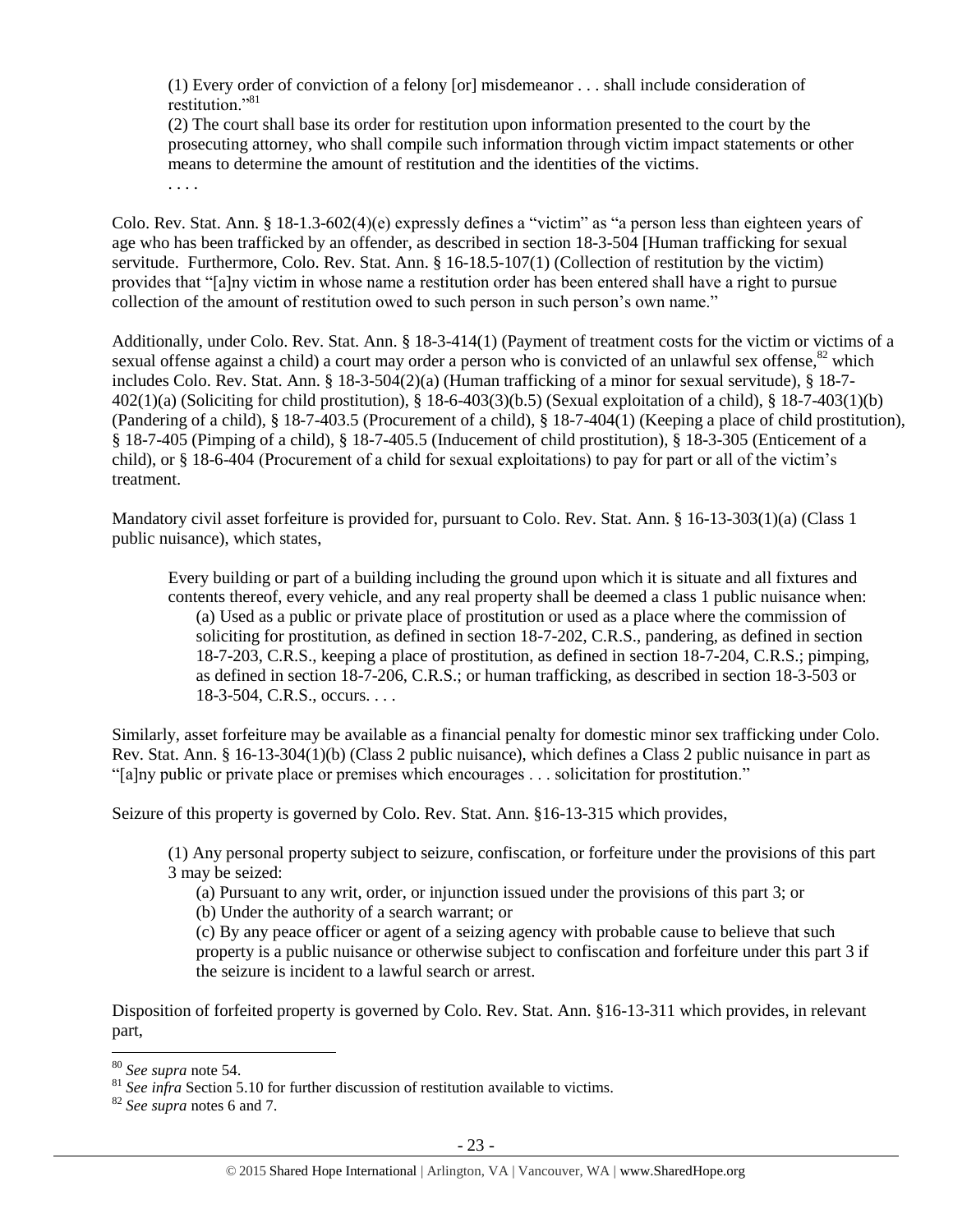> (1) Every order of conviction of a felony [or] misdemeanor . . . shall include consideration of restitution."[81]
>
> (2) The court shall base its order for restitution upon information presented to the court by the prosecuting attorney, who shall compile such information through victim impact statements or other means to determine the amount of restitution and the identities of the victims.
>
> . . . .

Colo. Rev. Stat. Ann. § 18-1.3-602(4)(e) expressly defines a "victim" as "a person less than eighteen years of age who has been trafficked by an offender, as described in section 18-3-504 [Human trafficking for sexual servitude. Furthermore, Colo. Rev. Stat. Ann. § 16-18.5-107(1) (Collection of restitution by the victim) provides that "[a]ny victim in whose name a restitution order has been entered shall have a right to pursue collection of the amount of restitution owed to such person in such person's own name."

Additionally, under Colo. Rev. Stat. Ann. § 18-3-414(1) (Payment of treatment costs for the victim or victims of a sexual offense against a child) a court may order a person who is convicted of an unlawful sex offense,[82] which includes Colo. Rev. Stat. Ann. § 18-3-504(2)(a) (Human trafficking of a minor for sexual servitude), § 18-7-402(1)(a) (Soliciting for child prostitution), § 18-6-403(3)(b.5) (Sexual exploitation of a child), § 18-7-403(1)(b) (Pandering of a child), § 18-7-403.5 (Procurement of a child), § 18-7-404(1) (Keeping a place of child prostitution), § 18-7-405 (Pimping of a child), § 18-7-405.5 (Inducement of child prostitution), § 18-3-305 (Enticement of a child), or § 18-6-404 (Procurement of a child for sexual exploitations) to pay for part or all of the victim's treatment.

Mandatory civil asset forfeiture is provided for, pursuant to Colo. Rev. Stat. Ann. § 16-13-303(1)(a) (Class 1 public nuisance), which states,

> Every building or part of a building including the ground upon which it is situate and all fixtures and contents thereof, every vehicle, and any real property shall be deemed a class 1 public nuisance when:
>
> (a) Used as a public or private place of prostitution or used as a place where the commission of soliciting for prostitution, as defined in section 18-7-202, C.R.S., pandering, as defined in section 18-7-203, C.R.S., keeping a place of prostitution, as defined in section 18-7-204, C.R.S.; pimping, as defined in section 18-7-206, C.R.S.; or human trafficking, as described in section 18-3-503 or 18-3-504, C.R.S., occurs. . . .

Similarly, asset forfeiture may be available as a financial penalty for domestic minor sex trafficking under Colo. Rev. Stat. Ann. § 16-13-304(1)(b) (Class 2 public nuisance), which defines a Class 2 public nuisance in part as "[a]ny public or private place or premises which encourages . . . solicitation for prostitution."

Seizure of this property is governed by Colo. Rev. Stat. Ann. §16-13-315 which provides,

> (1) Any personal property subject to seizure, confiscation, or forfeiture under the provisions of this part 3 may be seized:
>
> (a) Pursuant to any writ, order, or injunction issued under the provisions of this part 3; or
>
> (b) Under the authority of a search warrant; or
>
> (c) By any peace officer or agent of a seizing agency with probable cause to believe that such property is a public nuisance or otherwise subject to confiscation and forfeiture under this part 3 if the seizure is incident to a lawful search or arrest.

Disposition of forfeited property is governed by Colo. Rev. Stat. Ann. §16-13-311 which provides, in relevant part,

---

[80] *See supra* note 54.

[81] *See infra* Section 5.10 for further discussion of restitution available to victims.

[82] *See supra* notes 6 and 7.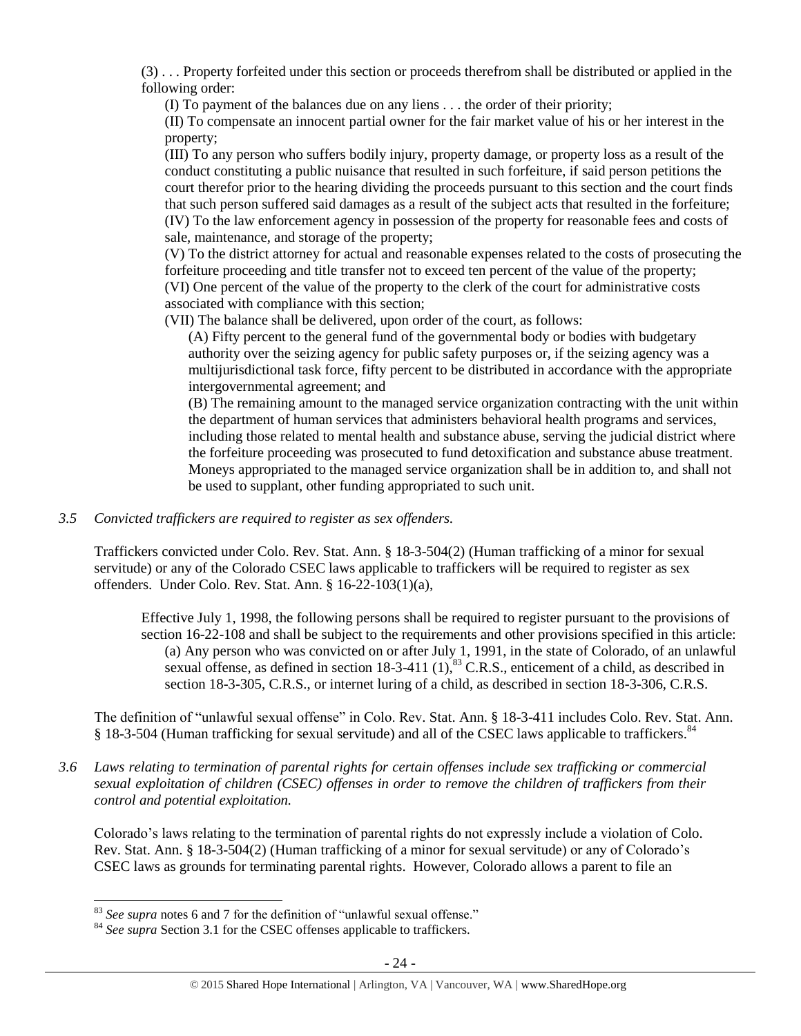(3) . . . Property forfeited under this section or proceeds therefrom shall be distributed or applied in the following order:

(I) To payment of the balances due on any liens . . . the order of their priority;

(II) To compensate an innocent partial owner for the fair market value of his or her interest in the property;

(III) To any person who suffers bodily injury, property damage, or property loss as a result of the conduct constituting a public nuisance that resulted in such forfeiture, if said person petitions the court therefor prior to the hearing dividing the proceeds pursuant to this section and the court finds that such person suffered said damages as a result of the subject acts that resulted in the forfeiture;

(IV) To the law enforcement agency in possession of the property for reasonable fees and costs of sale, maintenance, and storage of the property;

(V) To the district attorney for actual and reasonable expenses related to the costs of prosecuting the forfeiture proceeding and title transfer not to exceed ten percent of the value of the property;

(VI) One percent of the value of the property to the clerk of the court for administrative costs associated with compliance with this section;

(VII) The balance shall be delivered, upon order of the court, as follows:

(A) Fifty percent to the general fund of the governmental body or bodies with budgetary authority over the seizing agency for public safety purposes or, if the seizing agency was a multijurisdictional task force, fifty percent to be distributed in accordance with the appropriate intergovernmental agreement; and

(B) The remaining amount to the managed service organization contracting with the unit within the department of human services that administers behavioral health programs and services, including those related to mental health and substance abuse, serving the judicial district where the forfeiture proceeding was prosecuted to fund detoxification and substance abuse treatment. Moneys appropriated to the managed service organization shall be in addition to, and shall not be used to supplant, other funding appropriated to such unit.

*3.5 Convicted traffickers are required to register as sex offenders.*

Traffickers convicted under Colo. Rev. Stat. Ann. § 18-3-504(2) (Human trafficking of a minor for sexual servitude) or any of the Colorado CSEC laws applicable to traffickers will be required to register as sex offenders. Under Colo. Rev. Stat. Ann. § 16-22-103(1)(a),

> Effective July 1, 1998, the following persons shall be required to register pursuant to the provisions of section 16-22-108 and shall be subject to the requirements and other provisions specified in this article:
>
> (a) Any person who was convicted on or after July 1, 1991, in the state of Colorado, of an unlawful sexual offense, as defined in section 18-3-411 (1),[83] C.R.S., enticement of a child, as described in section 18-3-305, C.R.S., or internet luring of a child, as described in section 18-3-306, C.R.S.

The definition of "unlawful sexual offense" in Colo. Rev. Stat. Ann. § 18-3-411 includes Colo. Rev. Stat. Ann. § 18-3-504 (Human trafficking for sexual servitude) and all of the CSEC laws applicable to traffickers.[84]

*3.6 Laws relating to termination of parental rights for certain offenses include sex trafficking or commercial sexual exploitation of children (CSEC) offenses in order to remove the children of traffickers from their control and potential exploitation.*

Colorado's laws relating to the termination of parental rights do not expressly include a violation of Colo. Rev. Stat. Ann. § 18-3-504(2) (Human trafficking of a minor for sexual servitude) or any of Colorado's CSEC laws as grounds for terminating parental rights. However, Colorado allows a parent to file an

---

[83] *See supra* notes 6 and 7 for the definition of "unlawful sexual offense."

[84] *See supra* Section 3.1 for the CSEC offenses applicable to traffickers.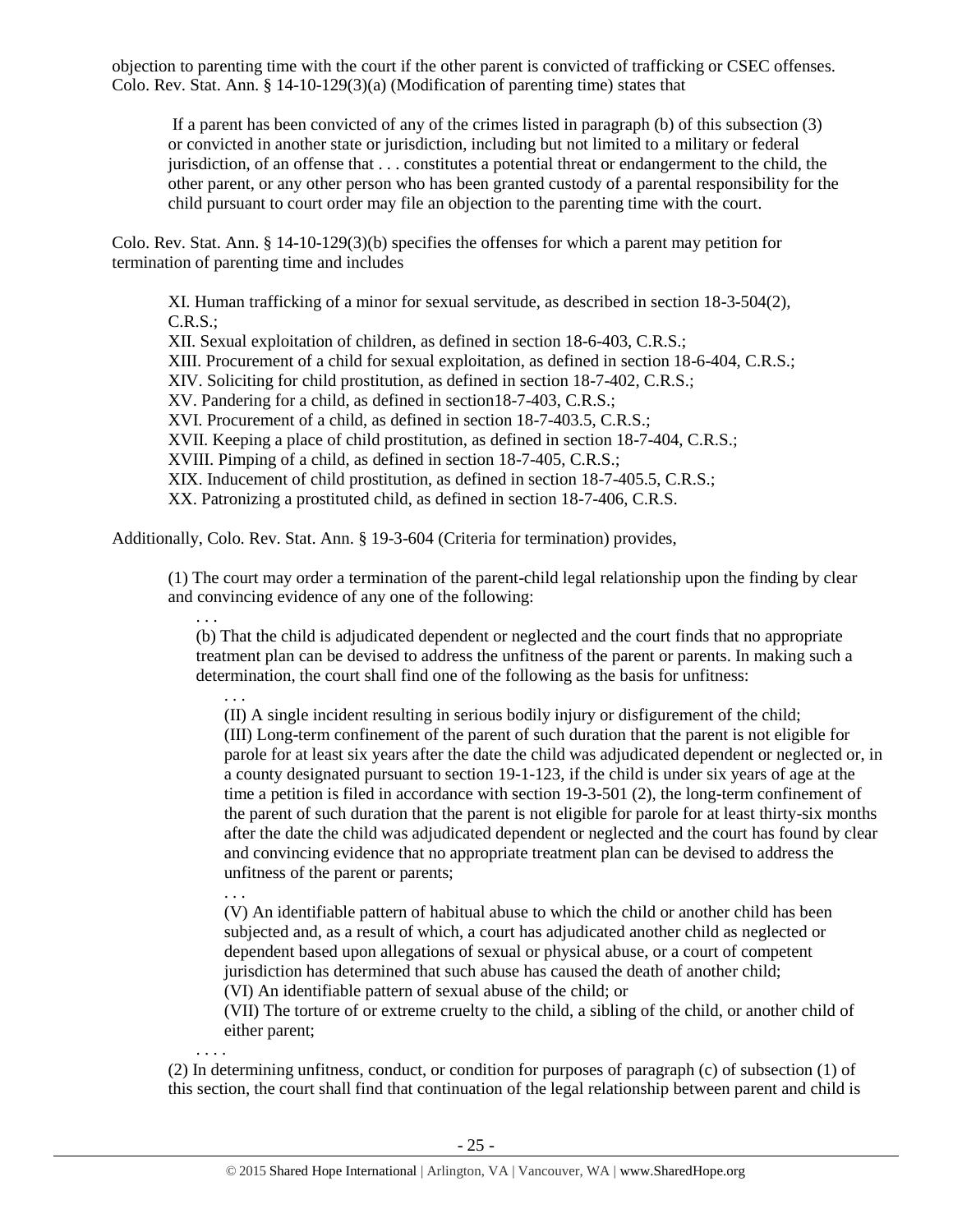objection to parenting time with the court if the other parent is convicted of trafficking or CSEC offenses. Colo. Rev. Stat. Ann. § 14-10-129(3)(a) (Modification of parenting time) states that

> If a parent has been convicted of any of the crimes listed in paragraph (b) of this subsection (3) or convicted in another state or jurisdiction, including but not limited to a military or federal jurisdiction, of an offense that . . . constitutes a potential threat or endangerment to the child, the other parent, or any other person who has been granted custody of a parental responsibility for the child pursuant to court order may file an objection to the parenting time with the court.

Colo. Rev. Stat. Ann. § 14-10-129(3)(b) specifies the offenses for which a parent may petition for termination of parenting time and includes

> XI. Human trafficking of a minor for sexual servitude, as described in section 18-3-504(2), C.R.S.;
> XII. Sexual exploitation of children, as defined in section 18-6-403, C.R.S.;
> XIII. Procurement of a child for sexual exploitation, as defined in section 18-6-404, C.R.S.;
> XIV. Soliciting for child prostitution, as defined in section 18-7-402, C.R.S.;
> XV. Pandering for a child, as defined in section18-7-403, C.R.S.;
> XVI. Procurement of a child, as defined in section 18-7-403.5, C.R.S.;
> XVII. Keeping a place of child prostitution, as defined in section 18-7-404, C.R.S.;
> XVIII. Pimping of a child, as defined in section 18-7-405, C.R.S.;
> XIX. Inducement of child prostitution, as defined in section 18-7-405.5, C.R.S.;
> XX. Patronizing a prostituted child, as defined in section 18-7-406, C.R.S.

Additionally, Colo. Rev. Stat. Ann. § 19-3-604 (Criteria for termination) provides,

> (1) The court may order a termination of the parent-child legal relationship upon the finding by clear and convincing evidence of any one of the following:
>
> . . .
>
> (b) That the child is adjudicated dependent or neglected and the court finds that no appropriate treatment plan can be devised to address the unfitness of the parent or parents. In making such a determination, the court shall find one of the following as the basis for unfitness:
>
> . . .
>
> (II) A single incident resulting in serious bodily injury or disfigurement of the child;
> (III) Long-term confinement of the parent of such duration that the parent is not eligible for parole for at least six years after the date the child was adjudicated dependent or neglected or, in a county designated pursuant to section 19-1-123, if the child is under six years of age at the time a petition is filed in accordance with section 19-3-501 (2), the long-term confinement of the parent of such duration that the parent is not eligible for parole for at least thirty-six months after the date the child was adjudicated dependent or neglected and the court has found by clear and convincing evidence that no appropriate treatment plan can be devised to address the unfitness of the parent or parents;
>
> . . .
>
> (V) An identifiable pattern of habitual abuse to which the child or another child has been subjected and, as a result of which, a court has adjudicated another child as neglected or dependent based upon allegations of sexual or physical abuse, or a court of competent jurisdiction has determined that such abuse has caused the death of another child;
> (VI) An identifiable pattern of sexual abuse of the child; or
> (VII) The torture of or extreme cruelty to the child, a sibling of the child, or another child of either parent;
>
> . . . .
>
> (2) In determining unfitness, conduct, or condition for purposes of paragraph (c) of subsection (1) of this section, the court shall find that continuation of the legal relationship between parent and child is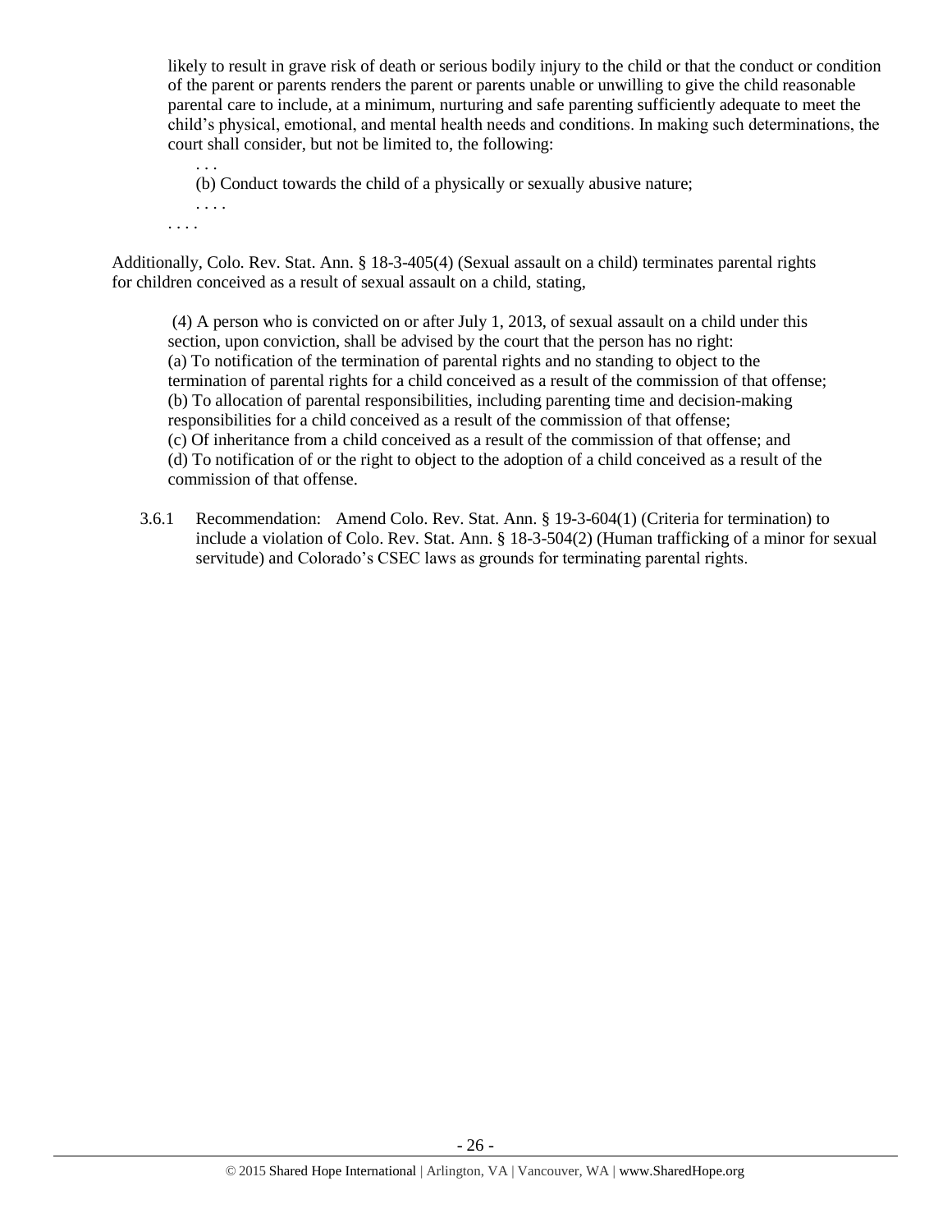likely to result in grave risk of death or serious bodily injury to the child or that the conduct or condition of the parent or parents renders the parent or parents unable or unwilling to give the child reasonable parental care to include, at a minimum, nurturing and safe parenting sufficiently adequate to meet the child's physical, emotional, and mental health needs and conditions. In making such determinations, the court shall consider, but not be limited to, the following:

> . . .
>
> (b) Conduct towards the child of a physically or sexually abusive nature;
>
> . . . .

. . . .

Additionally, Colo. Rev. Stat. Ann. § 18-3-405(4) (Sexual assault on a child) terminates parental rights for children conceived as a result of sexual assault on a child, stating,

> (4) A person who is convicted on or after July 1, 2013, of sexual assault on a child under this section, upon conviction, shall be advised by the court that the person has no right:
> (a) To notification of the termination of parental rights and no standing to object to the termination of parental rights for a child conceived as a result of the commission of that offense;
> (b) To allocation of parental responsibilities, including parenting time and decision-making responsibilities for a child conceived as a result of the commission of that offense;
> (c) Of inheritance from a child conceived as a result of the commission of that offense; and
> (d) To notification of or the right to object to the adoption of a child conceived as a result of the commission of that offense.

3.6.1 Recommendation: Amend Colo. Rev. Stat. Ann. § 19-3-604(1) (Criteria for termination) to include a violation of Colo. Rev. Stat. Ann. § 18-3-504(2) (Human trafficking of a minor for sexual servitude) and Colorado's CSEC laws as grounds for terminating parental rights.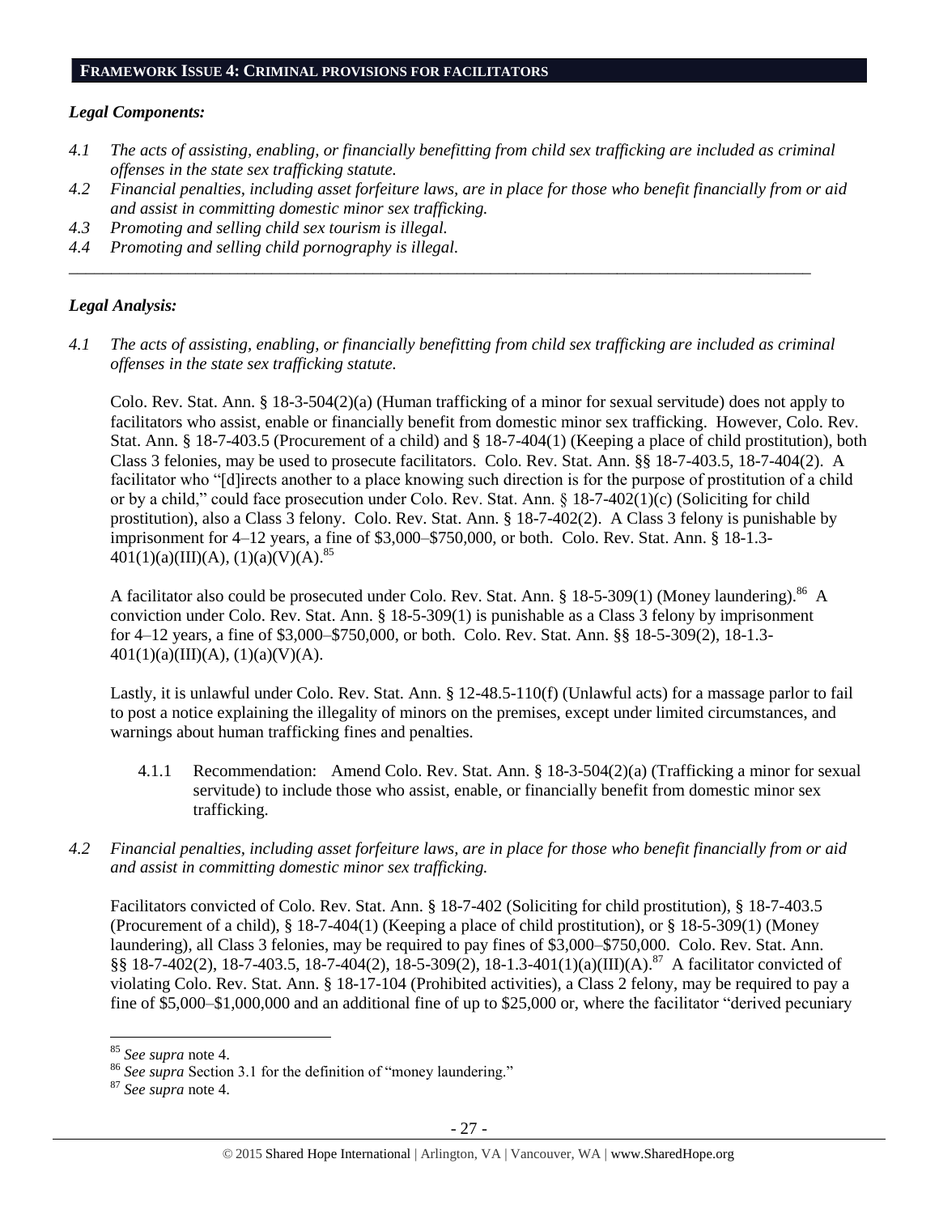## FRAMEWORK ISSUE 4: CRIMINAL PROVISIONS FOR FACILITATORS

### *Legal Components:*

*4.1 The acts of assisting, enabling, or financially benefitting from child sex trafficking are included as criminal offenses in the state sex trafficking statute.*

*4.2 Financial penalties, including asset forfeiture laws, are in place for those who benefit financially from or aid and assist in committing domestic minor sex trafficking.*

*4.3 Promoting and selling child sex tourism is illegal.*

*4.4 Promoting and selling child pornography is illegal.*

---

### *Legal Analysis:*

*4.1 The acts of assisting, enabling, or financially benefitting from child sex trafficking are included as criminal offenses in the state sex trafficking statute.*

Colo. Rev. Stat. Ann. § 18-3-504(2)(a) (Human trafficking of a minor for sexual servitude) does not apply to facilitators who assist, enable or financially benefit from domestic minor sex trafficking. However, Colo. Rev. Stat. Ann. § 18-7-403.5 (Procurement of a child) and § 18-7-404(1) (Keeping a place of child prostitution), both Class 3 felonies, may be used to prosecute facilitators. Colo. Rev. Stat. Ann. §§ 18-7-403.5, 18-7-404(2). A facilitator who "[d]irects another to a place knowing such direction is for the purpose of prostitution of a child or by a child," could face prosecution under Colo. Rev. Stat. Ann. § 18-7-402(1)(c) (Soliciting for child prostitution), also a Class 3 felony. Colo. Rev. Stat. Ann. § 18-7-402(2). A Class 3 felony is punishable by imprisonment for 4–12 years, a fine of $3,000–$750,000, or both. Colo. Rev. Stat. Ann. § 18-1.3-401(1)(a)(III)(A), (1)(a)(V)(A).[85]

A facilitator also could be prosecuted under Colo. Rev. Stat. Ann. § 18-5-309(1) (Money laundering).[86] A conviction under Colo. Rev. Stat. Ann. § 18-5-309(1) is punishable as a Class 3 felony by imprisonment for 4–12 years, a fine of $3,000–$750,000, or both. Colo. Rev. Stat. Ann. §§ 18-5-309(2), 18-1.3-401(1)(a)(III)(A), (1)(a)(V)(A).

Lastly, it is unlawful under Colo. Rev. Stat. Ann. § 12-48.5-110(f) (Unlawful acts) for a massage parlor to fail to post a notice explaining the illegality of minors on the premises, except under limited circumstances, and warnings about human trafficking fines and penalties.

4.1.1 Recommendation: Amend Colo. Rev. Stat. Ann. § 18-3-504(2)(a) (Trafficking a minor for sexual servitude) to include those who assist, enable, or financially benefit from domestic minor sex trafficking.

*4.2 Financial penalties, including asset forfeiture laws, are in place for those who benefit financially from or aid and assist in committing domestic minor sex trafficking.*

Facilitators convicted of Colo. Rev. Stat. Ann. § 18-7-402 (Soliciting for child prostitution), § 18-7-403.5 (Procurement of a child), § 18-7-404(1) (Keeping a place of child prostitution), or § 18-5-309(1) (Money laundering), all Class 3 felonies, may be required to pay fines of $3,000–$750,000. Colo. Rev. Stat. Ann. §§ 18-7-402(2), 18-7-403.5, 18-7-404(2), 18-5-309(2), 18-1.3-401(1)(a)(III)(A).[87] A facilitator convicted of violating Colo. Rev. Stat. Ann. § 18-17-104 (Prohibited activities), a Class 2 felony, may be required to pay a fine of $5,000–$1,000,000 and an additional fine of up to $25,000 or, where the facilitator "derived pecuniary

---

[85] *See supra* note 4.

[86] *See supra* Section 3.1 for the definition of "money laundering."

[87] *See supra* note 4.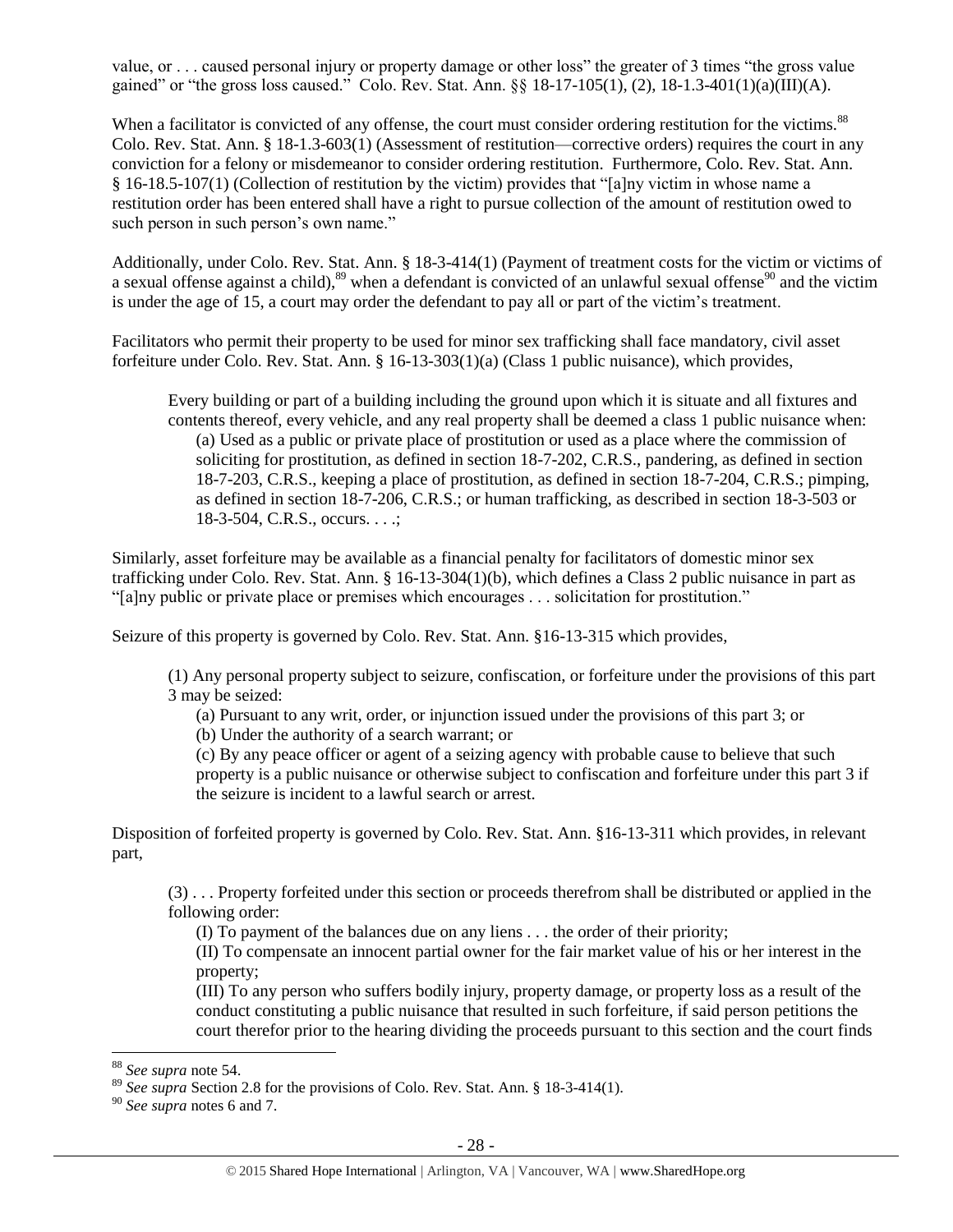value, or . . . caused personal injury or property damage or other loss" the greater of 3 times "the gross value gained" or "the gross loss caused." Colo. Rev. Stat. Ann. §§ 18-17-105(1), (2), 18-1.3-401(1)(a)(III)(A).

When a facilitator is convicted of any offense, the court must consider ordering restitution for the victims.[88] Colo. Rev. Stat. Ann. § 18-1.3-603(1) (Assessment of restitution—corrective orders) requires the court in any conviction for a felony or misdemeanor to consider ordering restitution. Furthermore, Colo. Rev. Stat. Ann. § 16-18.5-107(1) (Collection of restitution by the victim) provides that "[a]ny victim in whose name a restitution order has been entered shall have a right to pursue collection of the amount of restitution owed to such person in such person's own name."

Additionally, under Colo. Rev. Stat. Ann. § 18-3-414(1) (Payment of treatment costs for the victim or victims of a sexual offense against a child),[89] when a defendant is convicted of an unlawful sexual offense[90] and the victim is under the age of 15, a court may order the defendant to pay all or part of the victim's treatment.

Facilitators who permit their property to be used for minor sex trafficking shall face mandatory, civil asset forfeiture under Colo. Rev. Stat. Ann. § 16-13-303(1)(a) (Class 1 public nuisance), which provides,

> Every building or part of a building including the ground upon which it is situate and all fixtures and contents thereof, every vehicle, and any real property shall be deemed a class 1 public nuisance when:
>
> (a) Used as a public or private place of prostitution or used as a place where the commission of soliciting for prostitution, as defined in section 18-7-202, C.R.S., pandering, as defined in section 18-7-203, C.R.S., keeping a place of prostitution, as defined in section 18-7-204, C.R.S.; pimping, as defined in section 18-7-206, C.R.S.; or human trafficking, as described in section 18-3-503 or 18-3-504, C.R.S., occurs. . . .;

Similarly, asset forfeiture may be available as a financial penalty for facilitators of domestic minor sex trafficking under Colo. Rev. Stat. Ann. § 16-13-304(1)(b), which defines a Class 2 public nuisance in part as "[a]ny public or private place or premises which encourages . . . solicitation for prostitution."

Seizure of this property is governed by Colo. Rev. Stat. Ann. §16-13-315 which provides,

> (1) Any personal property subject to seizure, confiscation, or forfeiture under the provisions of this part 3 may be seized:
>
> (a) Pursuant to any writ, order, or injunction issued under the provisions of this part 3; or
>
> (b) Under the authority of a search warrant; or
>
> (c) By any peace officer or agent of a seizing agency with probable cause to believe that such property is a public nuisance or otherwise subject to confiscation and forfeiture under this part 3 if the seizure is incident to a lawful search or arrest.

Disposition of forfeited property is governed by Colo. Rev. Stat. Ann. §16-13-311 which provides, in relevant part,

> (3) . . . Property forfeited under this section or proceeds therefrom shall be distributed or applied in the following order:
>
> (I) To payment of the balances due on any liens . . . the order of their priority;
>
> (II) To compensate an innocent partial owner for the fair market value of his or her interest in the property;
>
> (III) To any person who suffers bodily injury, property damage, or property loss as a result of the conduct constituting a public nuisance that resulted in such forfeiture, if said person petitions the court therefor prior to the hearing dividing the proceeds pursuant to this section and the court finds

---

[88] *See supra* note 54.

[89] *See supra* Section 2.8 for the provisions of Colo. Rev. Stat. Ann. § 18-3-414(1).

[90] *See supra* notes 6 and 7.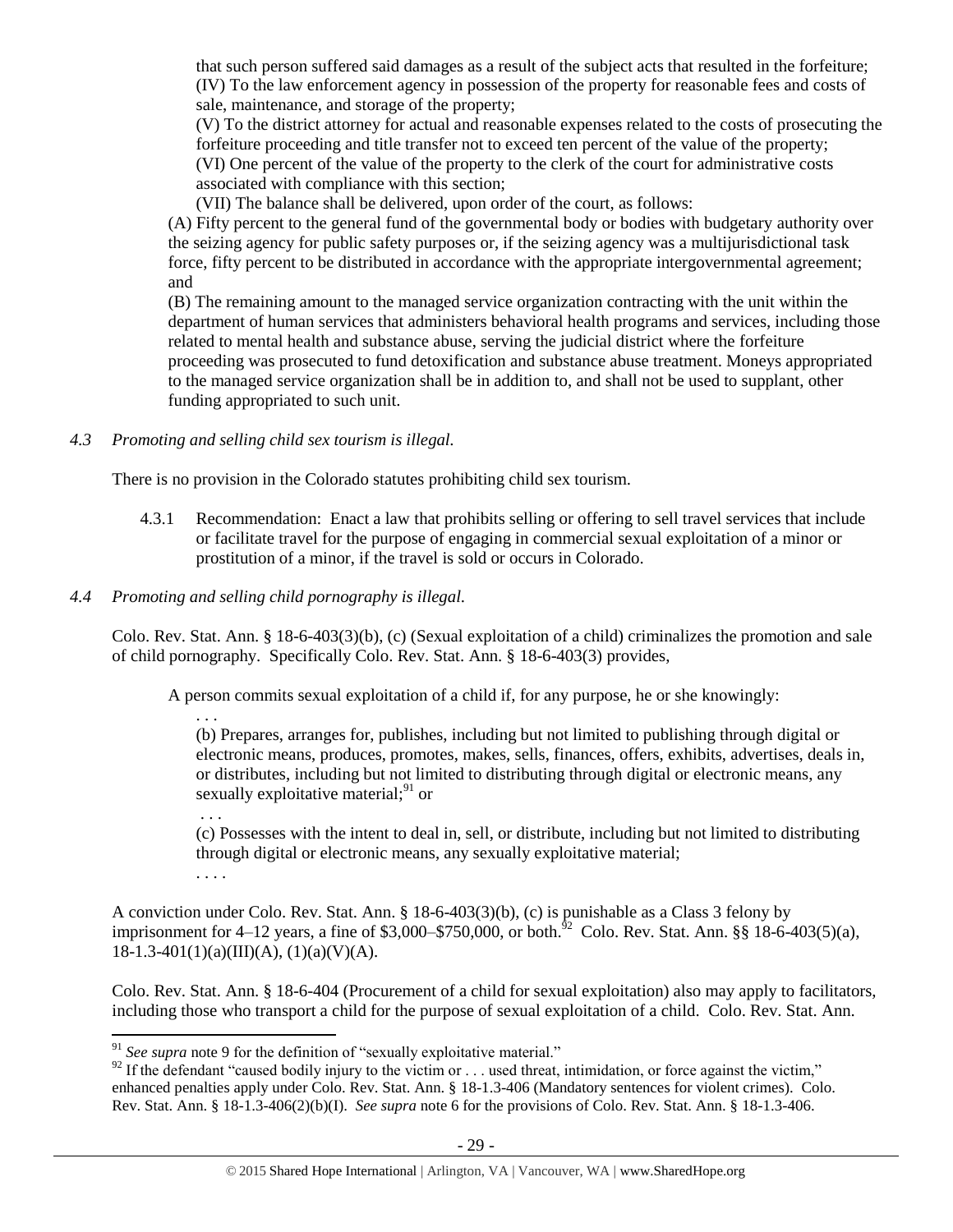that such person suffered said damages as a result of the subject acts that resulted in the forfeiture;

(IV) To the law enforcement agency in possession of the property for reasonable fees and costs of sale, maintenance, and storage of the property;

(V) To the district attorney for actual and reasonable expenses related to the costs of prosecuting the forfeiture proceeding and title transfer not to exceed ten percent of the value of the property;

(VI) One percent of the value of the property to the clerk of the court for administrative costs associated with compliance with this section;

(VII) The balance shall be delivered, upon order of the court, as follows:

(A) Fifty percent to the general fund of the governmental body or bodies with budgetary authority over the seizing agency for public safety purposes or, if the seizing agency was a multijurisdictional task force, fifty percent to be distributed in accordance with the appropriate intergovernmental agreement; and

(B) The remaining amount to the managed service organization contracting with the unit within the department of human services that administers behavioral health programs and services, including those related to mental health and substance abuse, serving the judicial district where the forfeiture proceeding was prosecuted to fund detoxification and substance abuse treatment. Moneys appropriated to the managed service organization shall be in addition to, and shall not be used to supplant, other funding appropriated to such unit.

*4.3 Promoting and selling child sex tourism is illegal.*

There is no provision in the Colorado statutes prohibiting child sex tourism.

4.3.1 Recommendation: Enact a law that prohibits selling or offering to sell travel services that include or facilitate travel for the purpose of engaging in commercial sexual exploitation of a minor or prostitution of a minor, if the travel is sold or occurs in Colorado.

*4.4 Promoting and selling child pornography is illegal.*

Colo. Rev. Stat. Ann. § 18-6-403(3)(b), (c) (Sexual exploitation of a child) criminalizes the promotion and sale of child pornography. Specifically Colo. Rev. Stat. Ann. § 18-6-403(3) provides,

A person commits sexual exploitation of a child if, for any purpose, he or she knowingly:

. . .

(b) Prepares, arranges for, publishes, including but not limited to publishing through digital or electronic means, produces, promotes, makes, sells, finances, offers, exhibits, advertises, deals in, or distributes, including but not limited to distributing through digital or electronic means, any sexually exploitative material;[91] or

. . .

(c) Possesses with the intent to deal in, sell, or distribute, including but not limited to distributing through digital or electronic means, any sexually exploitative material;

. . . .

A conviction under Colo. Rev. Stat. Ann. § 18-6-403(3)(b), (c) is punishable as a Class 3 felony by imprisonment for 4–12 years, a fine of $3,000–$750,000, or both.[92] Colo. Rev. Stat. Ann. §§ 18-6-403(5)(a), 18-1.3-401(1)(a)(III)(A), (1)(a)(V)(A).

Colo. Rev. Stat. Ann. § 18-6-404 (Procurement of a child for sexual exploitation) also may apply to facilitators, including those who transport a child for the purpose of sexual exploitation of a child. Colo. Rev. Stat. Ann.

[91] *See supra* note 9 for the definition of "sexually exploitative material."

[92] If the defendant "caused bodily injury to the victim or . . . used threat, intimidation, or force against the victim," enhanced penalties apply under Colo. Rev. Stat. Ann. § 18-1.3-406 (Mandatory sentences for violent crimes). Colo. Rev. Stat. Ann. § 18-1.3-406(2)(b)(I). *See supra* note 6 for the provisions of Colo. Rev. Stat. Ann. § 18-1.3-406.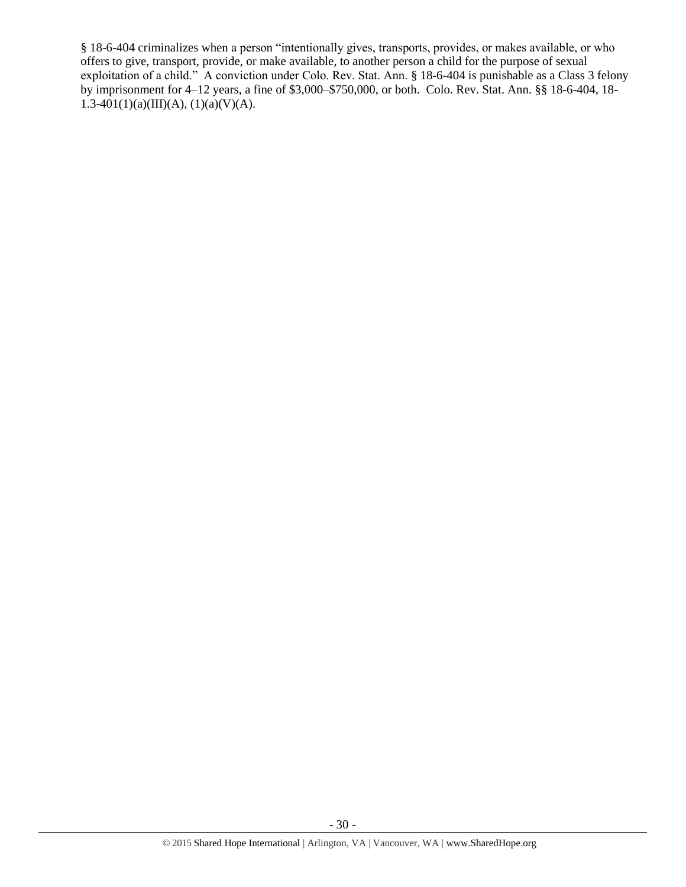§ 18-6-404 criminalizes when a person "intentionally gives, transports, provides, or makes available, or who offers to give, transport, provide, or make available, to another person a child for the purpose of sexual exploitation of a child." A conviction under Colo. Rev. Stat. Ann. § 18-6-404 is punishable as a Class 3 felony by imprisonment for 4–12 years, a fine of $3,000–$750,000, or both. Colo. Rev. Stat. Ann. §§ 18-6-404, 18-1.3-401(1)(a)(III)(A), (1)(a)(V)(A).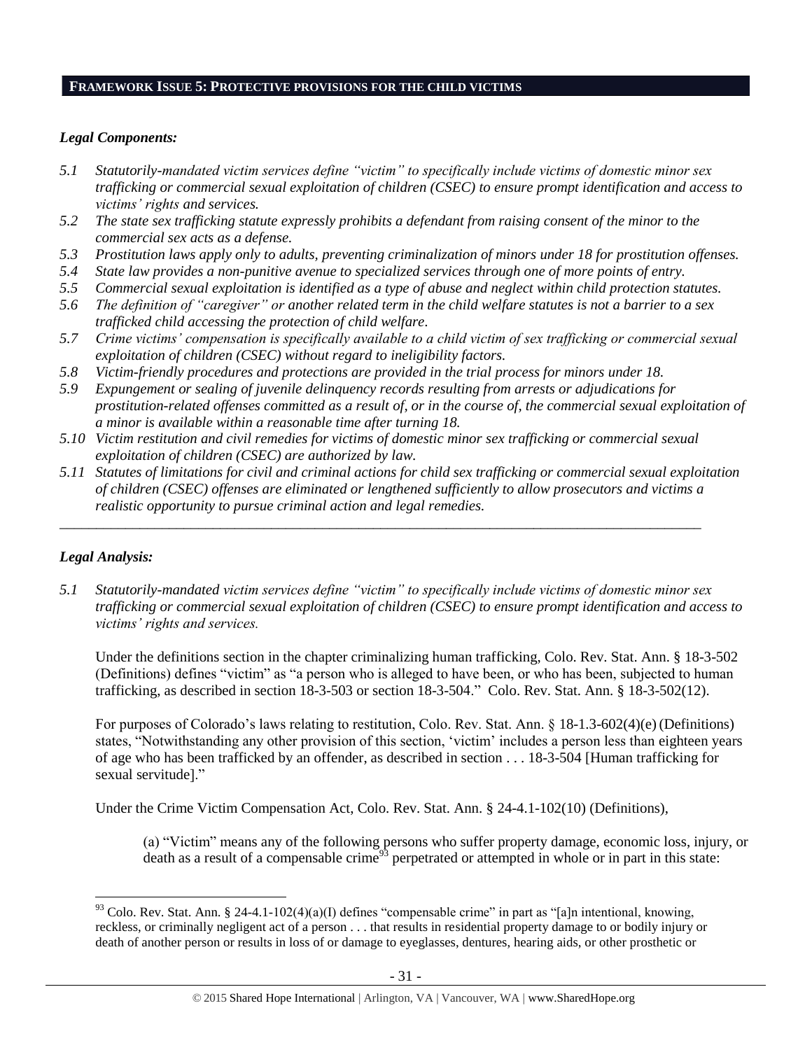## FRAMEWORK ISSUE 5: PROTECTIVE PROVISIONS FOR THE CHILD VICTIMS

### *Legal Components:*

*5.1 Statutorily-mandated victim services define "victim" to specifically include victims of domestic minor sex trafficking or commercial sexual exploitation of children (CSEC) to ensure prompt identification and access to victims' rights and services.*

*5.2 The state sex trafficking statute expressly prohibits a defendant from raising consent of the minor to the commercial sex acts as a defense.*

*5.3 Prostitution laws apply only to adults, preventing criminalization of minors under 18 for prostitution offenses.*

*5.4 State law provides a non-punitive avenue to specialized services through one of more points of entry.*

*5.5 Commercial sexual exploitation is identified as a type of abuse and neglect within child protection statutes.*

*5.6 The definition of "caregiver" or another related term in the child welfare statutes is not a barrier to a sex trafficked child accessing the protection of child welfare.*

*5.7 Crime victims' compensation is specifically available to a child victim of sex trafficking or commercial sexual exploitation of children (CSEC) without regard to ineligibility factors.*

*5.8 Victim-friendly procedures and protections are provided in the trial process for minors under 18.*

*5.9 Expungement or sealing of juvenile delinquency records resulting from arrests or adjudications for prostitution-related offenses committed as a result of, or in the course of, the commercial sexual exploitation of a minor is available within a reasonable time after turning 18.*

*5.10 Victim restitution and civil remedies for victims of domestic minor sex trafficking or commercial sexual exploitation of children (CSEC) are authorized by law.*

*5.11 Statutes of limitations for civil and criminal actions for child sex trafficking or commercial sexual exploitation of children (CSEC) offenses are eliminated or lengthened sufficiently to allow prosecutors and victims a realistic opportunity to pursue criminal action and legal remedies.*

---

### *Legal Analysis:*

*5.1 Statutorily-mandated victim services define "victim" to specifically include victims of domestic minor sex trafficking or commercial sexual exploitation of children (CSEC) to ensure prompt identification and access to victims' rights and services.*

Under the definitions section in the chapter criminalizing human trafficking, Colo. Rev. Stat. Ann. § 18-3-502 (Definitions) defines "victim" as "a person who is alleged to have been, or who has been, subjected to human trafficking, as described in section 18-3-503 or section 18-3-504." Colo. Rev. Stat. Ann. § 18-3-502(12).

For purposes of Colorado's laws relating to restitution, Colo. Rev. Stat. Ann. § 18-1.3-602(4)(e) (Definitions) states, "Notwithstanding any other provision of this section, 'victim' includes a person less than eighteen years of age who has been trafficked by an offender, as described in section . . . 18-3-504 [Human trafficking for sexual servitude]."

Under the Crime Victim Compensation Act, Colo. Rev. Stat. Ann. § 24-4.1-102(10) (Definitions),

> (a) "Victim" means any of the following persons who suffer property damage, economic loss, injury, or death as a result of a compensable crime[93] perpetrated or attempted in whole or in part in this state:

---

[93] Colo. Rev. Stat. Ann. § 24-4.1-102(4)(a)(I) defines "compensable crime" in part as "[a]n intentional, knowing, reckless, or criminally negligent act of a person . . . that results in residential property damage to or bodily injury or death of another person or results in loss of or damage to eyeglasses, dentures, hearing aids, or other prosthetic or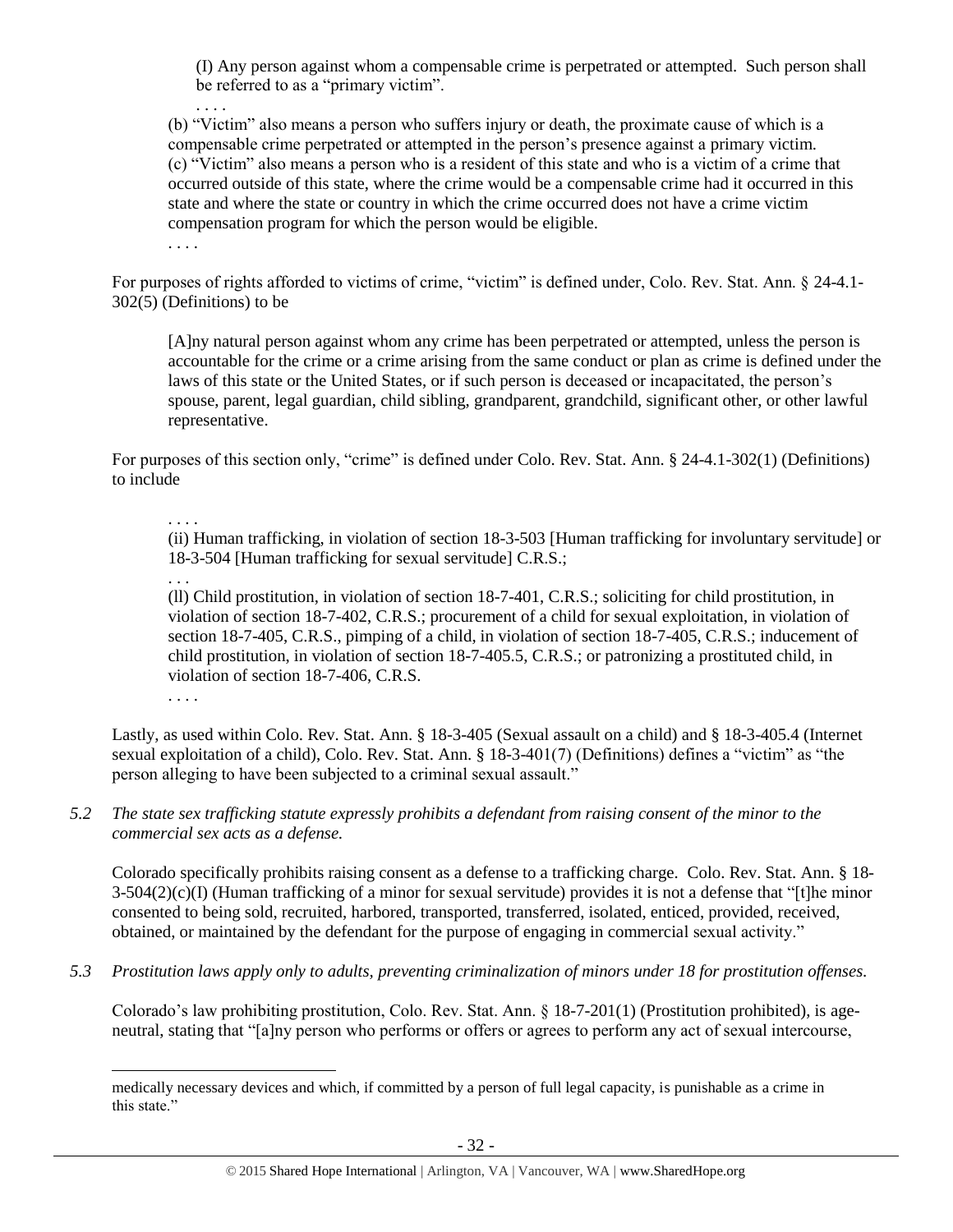> (I) Any person against whom a compensable crime is perpetrated or attempted. Such person shall be referred to as a "primary victim".
>
> . . . .
>
> (b) "Victim" also means a person who suffers injury or death, the proximate cause of which is a compensable crime perpetrated or attempted in the person's presence against a primary victim.
>
> (c) "Victim" also means a person who is a resident of this state and who is a victim of a crime that occurred outside of this state, where the crime would be a compensable crime had it occurred in this state and where the state or country in which the crime occurred does not have a crime victim compensation program for which the person would be eligible.
>
> . . . .

For purposes of rights afforded to victims of crime, "victim" is defined under, Colo. Rev. Stat. Ann. § 24-4.1-302(5) (Definitions) to be

> [A]ny natural person against whom any crime has been perpetrated or attempted, unless the person is accountable for the crime or a crime arising from the same conduct or plan as crime is defined under the laws of this state or the United States, or if such person is deceased or incapacitated, the person's spouse, parent, legal guardian, child sibling, grandparent, grandchild, significant other, or other lawful representative.

For purposes of this section only, "crime" is defined under Colo. Rev. Stat. Ann. § 24-4.1-302(1) (Definitions) to include

> . . . .
>
> (ii) Human trafficking, in violation of section 18-3-503 [Human trafficking for involuntary servitude] or 18-3-504 [Human trafficking for sexual servitude] C.R.S.;
>
> . . .
>
> (ll) Child prostitution, in violation of section 18-7-401, C.R.S.; soliciting for child prostitution, in violation of section 18-7-402, C.R.S.; procurement of a child for sexual exploitation, in violation of section 18-7-405, C.R.S., pimping of a child, in violation of section 18-7-405, C.R.S.; inducement of child prostitution, in violation of section 18-7-405.5, C.R.S.; or patronizing a prostituted child, in violation of section 18-7-406, C.R.S.
>
> . . . .

Lastly, as used within Colo. Rev. Stat. Ann. § 18-3-405 (Sexual assault on a child) and § 18-3-405.4 (Internet sexual exploitation of a child), Colo. Rev. Stat. Ann. § 18-3-401(7) (Definitions) defines a "victim" as "the person alleging to have been subjected to a criminal sexual assault."

*5.2 The state sex trafficking statute expressly prohibits a defendant from raising consent of the minor to the commercial sex acts as a defense.*

Colorado specifically prohibits raising consent as a defense to a trafficking charge. Colo. Rev. Stat. Ann. § 18-3-504(2)(c)(I) (Human trafficking of a minor for sexual servitude) provides it is not a defense that "[t]he minor consented to being sold, recruited, harbored, transported, transferred, isolated, enticed, provided, received, obtained, or maintained by the defendant for the purpose of engaging in commercial sexual activity."

*5.3 Prostitution laws apply only to adults, preventing criminalization of minors under 18 for prostitution offenses.*

Colorado's law prohibiting prostitution, Colo. Rev. Stat. Ann. § 18-7-201(1) (Prostitution prohibited), is age-neutral, stating that "[a]ny person who performs or offers or agrees to perform any act of sexual intercourse,

---

medically necessary devices and which, if committed by a person of full legal capacity, is punishable as a crime in this state."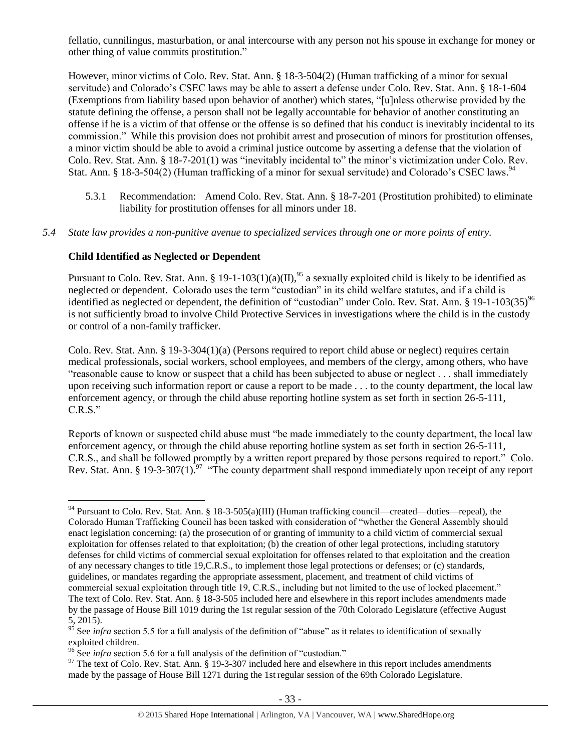fellatio, cunnilingus, masturbation, or anal intercourse with any person not his spouse in exchange for money or other thing of value commits prostitution."

However, minor victims of Colo. Rev. Stat. Ann. § 18-3-504(2) (Human trafficking of a minor for sexual servitude) and Colorado's CSEC laws may be able to assert a defense under Colo. Rev. Stat. Ann. § 18-1-604 (Exemptions from liability based upon behavior of another) which states, "[u]nless otherwise provided by the statute defining the offense, a person shall not be legally accountable for behavior of another constituting an offense if he is a victim of that offense or the offense is so defined that his conduct is inevitably incidental to its commission." While this provision does not prohibit arrest and prosecution of minors for prostitution offenses, a minor victim should be able to avoid a criminal justice outcome by asserting a defense that the violation of Colo. Rev. Stat. Ann. § 18-7-201(1) was "inevitably incidental to" the minor's victimization under Colo. Rev. Stat. Ann. § 18-3-504(2) (Human trafficking of a minor for sexual servitude) and Colorado's CSEC laws.[94]

5.3.1 Recommendation: Amend Colo. Rev. Stat. Ann. § 18-7-201 (Prostitution prohibited) to eliminate liability for prostitution offenses for all minors under 18.

*5.4 State law provides a non-punitive avenue to specialized services through one or more points of entry.*

**Child Identified as Neglected or Dependent**

Pursuant to Colo. Rev. Stat. Ann. § 19-1-103(1)(a)(II),[95] a sexually exploited child is likely to be identified as neglected or dependent. Colorado uses the term "custodian" in its child welfare statutes, and if a child is identified as neglected or dependent, the definition of "custodian" under Colo. Rev. Stat. Ann. § 19-1-103(35)[96] is not sufficiently broad to involve Child Protective Services in investigations where the child is in the custody or control of a non-family trafficker.

Colo. Rev. Stat. Ann. § 19-3-304(1)(a) (Persons required to report child abuse or neglect) requires certain medical professionals, social workers, school employees, and members of the clergy, among others, who have "reasonable cause to know or suspect that a child has been subjected to abuse or neglect . . . shall immediately upon receiving such information report or cause a report to be made . . . to the county department, the local law enforcement agency, or through the child abuse reporting hotline system as set forth in section 26-5-111, C.R.S."

Reports of known or suspected child abuse must "be made immediately to the county department, the local law enforcement agency, or through the child abuse reporting hotline system as set forth in section 26-5-111, C.R.S., and shall be followed promptly by a written report prepared by those persons required to report." Colo. Rev. Stat. Ann. § 19-3-307(1).[97] "The county department shall respond immediately upon receipt of any report

---

[94] Pursuant to Colo. Rev. Stat. Ann. § 18-3-505(a)(III) (Human trafficking council—created—duties—repeal), the Colorado Human Trafficking Council has been tasked with consideration of "whether the General Assembly should enact legislation concerning: (a) the prosecution of or granting of immunity to a child victim of commercial sexual exploitation for offenses related to that exploitation; (b) the creation of other legal protections, including statutory defenses for child victims of commercial sexual exploitation for offenses related to that exploitation and the creation of any necessary changes to title 19,C.R.S., to implement those legal protections or defenses; or (c) standards, guidelines, or mandates regarding the appropriate assessment, placement, and treatment of child victims of commercial sexual exploitation through title 19, C.R.S., including but not limited to the use of locked placement." The text of Colo. Rev. Stat. Ann. § 18-3-505 included here and elsewhere in this report includes amendments made by the passage of House Bill 1019 during the 1st regular session of the 70th Colorado Legislature (effective August 5, 2015).

[95] See *infra* section 5.5 for a full analysis of the definition of "abuse" as it relates to identification of sexually exploited children.

[96] See *infra* section 5.6 for a full analysis of the definition of "custodian."

[97] The text of Colo. Rev. Stat. Ann. § 19-3-307 included here and elsewhere in this report includes amendments made by the passage of House Bill 1271 during the 1st regular session of the 69th Colorado Legislature.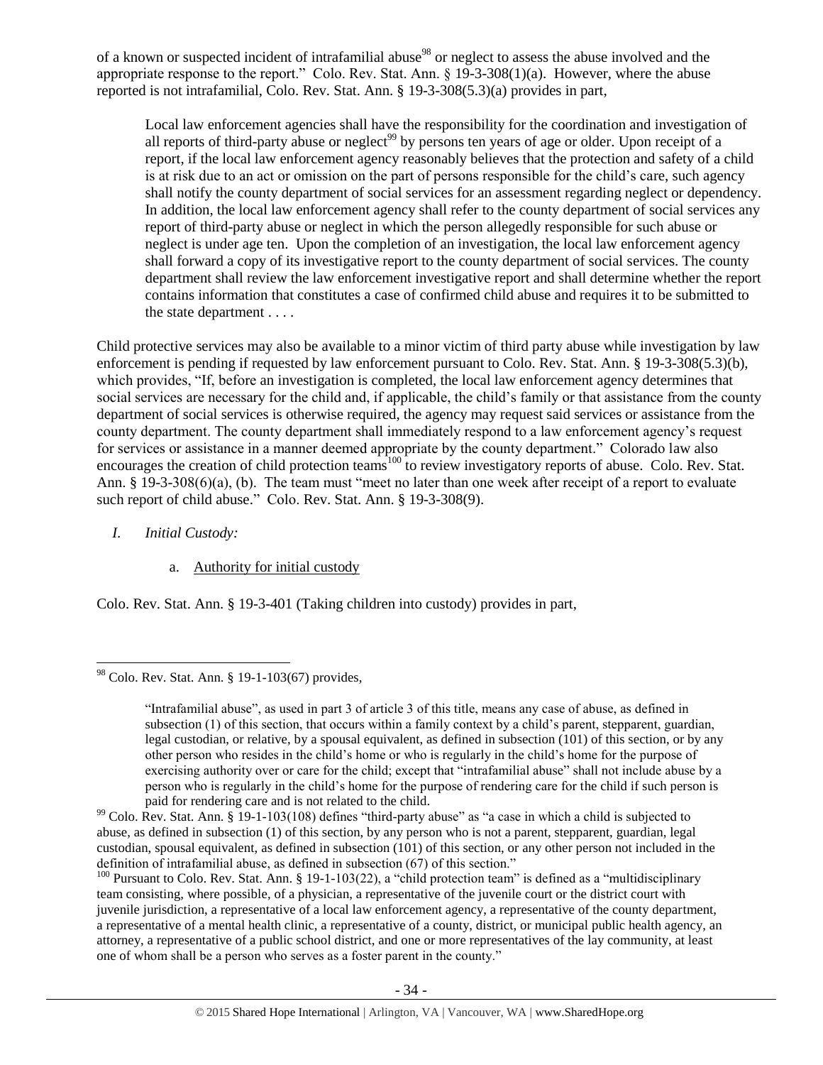of a known or suspected incident of intrafamilial abuse[98] or neglect to assess the abuse involved and the appropriate response to the report." Colo. Rev. Stat. Ann. § 19-3-308(1)(a). However, where the abuse reported is not intrafamilial, Colo. Rev. Stat. Ann. § 19-3-308(5.3)(a) provides in part,

> Local law enforcement agencies shall have the responsibility for the coordination and investigation of all reports of third-party abuse or neglect[99] by persons ten years of age or older. Upon receipt of a report, if the local law enforcement agency reasonably believes that the protection and safety of a child is at risk due to an act or omission on the part of persons responsible for the child's care, such agency shall notify the county department of social services for an assessment regarding neglect or dependency. In addition, the local law enforcement agency shall refer to the county department of social services any report of third-party abuse or neglect in which the person allegedly responsible for such abuse or neglect is under age ten. Upon the completion of an investigation, the local law enforcement agency shall forward a copy of its investigative report to the county department of social services. The county department shall review the law enforcement investigative report and shall determine whether the report contains information that constitutes a case of confirmed child abuse and requires it to be submitted to the state department . . . .

Child protective services may also be available to a minor victim of third party abuse while investigation by law enforcement is pending if requested by law enforcement pursuant to Colo. Rev. Stat. Ann. § 19-3-308(5.3)(b), which provides, "If, before an investigation is completed, the local law enforcement agency determines that social services are necessary for the child and, if applicable, the child's family or that assistance from the county department of social services is otherwise required, the agency may request said services or assistance from the county department. The county department shall immediately respond to a law enforcement agency's request for services or assistance in a manner deemed appropriate by the county department." Colorado law also encourages the creation of child protection teams[100] to review investigatory reports of abuse. Colo. Rev. Stat. Ann. § 19-3-308(6)(a), (b). The team must "meet no later than one week after receipt of a report to evaluate such report of child abuse." Colo. Rev. Stat. Ann. § 19-3-308(9).

*I. Initial Custody:*

a. Authority for initial custody

Colo. Rev. Stat. Ann. § 19-3-401 (Taking children into custody) provides in part,

---

[98] Colo. Rev. Stat. Ann. § 19-1-103(67) provides,

> "Intrafamilial abuse", as used in part 3 of article 3 of this title, means any case of abuse, as defined in subsection (1) of this section, that occurs within a family context by a child's parent, stepparent, guardian, legal custodian, or relative, by a spousal equivalent, as defined in subsection (101) of this section, or by any other person who resides in the child's home or who is regularly in the child's home for the purpose of exercising authority over or care for the child; except that "intrafamilial abuse" shall not include abuse by a person who is regularly in the child's home for the purpose of rendering care for the child if such person is paid for rendering care and is not related to the child.

[99] Colo. Rev. Stat. Ann. § 19-1-103(108) defines "third-party abuse" as "a case in which a child is subjected to abuse, as defined in subsection (1) of this section, by any person who is not a parent, stepparent, guardian, legal custodian, spousal equivalent, as defined in subsection (101) of this section, or any other person not included in the definition of intrafamilial abuse, as defined in subsection (67) of this section."

[100] Pursuant to Colo. Rev. Stat. Ann. § 19-1-103(22), a "child protection team" is defined as a "multidisciplinary team consisting, where possible, of a physician, a representative of the juvenile court or the district court with juvenile jurisdiction, a representative of a local law enforcement agency, a representative of the county department, a representative of a mental health clinic, a representative of a county, district, or municipal public health agency, an attorney, a representative of a public school district, and one or more representatives of the lay community, at least one of whom shall be a person who serves as a foster parent in the county."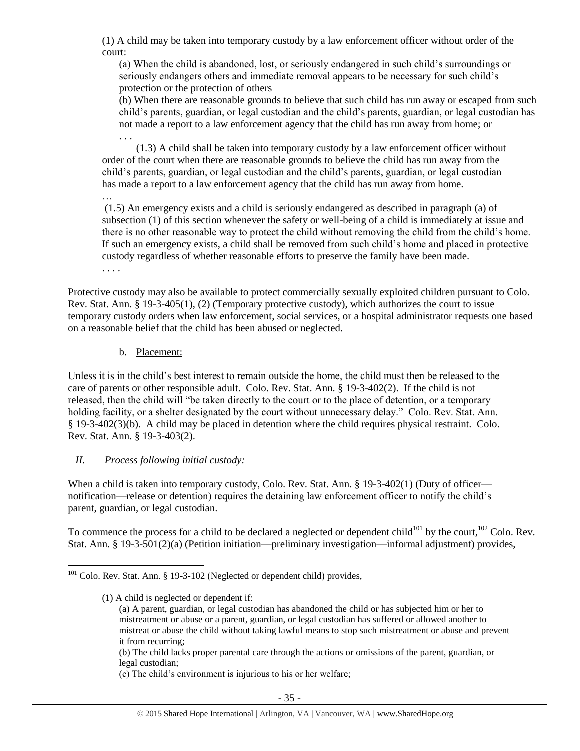(1) A child may be taken into temporary custody by a law enforcement officer without order of the court:

(a) When the child is abandoned, lost, or seriously endangered in such child's surroundings or seriously endangers others and immediate removal appears to be necessary for such child's protection or the protection of others

(b) When there are reasonable grounds to believe that such child has run away or escaped from such child's parents, guardian, or legal custodian and the child's parents, guardian, or legal custodian has not made a report to a law enforcement agency that the child has run away from home; or

. . .

(1.3) A child shall be taken into temporary custody by a law enforcement officer without order of the court when there are reasonable grounds to believe the child has run away from the child's parents, guardian, or legal custodian and the child's parents, guardian, or legal custodian has made a report to a law enforcement agency that the child has run away from home.

…

(1.5) An emergency exists and a child is seriously endangered as described in paragraph (a) of subsection (1) of this section whenever the safety or well-being of a child is immediately at issue and there is no other reasonable way to protect the child without removing the child from the child's home. If such an emergency exists, a child shall be removed from such child's home and placed in protective custody regardless of whether reasonable efforts to preserve the family have been made.

. . . .

Protective custody may also be available to protect commercially sexually exploited children pursuant to Colo. Rev. Stat. Ann. § 19-3-405(1), (2) (Temporary protective custody), which authorizes the court to issue temporary custody orders when law enforcement, social services, or a hospital administrator requests one based on a reasonable belief that the child has been abused or neglected.

b. Placement:

Unless it is in the child's best interest to remain outside the home, the child must then be released to the care of parents or other responsible adult. Colo. Rev. Stat. Ann. § 19-3-402(2). If the child is not released, then the child will "be taken directly to the court or to the place of detention, or a temporary holding facility, or a shelter designated by the court without unnecessary delay." Colo. Rev. Stat. Ann. § 19-3-402(3)(b). A child may be placed in detention where the child requires physical restraint. Colo. Rev. Stat. Ann. § 19-3-403(2).

*II. Process following initial custody:*

When a child is taken into temporary custody, Colo. Rev. Stat. Ann. § 19-3-402(1) (Duty of officer—notification—release or detention) requires the detaining law enforcement officer to notify the child's parent, guardian, or legal custodian.

To commence the process for a child to be declared a neglected or dependent child[101] by the court,[102] Colo. Rev. Stat. Ann. § 19-3-501(2)(a) (Petition initiation—preliminary investigation—informal adjustment) provides,

---

[101] Colo. Rev. Stat. Ann. § 19-3-102 (Neglected or dependent child) provides,

(1) A child is neglected or dependent if:

(a) A parent, guardian, or legal custodian has abandoned the child or has subjected him or her to mistreatment or abuse or a parent, guardian, or legal custodian has suffered or allowed another to mistreat or abuse the child without taking lawful means to stop such mistreatment or abuse and prevent it from recurring;

(b) The child lacks proper parental care through the actions or omissions of the parent, guardian, or legal custodian;

(c) The child's environment is injurious to his or her welfare;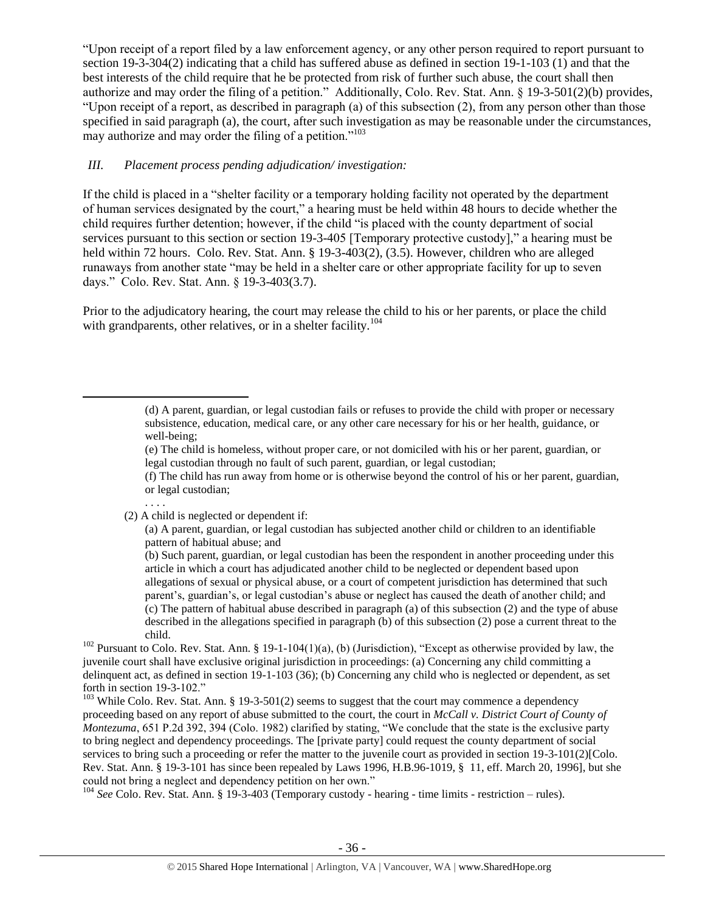"Upon receipt of a report filed by a law enforcement agency, or any other person required to report pursuant to section 19-3-304(2) indicating that a child has suffered abuse as defined in section 19-1-103 (1) and that the best interests of the child require that he be protected from risk of further such abuse, the court shall then authorize and may order the filing of a petition." Additionally, Colo. Rev. Stat. Ann. § 19-3-501(2)(b) provides, "Upon receipt of a report, as described in paragraph (a) of this subsection (2), from any person other than those specified in said paragraph (a), the court, after such investigation as may be reasonable under the circumstances, may authorize and may order the filing of a petition."[103]

*III. Placement process pending adjudication/ investigation:*

If the child is placed in a "shelter facility or a temporary holding facility not operated by the department of human services designated by the court," a hearing must be held within 48 hours to decide whether the child requires further detention; however, if the child "is placed with the county department of social services pursuant to this section or section 19-3-405 [Temporary protective custody]," a hearing must be held within 72 hours. Colo. Rev. Stat. Ann. § 19-3-403(2), (3.5). However, children who are alleged runaways from another state "may be held in a shelter care or other appropriate facility for up to seven days." Colo. Rev. Stat. Ann. § 19-3-403(3.7).

Prior to the adjudicatory hearing, the court may release the child to his or her parents, or place the child with grandparents, other relatives, or in a shelter facility.[104]

---

> (d) A parent, guardian, or legal custodian fails or refuses to provide the child with proper or necessary subsistence, education, medical care, or any other care necessary for his or her health, guidance, or well-being;
>
> (e) The child is homeless, without proper care, or not domiciled with his or her parent, guardian, or legal custodian through no fault of such parent, guardian, or legal custodian;
>
> (f) The child has run away from home or is otherwise beyond the control of his or her parent, guardian, or legal custodian;
>
> . . . .
>
> (2) A child is neglected or dependent if:
>
> (a) A parent, guardian, or legal custodian has subjected another child or children to an identifiable pattern of habitual abuse; and
>
> (b) Such parent, guardian, or legal custodian has been the respondent in another proceeding under this article in which a court has adjudicated another child to be neglected or dependent based upon allegations of sexual or physical abuse, or a court of competent jurisdiction has determined that such parent's, guardian's, or legal custodian's abuse or neglect has caused the death of another child; and
>
> (c) The pattern of habitual abuse described in paragraph (a) of this subsection (2) and the type of abuse described in the allegations specified in paragraph (b) of this subsection (2) pose a current threat to the child.

[102] Pursuant to Colo. Rev. Stat. Ann. § 19-1-104(1)(a), (b) (Jurisdiction), "Except as otherwise provided by law, the juvenile court shall have exclusive original jurisdiction in proceedings: (a) Concerning any child committing a delinquent act, as defined in section 19-1-103 (36); (b) Concerning any child who is neglected or dependent, as set forth in section 19-3-102."

[103] While Colo. Rev. Stat. Ann. § 19-3-501(2) seems to suggest that the court may commence a dependency proceeding based on any report of abuse submitted to the court, the court in *McCall v. District Court of County of Montezuma*, 651 P.2d 392, 394 (Colo. 1982) clarified by stating, "We conclude that the state is the exclusive party to bring neglect and dependency proceedings. The [private party] could request the county department of social services to bring such a proceeding or refer the matter to the juvenile court as provided in section 19-3-101(2)[Colo. Rev. Stat. Ann. § 19-3-101 has since been repealed by Laws 1996, H.B.96-1019, § 11, eff. March 20, 1996], but she could not bring a neglect and dependency petition on her own."

[104] *See* Colo. Rev. Stat. Ann. § 19-3-403 (Temporary custody - hearing - time limits - restriction – rules).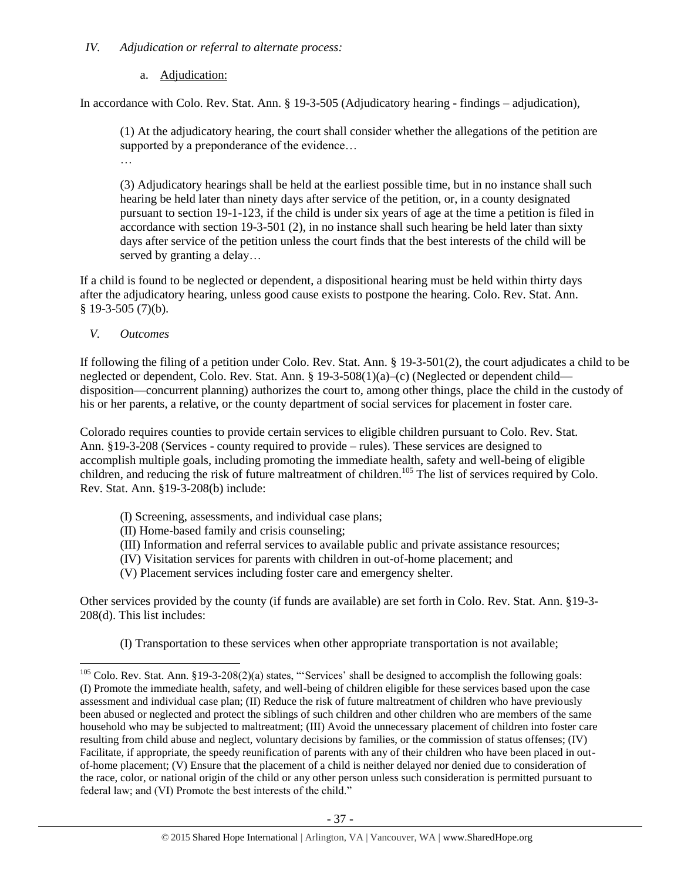*IV. Adjudication or referral to alternate process:*

a. Adjudication:

In accordance with Colo. Rev. Stat. Ann. § 19-3-505 (Adjudicatory hearing - findings – adjudication),

> (1) At the adjudicatory hearing, the court shall consider whether the allegations of the petition are supported by a preponderance of the evidence…
>
> …
>
> (3) Adjudicatory hearings shall be held at the earliest possible time, but in no instance shall such hearing be held later than ninety days after service of the petition, or, in a county designated pursuant to section 19-1-123, if the child is under six years of age at the time a petition is filed in accordance with section 19-3-501 (2), in no instance shall such hearing be held later than sixty days after service of the petition unless the court finds that the best interests of the child will be served by granting a delay…

If a child is found to be neglected or dependent, a dispositional hearing must be held within thirty days after the adjudicatory hearing, unless good cause exists to postpone the hearing. Colo. Rev. Stat. Ann. § 19-3-505 (7)(b).

*V. Outcomes*

If following the filing of a petition under Colo. Rev. Stat. Ann. § 19-3-501(2), the court adjudicates a child to be neglected or dependent, Colo. Rev. Stat. Ann. § 19-3-508(1)(a)–(c) (Neglected or dependent child—disposition—concurrent planning) authorizes the court to, among other things, place the child in the custody of his or her parents, a relative, or the county department of social services for placement in foster care.

Colorado requires counties to provide certain services to eligible children pursuant to Colo. Rev. Stat. Ann. §19-3-208 (Services - county required to provide – rules). These services are designed to accomplish multiple goals, including promoting the immediate health, safety and well-being of eligible children, and reducing the risk of future maltreatment of children.[105] The list of services required by Colo. Rev. Stat. Ann. §19-3-208(b) include:

> (I) Screening, assessments, and individual case plans;
> (II) Home-based family and crisis counseling;
> (III) Information and referral services to available public and private assistance resources;
> (IV) Visitation services for parents with children in out-of-home placement; and
> (V) Placement services including foster care and emergency shelter.

Other services provided by the county (if funds are available) are set forth in Colo. Rev. Stat. Ann. §19-3-208(d). This list includes:

> (I) Transportation to these services when other appropriate transportation is not available;

[105] Colo. Rev. Stat. Ann. §19-3-208(2)(a) states, "'Services' shall be designed to accomplish the following goals: (I) Promote the immediate health, safety, and well-being of children eligible for these services based upon the case assessment and individual case plan; (II) Reduce the risk of future maltreatment of children who have previously been abused or neglected and protect the siblings of such children and other children who are members of the same household who may be subjected to maltreatment; (III) Avoid the unnecessary placement of children into foster care resulting from child abuse and neglect, voluntary decisions by families, or the commission of status offenses; (IV) Facilitate, if appropriate, the speedy reunification of parents with any of their children who have been placed in out-of-home placement; (V) Ensure that the placement of a child is neither delayed nor denied due to consideration of the race, color, or national origin of the child or any other person unless such consideration is permitted pursuant to federal law; and (VI) Promote the best interests of the child."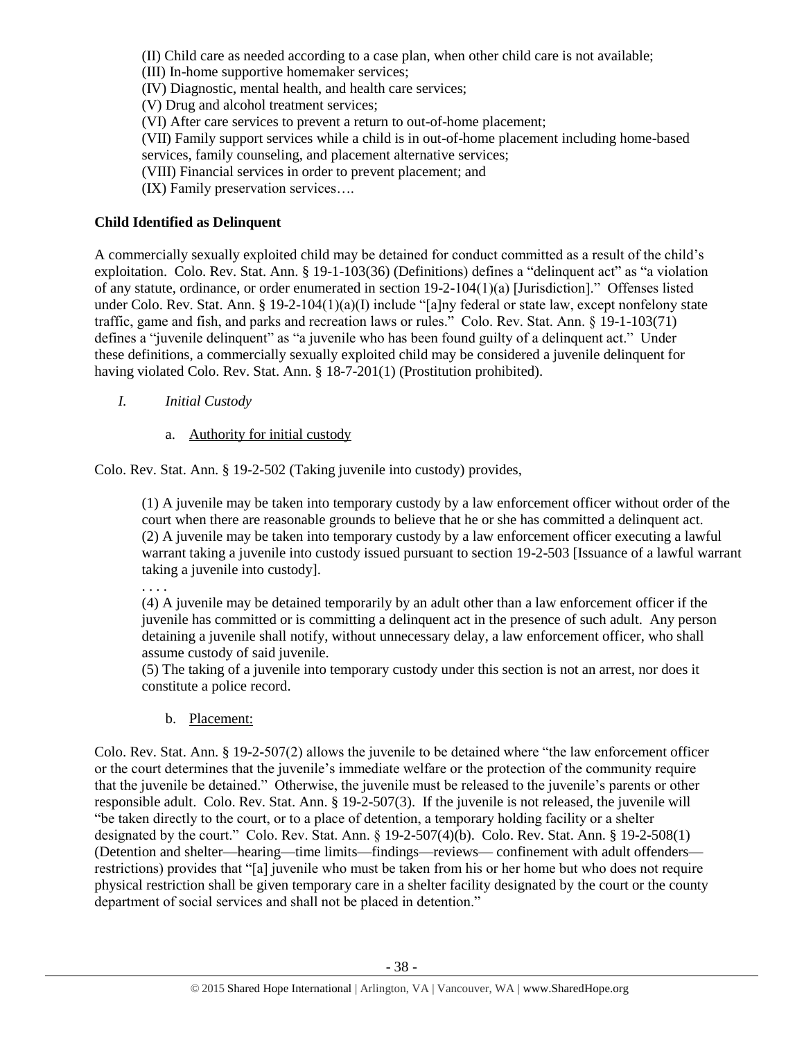(II) Child care as needed according to a case plan, when other child care is not available;
(III) In-home supportive homemaker services;
(IV) Diagnostic, mental health, and health care services;
(V) Drug and alcohol treatment services;
(VI) After care services to prevent a return to out-of-home placement;
(VII) Family support services while a child is in out-of-home placement including home-based services, family counseling, and placement alternative services;
(VIII) Financial services in order to prevent placement; and
(IX) Family preservation services….

**Child Identified as Delinquent**

A commercially sexually exploited child may be detained for conduct committed as a result of the child's exploitation. Colo. Rev. Stat. Ann. § 19-1-103(36) (Definitions) defines a "delinquent act" as "a violation of any statute, ordinance, or order enumerated in section 19-2-104(1)(a) [Jurisdiction]." Offenses listed under Colo. Rev. Stat. Ann. § 19-2-104(1)(a)(I) include "[a]ny federal or state law, except nonfelony state traffic, game and fish, and parks and recreation laws or rules." Colo. Rev. Stat. Ann. § 19-1-103(71) defines a "juvenile delinquent" as "a juvenile who has been found guilty of a delinquent act." Under these definitions, a commercially sexually exploited child may be considered a juvenile delinquent for having violated Colo. Rev. Stat. Ann. § 18-7-201(1) (Prostitution prohibited).

*I. Initial Custody*

a. Authority for initial custody

Colo. Rev. Stat. Ann. § 19-2-502 (Taking juvenile into custody) provides,

> (1) A juvenile may be taken into temporary custody by a law enforcement officer without order of the court when there are reasonable grounds to believe that he or she has committed a delinquent act.
> (2) A juvenile may be taken into temporary custody by a law enforcement officer executing a lawful warrant taking a juvenile into custody issued pursuant to section 19-2-503 [Issuance of a lawful warrant taking a juvenile into custody].
> . . . .
> (4) A juvenile may be detained temporarily by an adult other than a law enforcement officer if the juvenile has committed or is committing a delinquent act in the presence of such adult. Any person detaining a juvenile shall notify, without unnecessary delay, a law enforcement officer, who shall assume custody of said juvenile.
> (5) The taking of a juvenile into temporary custody under this section is not an arrest, nor does it constitute a police record.

b. Placement:

Colo. Rev. Stat. Ann. § 19-2-507(2) allows the juvenile to be detained where "the law enforcement officer or the court determines that the juvenile's immediate welfare or the protection of the community require that the juvenile be detained." Otherwise, the juvenile must be released to the juvenile's parents or other responsible adult. Colo. Rev. Stat. Ann. § 19-2-507(3). If the juvenile is not released, the juvenile will "be taken directly to the court, or to a place of detention, a temporary holding facility or a shelter designated by the court." Colo. Rev. Stat. Ann. § 19-2-507(4)(b). Colo. Rev. Stat. Ann. § 19-2-508(1) (Detention and shelter—hearing—time limits—findings—reviews— confinement with adult offenders—restrictions) provides that "[a] juvenile who must be taken from his or her home but who does not require physical restriction shall be given temporary care in a shelter facility designated by the court or the county department of social services and shall not be placed in detention."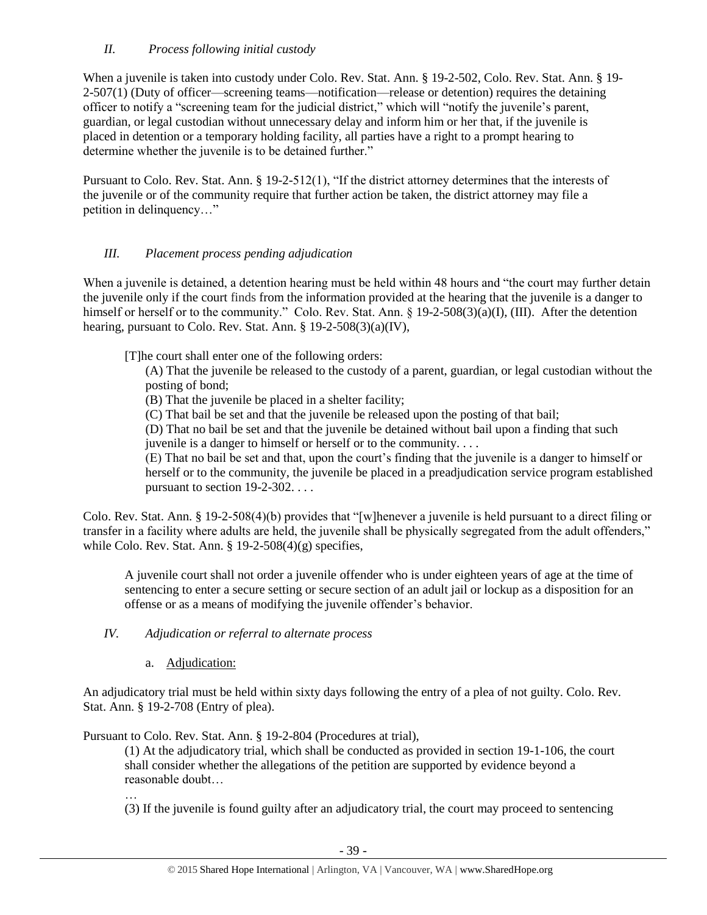## *II. Process following initial custody*

When a juvenile is taken into custody under Colo. Rev. Stat. Ann. § 19-2-502, Colo. Rev. Stat. Ann. § 19-2-507(1) (Duty of officer—screening teams—notification—release or detention) requires the detaining officer to notify a "screening team for the judicial district," which will "notify the juvenile's parent, guardian, or legal custodian without unnecessary delay and inform him or her that, if the juvenile is placed in detention or a temporary holding facility, all parties have a right to a prompt hearing to determine whether the juvenile is to be detained further."

Pursuant to Colo. Rev. Stat. Ann. § 19-2-512(1), "If the district attorney determines that the interests of the juvenile or of the community require that further action be taken, the district attorney may file a petition in delinquency…"

## *III. Placement process pending adjudication*

When a juvenile is detained, a detention hearing must be held within 48 hours and "the court may further detain the juvenile only if the court finds from the information provided at the hearing that the juvenile is a danger to himself or herself or to the community." Colo. Rev. Stat. Ann. § 19-2-508(3)(a)(I), (III). After the detention hearing, pursuant to Colo. Rev. Stat. Ann. § 19-2-508(3)(a)(IV),

> [T]he court shall enter one of the following orders:
>
> (A) That the juvenile be released to the custody of a parent, guardian, or legal custodian without the posting of bond;
>
> (B) That the juvenile be placed in a shelter facility;
>
> (C) That bail be set and that the juvenile be released upon the posting of that bail;
>
> (D) That no bail be set and that the juvenile be detained without bail upon a finding that such juvenile is a danger to himself or herself or to the community. . . .
>
> (E) That no bail be set and that, upon the court's finding that the juvenile is a danger to himself or herself or to the community, the juvenile be placed in a preadjudication service program established pursuant to section 19-2-302. . . .

Colo. Rev. Stat. Ann. § 19-2-508(4)(b) provides that "[w]henever a juvenile is held pursuant to a direct filing or transfer in a facility where adults are held, the juvenile shall be physically segregated from the adult offenders," while Colo. Rev. Stat. Ann. § 19-2-508(4)(g) specifies,

> A juvenile court shall not order a juvenile offender who is under eighteen years of age at the time of sentencing to enter a secure setting or secure section of an adult jail or lockup as a disposition for an offense or as a means of modifying the juvenile offender's behavior.

## *IV. Adjudication or referral to alternate process*

### a. Adjudication:

An adjudicatory trial must be held within sixty days following the entry of a plea of not guilty. Colo. Rev. Stat. Ann. § 19-2-708 (Entry of plea).

Pursuant to Colo. Rev. Stat. Ann. § 19-2-804 (Procedures at trial),

> (1) At the adjudicatory trial, which shall be conducted as provided in section 19-1-106, the court shall consider whether the allegations of the petition are supported by evidence beyond a reasonable doubt…
>
> …
>
> (3) If the juvenile is found guilty after an adjudicatory trial, the court may proceed to sentencing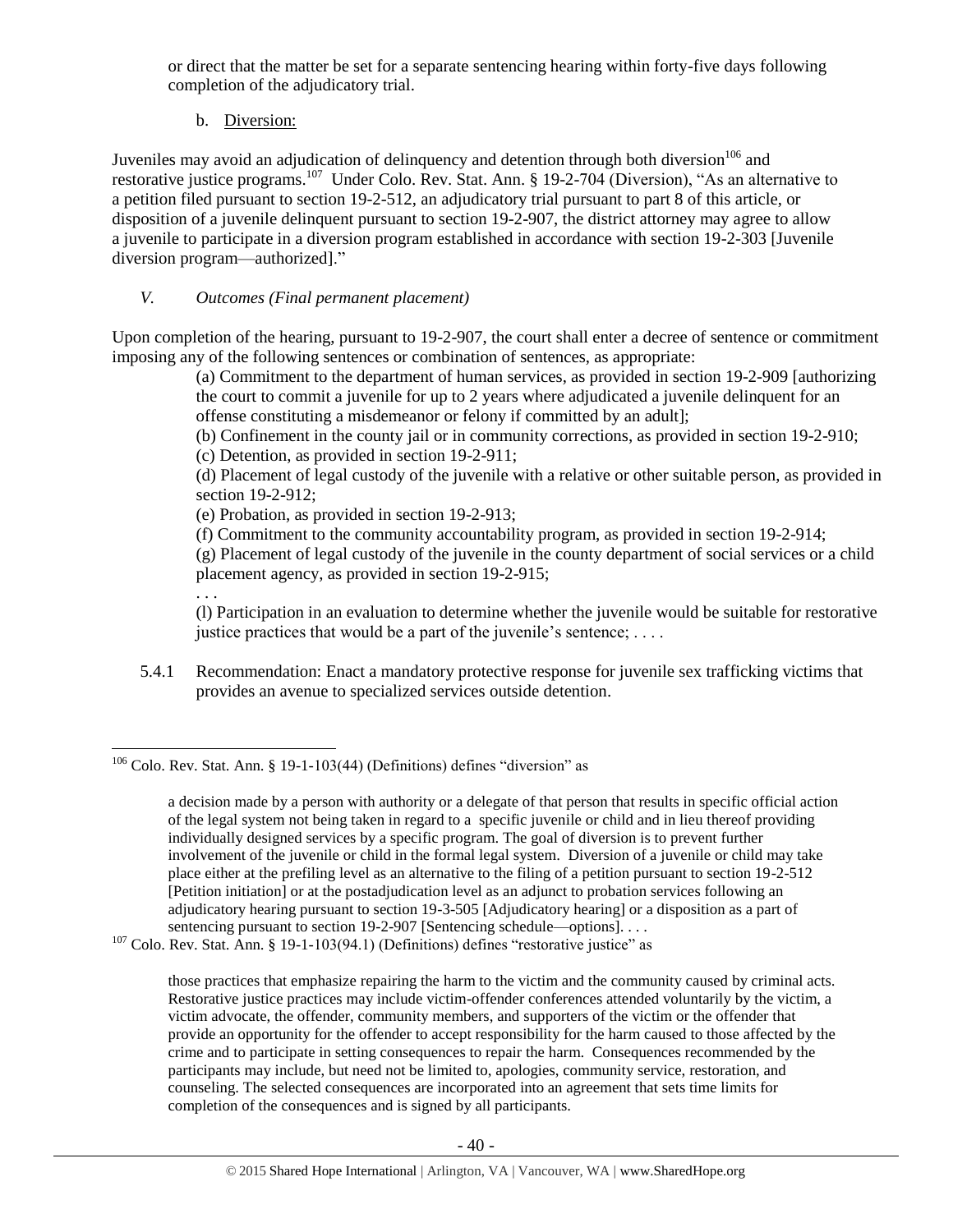or direct that the matter be set for a separate sentencing hearing within forty-five days following completion of the adjudicatory trial.

b. Diversion:

Juveniles may avoid an adjudication of delinquency and detention through both diversion[106] and restorative justice programs.[107] Under Colo. Rev. Stat. Ann. § 19-2-704 (Diversion), "As an alternative to a petition filed pursuant to section 19-2-512, an adjudicatory trial pursuant to part 8 of this article, or disposition of a juvenile delinquent pursuant to section 19-2-907, the district attorney may agree to allow a juvenile to participate in a diversion program established in accordance with section 19-2-303 [Juvenile diversion program—authorized]."

*V. Outcomes (Final permanent placement)*

Upon completion of the hearing, pursuant to 19-2-907, the court shall enter a decree of sentence or commitment imposing any of the following sentences or combination of sentences, as appropriate:

> (a) Commitment to the department of human services, as provided in section 19-2-909 [authorizing the court to commit a juvenile for up to 2 years where adjudicated a juvenile delinquent for an offense constituting a misdemeanor or felony if committed by an adult];
>
> (b) Confinement in the county jail or in community corrections, as provided in section 19-2-910;
>
> (c) Detention, as provided in section 19-2-911;
>
> (d) Placement of legal custody of the juvenile with a relative or other suitable person, as provided in section 19-2-912;
>
> (e) Probation, as provided in section 19-2-913;
>
> (f) Commitment to the community accountability program, as provided in section 19-2-914;
>
> (g) Placement of legal custody of the juvenile in the county department of social services or a child placement agency, as provided in section 19-2-915;
>
> . . .
>
> (l) Participation in an evaluation to determine whether the juvenile would be suitable for restorative justice practices that would be a part of the juvenile's sentence; . . . .

5.4.1 Recommendation: Enact a mandatory protective response for juvenile sex trafficking victims that provides an avenue to specialized services outside detention.

---

[106] Colo. Rev. Stat. Ann. § 19-1-103(44) (Definitions) defines "diversion" as

> a decision made by a person with authority or a delegate of that person that results in specific official action of the legal system not being taken in regard to a specific juvenile or child and in lieu thereof providing individually designed services by a specific program. The goal of diversion is to prevent further involvement of the juvenile or child in the formal legal system. Diversion of a juvenile or child may take place either at the prefiling level as an alternative to the filing of a petition pursuant to section 19-2-512 [Petition initiation] or at the postadjudication level as an adjunct to probation services following an adjudicatory hearing pursuant to section 19-3-505 [Adjudicatory hearing] or a disposition as a part of sentencing pursuant to section 19-2-907 [Sentencing schedule—options]. . . .

[107] Colo. Rev. Stat. Ann. § 19-1-103(94.1) (Definitions) defines "restorative justice" as

> those practices that emphasize repairing the harm to the victim and the community caused by criminal acts. Restorative justice practices may include victim-offender conferences attended voluntarily by the victim, a victim advocate, the offender, community members, and supporters of the victim or the offender that provide an opportunity for the offender to accept responsibility for the harm caused to those affected by the crime and to participate in setting consequences to repair the harm. Consequences recommended by the participants may include, but need not be limited to, apologies, community service, restoration, and counseling. The selected consequences are incorporated into an agreement that sets time limits for completion of the consequences and is signed by all participants.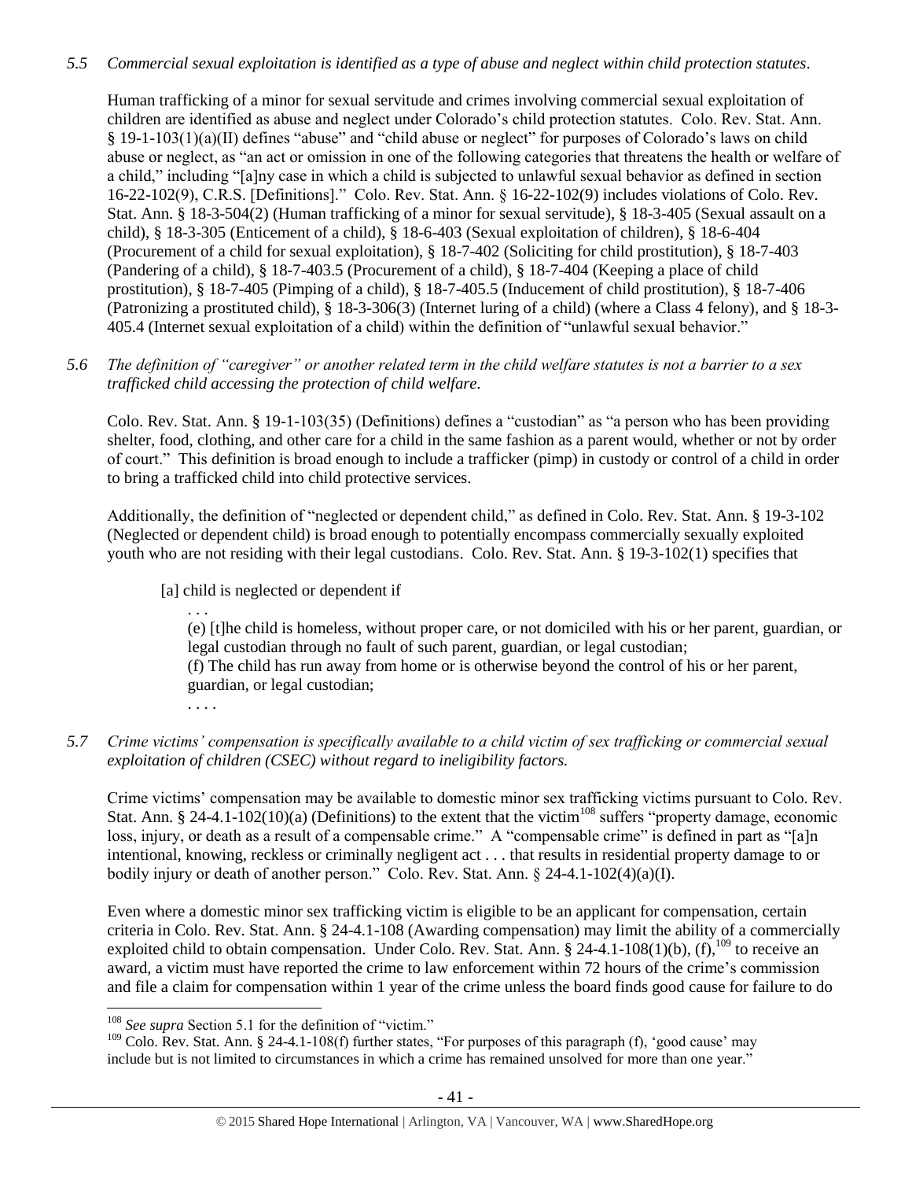*5.5 Commercial sexual exploitation is identified as a type of abuse and neglect within child protection statutes.*

Human trafficking of a minor for sexual servitude and crimes involving commercial sexual exploitation of children are identified as abuse and neglect under Colorado's child protection statutes. Colo. Rev. Stat. Ann. § 19-1-103(1)(a)(II) defines "abuse" and "child abuse or neglect" for purposes of Colorado's laws on child abuse or neglect, as "an act or omission in one of the following categories that threatens the health or welfare of a child," including "[a]ny case in which a child is subjected to unlawful sexual behavior as defined in section 16-22-102(9), C.R.S. [Definitions]." Colo. Rev. Stat. Ann. § 16-22-102(9) includes violations of Colo. Rev. Stat. Ann. § 18-3-504(2) (Human trafficking of a minor for sexual servitude), § 18-3-405 (Sexual assault on a child), § 18-3-305 (Enticement of a child), § 18-6-403 (Sexual exploitation of children), § 18-6-404 (Procurement of a child for sexual exploitation), § 18-7-402 (Soliciting for child prostitution), § 18-7-403 (Pandering of a child), § 18-7-403.5 (Procurement of a child), § 18-7-404 (Keeping a place of child prostitution), § 18-7-405 (Pimping of a child), § 18-7-405.5 (Inducement of child prostitution), § 18-7-406 (Patronizing a prostituted child), § 18-3-306(3) (Internet luring of a child) (where a Class 4 felony), and § 18-3-405.4 (Internet sexual exploitation of a child) within the definition of "unlawful sexual behavior."

*5.6 The definition of "caregiver" or another related term in the child welfare statutes is not a barrier to a sex trafficked child accessing the protection of child welfare.*

Colo. Rev. Stat. Ann. § 19-1-103(35) (Definitions) defines a "custodian" as "a person who has been providing shelter, food, clothing, and other care for a child in the same fashion as a parent would, whether or not by order of court." This definition is broad enough to include a trafficker (pimp) in custody or control of a child in order to bring a trafficked child into child protective services.

Additionally, the definition of "neglected or dependent child," as defined in Colo. Rev. Stat. Ann. § 19-3-102 (Neglected or dependent child) is broad enough to potentially encompass commercially sexually exploited youth who are not residing with their legal custodians. Colo. Rev. Stat. Ann. § 19-3-102(1) specifies that

> [a] child is neglected or dependent if
>
> . . .
>
> (e) [t]he child is homeless, without proper care, or not domiciled with his or her parent, guardian, or legal custodian through no fault of such parent, guardian, or legal custodian;
>
> (f) The child has run away from home or is otherwise beyond the control of his or her parent, guardian, or legal custodian;
>
> . . . .

*5.7 Crime victims' compensation is specifically available to a child victim of sex trafficking or commercial sexual exploitation of children (CSEC) without regard to ineligibility factors.*

Crime victims' compensation may be available to domestic minor sex trafficking victims pursuant to Colo. Rev. Stat. Ann. § 24-4.1-102(10)(a) (Definitions) to the extent that the victim[108] suffers "property damage, economic loss, injury, or death as a result of a compensable crime." A "compensable crime" is defined in part as "[a]n intentional, knowing, reckless or criminally negligent act . . . that results in residential property damage to or bodily injury or death of another person." Colo. Rev. Stat. Ann. § 24-4.1-102(4)(a)(I).

Even where a domestic minor sex trafficking victim is eligible to be an applicant for compensation, certain criteria in Colo. Rev. Stat. Ann. § 24-4.1-108 (Awarding compensation) may limit the ability of a commercially exploited child to obtain compensation. Under Colo. Rev. Stat. Ann. § 24-4.1-108(1)(b), (f),[109] to receive an award, a victim must have reported the crime to law enforcement within 72 hours of the crime's commission and file a claim for compensation within 1 year of the crime unless the board finds good cause for failure to do

---

[108] *See supra* Section 5.1 for the definition of "victim."

[109] Colo. Rev. Stat. Ann. § 24-4.1-108(f) further states, "For purposes of this paragraph (f), 'good cause' may include but is not limited to circumstances in which a crime has remained unsolved for more than one year."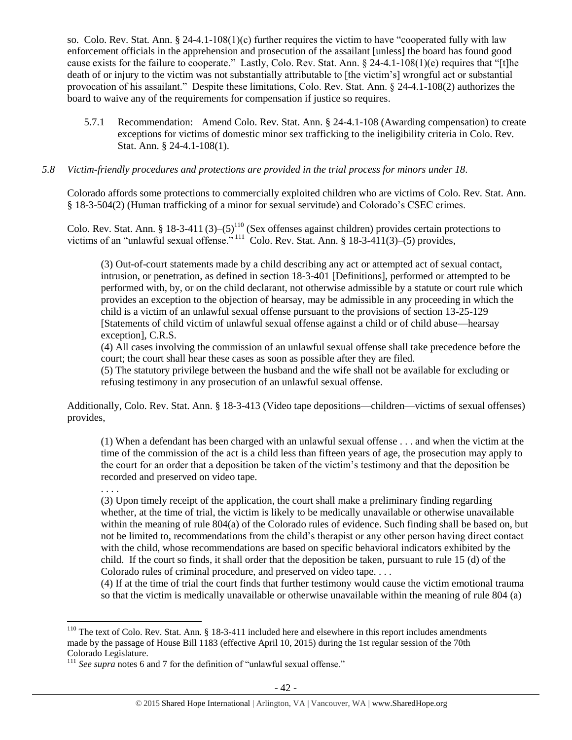so. Colo. Rev. Stat. Ann. § 24-4.1-108(1)(c) further requires the victim to have "cooperated fully with law enforcement officials in the apprehension and prosecution of the assailant [unless] the board has found good cause exists for the failure to cooperate." Lastly, Colo. Rev. Stat. Ann. § 24-4.1-108(1)(e) requires that "[t]he death of or injury to the victim was not substantially attributable to [the victim's] wrongful act or substantial provocation of his assailant." Despite these limitations, Colo. Rev. Stat. Ann. § 24-4.1-108(2) authorizes the board to waive any of the requirements for compensation if justice so requires.

5.7.1 Recommendation: Amend Colo. Rev. Stat. Ann. § 24-4.1-108 (Awarding compensation) to create exceptions for victims of domestic minor sex trafficking to the ineligibility criteria in Colo. Rev. Stat. Ann. § 24-4.1-108(1).

*5.8 Victim-friendly procedures and protections are provided in the trial process for minors under 18.*

Colorado affords some protections to commercially exploited children who are victims of Colo. Rev. Stat. Ann. § 18-3-504(2) (Human trafficking of a minor for sexual servitude) and Colorado's CSEC crimes.

Colo. Rev. Stat. Ann. § 18-3-411 (3)–(5)[110] (Sex offenses against children) provides certain protections to victims of an "unlawful sexual offense."[111] Colo. Rev. Stat. Ann. § 18-3-411(3)–(5) provides,

> (3) Out-of-court statements made by a child describing any act or attempted act of sexual contact, intrusion, or penetration, as defined in section 18-3-401 [Definitions], performed or attempted to be performed with, by, or on the child declarant, not otherwise admissible by a statute or court rule which provides an exception to the objection of hearsay, may be admissible in any proceeding in which the child is a victim of an unlawful sexual offense pursuant to the provisions of section 13-25-129 [Statements of child victim of unlawful sexual offense against a child or of child abuse—hearsay exception], C.R.S.
>
> (4) All cases involving the commission of an unlawful sexual offense shall take precedence before the court; the court shall hear these cases as soon as possible after they are filed.
>
> (5) The statutory privilege between the husband and the wife shall not be available for excluding or refusing testimony in any prosecution of an unlawful sexual offense.

Additionally, Colo. Rev. Stat. Ann. § 18-3-413 (Video tape depositions—children—victims of sexual offenses) provides,

> (1) When a defendant has been charged with an unlawful sexual offense . . . and when the victim at the time of the commission of the act is a child less than fifteen years of age, the prosecution may apply to the court for an order that a deposition be taken of the victim's testimony and that the deposition be recorded and preserved on video tape.
>
> . . . .
>
> (3) Upon timely receipt of the application, the court shall make a preliminary finding regarding whether, at the time of trial, the victim is likely to be medically unavailable or otherwise unavailable within the meaning of rule 804(a) of the Colorado rules of evidence. Such finding shall be based on, but not be limited to, recommendations from the child's therapist or any other person having direct contact with the child, whose recommendations are based on specific behavioral indicators exhibited by the child. If the court so finds, it shall order that the deposition be taken, pursuant to rule 15 (d) of the Colorado rules of criminal procedure, and preserved on video tape. . . .
>
> (4) If at the time of trial the court finds that further testimony would cause the victim emotional trauma so that the victim is medically unavailable or otherwise unavailable within the meaning of rule 804 (a)

---

[110] The text of Colo. Rev. Stat. Ann. § 18-3-411 included here and elsewhere in this report includes amendments made by the passage of House Bill 1183 (effective April 10, 2015) during the 1st regular session of the 70th Colorado Legislature.

[111] *See supra* notes 6 and 7 for the definition of "unlawful sexual offense."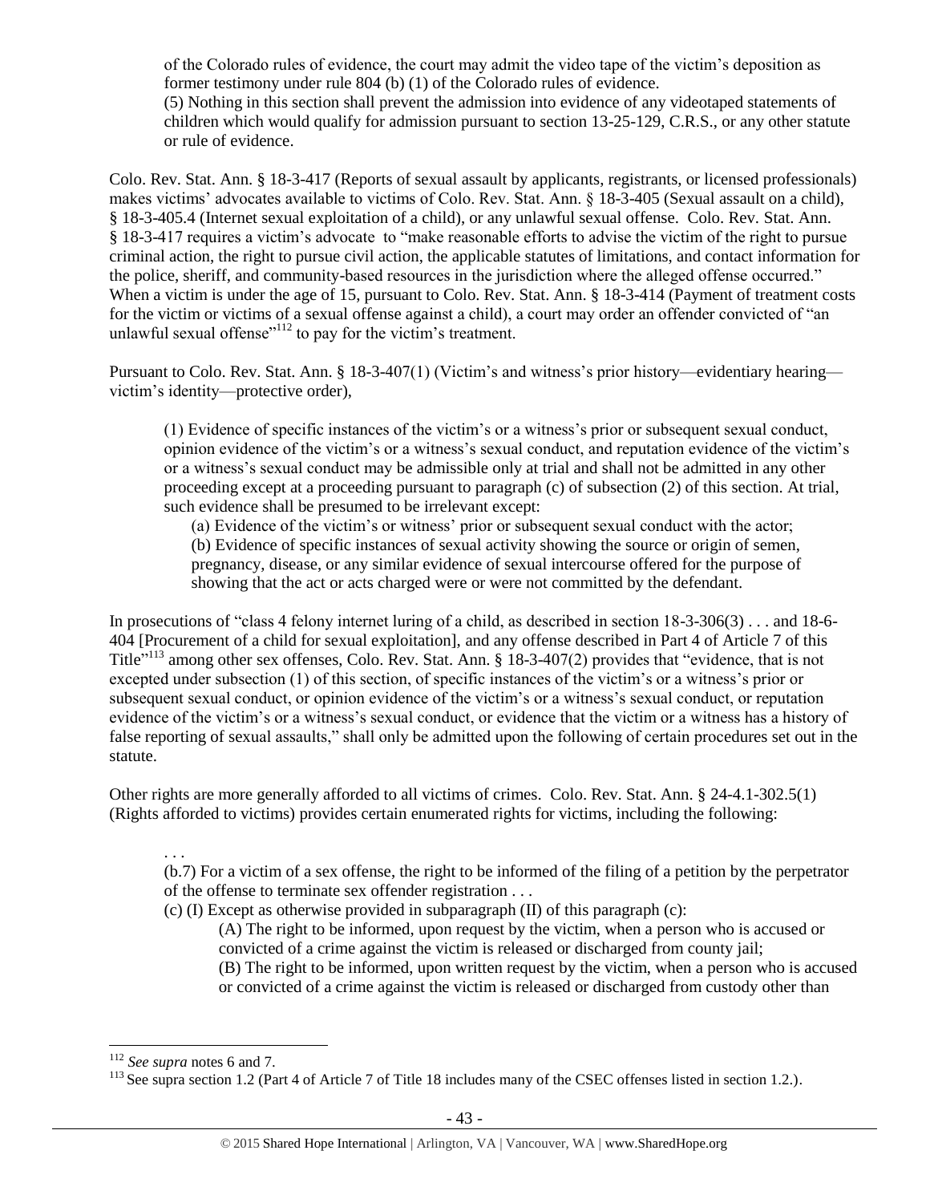of the Colorado rules of evidence, the court may admit the video tape of the victim's deposition as former testimony under rule 804 (b) (1) of the Colorado rules of evidence.

> (5) Nothing in this section shall prevent the admission into evidence of any videotaped statements of children which would qualify for admission pursuant to section 13-25-129, C.R.S., or any other statute or rule of evidence.

Colo. Rev. Stat. Ann. § 18-3-417 (Reports of sexual assault by applicants, registrants, or licensed professionals) makes victims' advocates available to victims of Colo. Rev. Stat. Ann. § 18-3-405 (Sexual assault on a child), § 18-3-405.4 (Internet sexual exploitation of a child), or any unlawful sexual offense. Colo. Rev. Stat. Ann. § 18-3-417 requires a victim's advocate to "make reasonable efforts to advise the victim of the right to pursue criminal action, the right to pursue civil action, the applicable statutes of limitations, and contact information for the police, sheriff, and community-based resources in the jurisdiction where the alleged offense occurred." When a victim is under the age of 15, pursuant to Colo. Rev. Stat. Ann. § 18-3-414 (Payment of treatment costs for the victim or victims of a sexual offense against a child), a court may order an offender convicted of "an unlawful sexual offense"[112] to pay for the victim's treatment.

Pursuant to Colo. Rev. Stat. Ann. § 18-3-407(1) (Victim's and witness's prior history—evidentiary hearing—victim's identity—protective order),

> (1) Evidence of specific instances of the victim's or a witness's prior or subsequent sexual conduct, opinion evidence of the victim's or a witness's sexual conduct, and reputation evidence of the victim's or a witness's sexual conduct may be admissible only at trial and shall not be admitted in any other proceeding except at a proceeding pursuant to paragraph (c) of subsection (2) of this section. At trial, such evidence shall be presumed to be irrelevant except:
>
> > (a) Evidence of the victim's or witness' prior or subsequent sexual conduct with the actor;
> > (b) Evidence of specific instances of sexual activity showing the source or origin of semen, pregnancy, disease, or any similar evidence of sexual intercourse offered for the purpose of showing that the act or acts charged were or were not committed by the defendant.

In prosecutions of "class 4 felony internet luring of a child, as described in section 18-3-306(3) . . . and 18-6-404 [Procurement of a child for sexual exploitation], and any offense described in Part 4 of Article 7 of this Title"[113] among other sex offenses, Colo. Rev. Stat. Ann. § 18-3-407(2) provides that "evidence, that is not excepted under subsection (1) of this section, of specific instances of the victim's or a witness's prior or subsequent sexual conduct, or opinion evidence of the victim's or a witness's sexual conduct, or reputation evidence of the victim's or a witness's sexual conduct, or evidence that the victim or a witness has a history of false reporting of sexual assaults," shall only be admitted upon the following of certain procedures set out in the statute.

Other rights are more generally afforded to all victims of crimes. Colo. Rev. Stat. Ann. § 24-4.1-302.5(1) (Rights afforded to victims) provides certain enumerated rights for victims, including the following:

> . . .
> (b.7) For a victim of a sex offense, the right to be informed of the filing of a petition by the perpetrator of the offense to terminate sex offender registration . . .
> (c) (I) Except as otherwise provided in subparagraph (II) of this paragraph (c):
>
> > (A) The right to be informed, upon request by the victim, when a person who is accused or convicted of a crime against the victim is released or discharged from county jail;
> > (B) The right to be informed, upon written request by the victim, when a person who is accused or convicted of a crime against the victim is released or discharged from custody other than

---

[112] *See supra* notes 6 and 7.

[113] See supra section 1.2 (Part 4 of Article 7 of Title 18 includes many of the CSEC offenses listed in section 1.2.).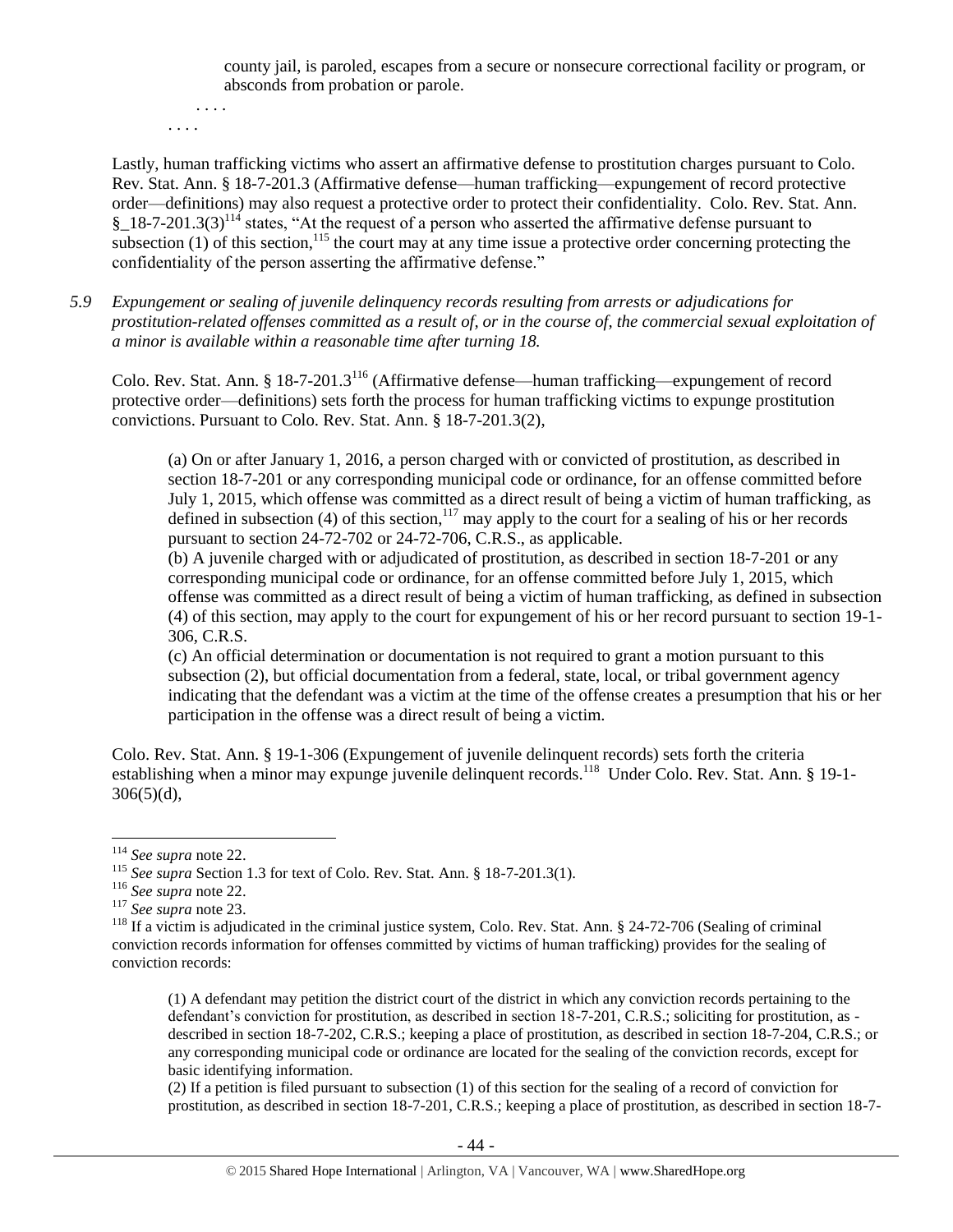county jail, is paroled, escapes from a secure or nonsecure correctional facility or program, or absconds from probation or parole.

. . . .

. . . .

Lastly, human trafficking victims who assert an affirmative defense to prostitution charges pursuant to Colo. Rev. Stat. Ann. § 18-7-201.3 (Affirmative defense—human trafficking—expungement of record protective order—definitions) may also request a protective order to protect their confidentiality. Colo. Rev. Stat. Ann. § 18-7-201.3(3)[114] states, "At the request of a person who asserted the affirmative defense pursuant to subsection (1) of this section,[115] the court may at any time issue a protective order concerning protecting the confidentiality of the person asserting the affirmative defense."

*5.9 Expungement or sealing of juvenile delinquency records resulting from arrests or adjudications for prostitution-related offenses committed as a result of, or in the course of, the commercial sexual exploitation of a minor is available within a reasonable time after turning 18.*

Colo. Rev. Stat. Ann. § 18-7-201.3[116] (Affirmative defense—human trafficking—expungement of record protective order—definitions) sets forth the process for human trafficking victims to expunge prostitution convictions. Pursuant to Colo. Rev. Stat. Ann. § 18-7-201.3(2),

> (a) On or after January 1, 2016, a person charged with or convicted of prostitution, as described in section 18-7-201 or any corresponding municipal code or ordinance, for an offense committed before July 1, 2015, which offense was committed as a direct result of being a victim of human trafficking, as defined in subsection (4) of this section,[117] may apply to the court for a sealing of his or her records pursuant to section 24-72-702 or 24-72-706, C.R.S., as applicable.
>
> (b) A juvenile charged with or adjudicated of prostitution, as described in section 18-7-201 or any corresponding municipal code or ordinance, for an offense committed before July 1, 2015, which offense was committed as a direct result of being a victim of human trafficking, as defined in subsection (4) of this section, may apply to the court for expungement of his or her record pursuant to section 19-1-306, C.R.S.
>
> (c) An official determination or documentation is not required to grant a motion pursuant to this subsection (2), but official documentation from a federal, state, local, or tribal government agency indicating that the defendant was a victim at the time of the offense creates a presumption that his or her participation in the offense was a direct result of being a victim.

Colo. Rev. Stat. Ann. § 19-1-306 (Expungement of juvenile delinquent records) sets forth the criteria establishing when a minor may expunge juvenile delinquent records.[118] Under Colo. Rev. Stat. Ann. § 19-1-306(5)(d),

---

[114] *See supra* note 22.

[115] *See supra* Section 1.3 for text of Colo. Rev. Stat. Ann. § 18-7-201.3(1).

[116] *See supra* note 22.

[117] *See supra* note 23.

[118] If a victim is adjudicated in the criminal justice system, Colo. Rev. Stat. Ann. § 24-72-706 (Sealing of criminal conviction records information for offenses committed by victims of human trafficking) provides for the sealing of conviction records:

> (1) A defendant may petition the district court of the district in which any conviction records pertaining to the defendant's conviction for prostitution, as described in section 18-7-201, C.R.S.; soliciting for prostitution, as -described in section 18-7-202, C.R.S.; keeping a place of prostitution, as described in section 18-7-204, C.R.S.; or any corresponding municipal code or ordinance are located for the sealing of the conviction records, except for basic identifying information.
>
> (2) If a petition is filed pursuant to subsection (1) of this section for the sealing of a record of conviction for prostitution, as described in section 18-7-201, C.R.S.; keeping a place of prostitution, as described in section 18-7-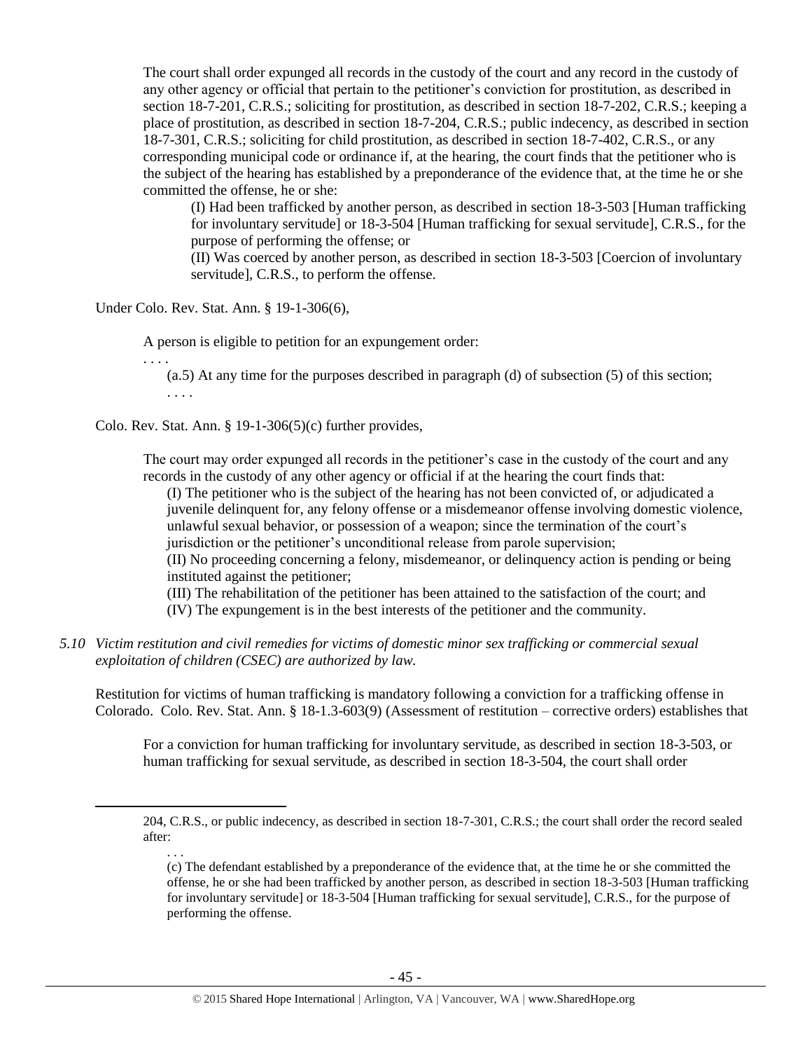> The court shall order expunged all records in the custody of the court and any record in the custody of any other agency or official that pertain to the petitioner's conviction for prostitution, as described in section 18-7-201, C.R.S.; soliciting for prostitution, as described in section 18-7-202, C.R.S.; keeping a place of prostitution, as described in section 18-7-204, C.R.S.; public indecency, as described in section 18-7-301, C.R.S.; soliciting for child prostitution, as described in section 18-7-402, C.R.S., or any corresponding municipal code or ordinance if, at the hearing, the court finds that the petitioner who is the subject of the hearing has established by a preponderance of the evidence that, at the time he or she committed the offense, he or she:
>
> (I) Had been trafficked by another person, as described in section 18-3-503 [Human trafficking for involuntary servitude] or 18-3-504 [Human trafficking for sexual servitude], C.R.S., for the purpose of performing the offense; or
>
> (II) Was coerced by another person, as described in section 18-3-503 [Coercion of involuntary servitude], C.R.S., to perform the offense.

Under Colo. Rev. Stat. Ann. § 19-1-306(6),

> A person is eligible to petition for an expungement order:
>
> . . . .
>
> (a.5) At any time for the purposes described in paragraph (d) of subsection (5) of this section;
>
> . . . .

Colo. Rev. Stat. Ann. § 19-1-306(5)(c) further provides,

> The court may order expunged all records in the petitioner's case in the custody of the court and any records in the custody of any other agency or official if at the hearing the court finds that:
>
> (I) The petitioner who is the subject of the hearing has not been convicted of, or adjudicated a juvenile delinquent for, any felony offense or a misdemeanor offense involving domestic violence, unlawful sexual behavior, or possession of a weapon; since the termination of the court's jurisdiction or the petitioner's unconditional release from parole supervision;
>
> (II) No proceeding concerning a felony, misdemeanor, or delinquency action is pending or being instituted against the petitioner;
>
> (III) The rehabilitation of the petitioner has been attained to the satisfaction of the court; and
>
> (IV) The expungement is in the best interests of the petitioner and the community.

*5.10 Victim restitution and civil remedies for victims of domestic minor sex trafficking or commercial sexual exploitation of children (CSEC) are authorized by law.*

Restitution for victims of human trafficking is mandatory following a conviction for a trafficking offense in Colorado. Colo. Rev. Stat. Ann. § 18-1.3-603(9) (Assessment of restitution – corrective orders) establishes that

> For a conviction for human trafficking for involuntary servitude, as described in section 18-3-503, or human trafficking for sexual servitude, as described in section 18-3-504, the court shall order

---

204, C.R.S., or public indecency, as described in section 18-7-301, C.R.S.; the court shall order the record sealed after:

. . .

(c) The defendant established by a preponderance of the evidence that, at the time he or she committed the offense, he or she had been trafficked by another person, as described in section 18-3-503 [Human trafficking for involuntary servitude] or 18-3-504 [Human trafficking for sexual servitude], C.R.S., for the purpose of performing the offense.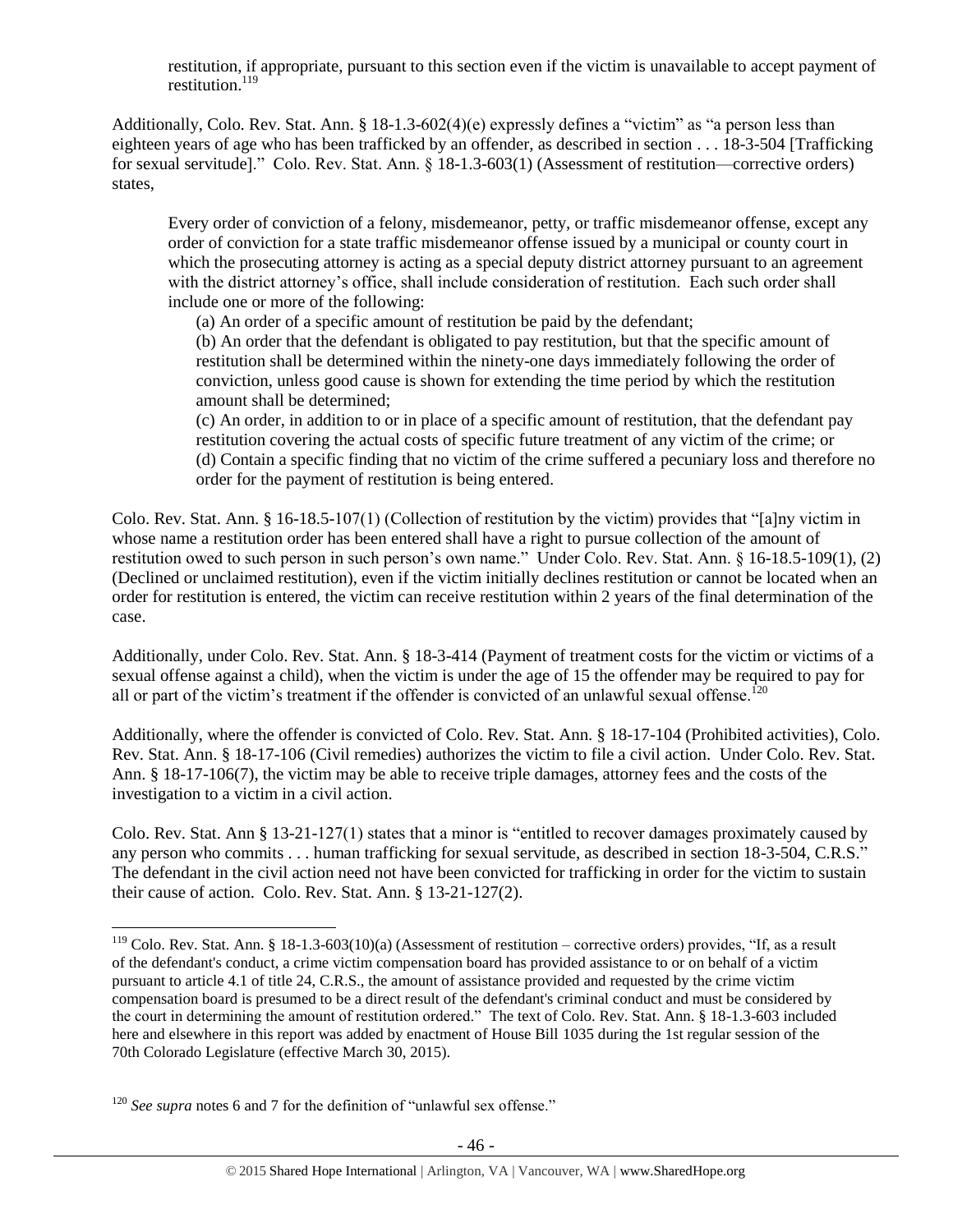restitution, if appropriate, pursuant to this section even if the victim is unavailable to accept payment of restitution.[119]

Additionally, Colo. Rev. Stat. Ann. § 18-1.3-602(4)(e) expressly defines a "victim" as "a person less than eighteen years of age who has been trafficked by an offender, as described in section . . . 18-3-504 [Trafficking for sexual servitude]." Colo. Rev. Stat. Ann. § 18-1.3-603(1) (Assessment of restitution—corrective orders) states,

> Every order of conviction of a felony, misdemeanor, petty, or traffic misdemeanor offense, except any order of conviction for a state traffic misdemeanor offense issued by a municipal or county court in which the prosecuting attorney is acting as a special deputy district attorney pursuant to an agreement with the district attorney's office, shall include consideration of restitution. Each such order shall include one or more of the following:
>
> (a) An order of a specific amount of restitution be paid by the defendant;
>
> (b) An order that the defendant is obligated to pay restitution, but that the specific amount of restitution shall be determined within the ninety-one days immediately following the order of conviction, unless good cause is shown for extending the time period by which the restitution amount shall be determined;
>
> (c) An order, in addition to or in place of a specific amount of restitution, that the defendant pay restitution covering the actual costs of specific future treatment of any victim of the crime; or
>
> (d) Contain a specific finding that no victim of the crime suffered a pecuniary loss and therefore no order for the payment of restitution is being entered.

Colo. Rev. Stat. Ann. § 16-18.5-107(1) (Collection of restitution by the victim) provides that "[a]ny victim in whose name a restitution order has been entered shall have a right to pursue collection of the amount of restitution owed to such person in such person's own name." Under Colo. Rev. Stat. Ann. § 16-18.5-109(1), (2) (Declined or unclaimed restitution), even if the victim initially declines restitution or cannot be located when an order for restitution is entered, the victim can receive restitution within 2 years of the final determination of the case.

Additionally, under Colo. Rev. Stat. Ann. § 18-3-414 (Payment of treatment costs for the victim or victims of a sexual offense against a child), when the victim is under the age of 15 the offender may be required to pay for all or part of the victim's treatment if the offender is convicted of an unlawful sexual offense.[120]

Additionally, where the offender is convicted of Colo. Rev. Stat. Ann. § 18-17-104 (Prohibited activities), Colo. Rev. Stat. Ann. § 18-17-106 (Civil remedies) authorizes the victim to file a civil action. Under Colo. Rev. Stat. Ann. § 18-17-106(7), the victim may be able to receive triple damages, attorney fees and the costs of the investigation to a victim in a civil action.

Colo. Rev. Stat. Ann § 13-21-127(1) states that a minor is "entitled to recover damages proximately caused by any person who commits . . . human trafficking for sexual servitude, as described in section 18-3-504, C.R.S." The defendant in the civil action need not have been convicted for trafficking in order for the victim to sustain their cause of action. Colo. Rev. Stat. Ann. § 13-21-127(2).

---

[119] Colo. Rev. Stat. Ann. § 18-1.3-603(10)(a) (Assessment of restitution – corrective orders) provides, "If, as a result of the defendant's conduct, a crime victim compensation board has provided assistance to or on behalf of a victim pursuant to article 4.1 of title 24, C.R.S., the amount of assistance provided and requested by the crime victim compensation board is presumed to be a direct result of the defendant's criminal conduct and must be considered by the court in determining the amount of restitution ordered." The text of Colo. Rev. Stat. Ann. § 18-1.3-603 included here and elsewhere in this report was added by enactment of House Bill 1035 during the 1st regular session of the 70th Colorado Legislature (effective March 30, 2015).

[120] *See supra* notes 6 and 7 for the definition of "unlawful sex offense."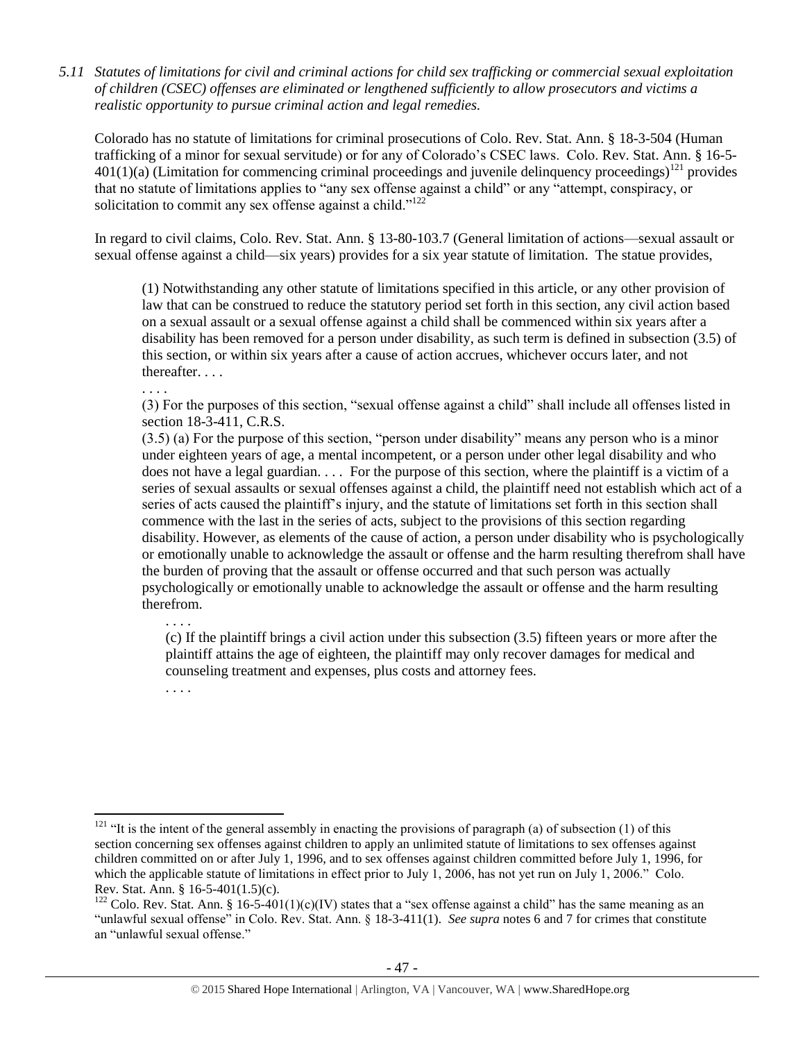*5.11 Statutes of limitations for civil and criminal actions for child sex trafficking or commercial sexual exploitation of children (CSEC) offenses are eliminated or lengthened sufficiently to allow prosecutors and victims a realistic opportunity to pursue criminal action and legal remedies.*

Colorado has no statute of limitations for criminal prosecutions of Colo. Rev. Stat. Ann. § 18-3-504 (Human trafficking of a minor for sexual servitude) or for any of Colorado's CSEC laws. Colo. Rev. Stat. Ann. § 16-5-401(1)(a) (Limitation for commencing criminal proceedings and juvenile delinquency proceedings)[121] provides that no statute of limitations applies to "any sex offense against a child" or any "attempt, conspiracy, or solicitation to commit any sex offense against a child."[122]

In regard to civil claims, Colo. Rev. Stat. Ann. § 13-80-103.7 (General limitation of actions—sexual assault or sexual offense against a child—six years) provides for a six year statute of limitation. The statue provides,

> (1) Notwithstanding any other statute of limitations specified in this article, or any other provision of law that can be construed to reduce the statutory period set forth in this section, any civil action based on a sexual assault or a sexual offense against a child shall be commenced within six years after a disability has been removed for a person under disability, as such term is defined in subsection (3.5) of this section, or within six years after a cause of action accrues, whichever occurs later, and not thereafter. . . .
>
> . . . .
>
> (3) For the purposes of this section, "sexual offense against a child" shall include all offenses listed in section 18-3-411, C.R.S.
>
> (3.5) (a) For the purpose of this section, "person under disability" means any person who is a minor under eighteen years of age, a mental incompetent, or a person under other legal disability and who does not have a legal guardian. . . . For the purpose of this section, where the plaintiff is a victim of a series of sexual assaults or sexual offenses against a child, the plaintiff need not establish which act of a series of acts caused the plaintiff's injury, and the statute of limitations set forth in this section shall commence with the last in the series of acts, subject to the provisions of this section regarding disability. However, as elements of the cause of action, a person under disability who is psychologically or emotionally unable to acknowledge the assault or offense and the harm resulting therefrom shall have the burden of proving that the assault or offense occurred and that such person was actually psychologically or emotionally unable to acknowledge the assault or offense and the harm resulting therefrom.
>
> . . . .
>
> (c) If the plaintiff brings a civil action under this subsection (3.5) fifteen years or more after the plaintiff attains the age of eighteen, the plaintiff may only recover damages for medical and counseling treatment and expenses, plus costs and attorney fees.
>
> . . . .

---

[121] "It is the intent of the general assembly in enacting the provisions of paragraph (a) of subsection (1) of this section concerning sex offenses against children to apply an unlimited statute of limitations to sex offenses against children committed on or after July 1, 1996, and to sex offenses against children committed before July 1, 1996, for which the applicable statute of limitations in effect prior to July 1, 2006, has not yet run on July 1, 2006." Colo. Rev. Stat. Ann. § 16-5-401(1.5)(c).

[122] Colo. Rev. Stat. Ann. § 16-5-401(1)(c)(IV) states that a "sex offense against a child" has the same meaning as an "unlawful sexual offense" in Colo. Rev. Stat. Ann. § 18-3-411(1). *See supra* notes 6 and 7 for crimes that constitute an "unlawful sexual offense."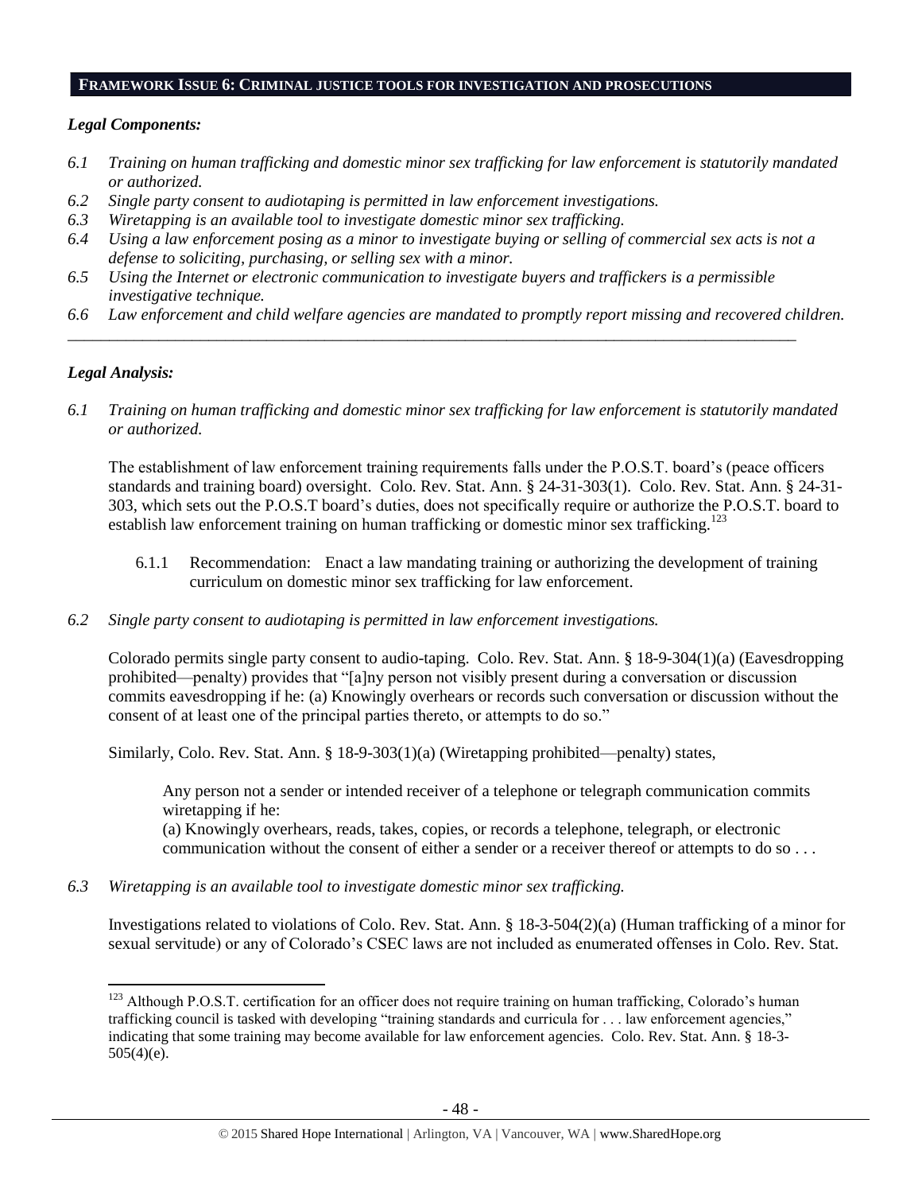## FRAMEWORK ISSUE 6: CRIMINAL JUSTICE TOOLS FOR INVESTIGATION AND PROSECUTIONS

### *Legal Components:*

*6.1 Training on human trafficking and domestic minor sex trafficking for law enforcement is statutorily mandated or authorized.*
*6.2 Single party consent to audiotaping is permitted in law enforcement investigations.*
*6.3 Wiretapping is an available tool to investigate domestic minor sex trafficking.*
*6.4 Using a law enforcement posing as a minor to investigate buying or selling of commercial sex acts is not a defense to soliciting, purchasing, or selling sex with a minor.*
*6.5 Using the Internet or electronic communication to investigate buyers and traffickers is a permissible investigative technique.*
*6.6 Law enforcement and child welfare agencies are mandated to promptly report missing and recovered children.*

---

### *Legal Analysis:*

*6.1 Training on human trafficking and domestic minor sex trafficking for law enforcement is statutorily mandated or authorized.*

The establishment of law enforcement training requirements falls under the P.O.S.T. board's (peace officers standards and training board) oversight. Colo. Rev. Stat. Ann. § 24-31-303(1). Colo. Rev. Stat. Ann. § 24-31-303, which sets out the P.O.S.T board's duties, does not specifically require or authorize the P.O.S.T. board to establish law enforcement training on human trafficking or domestic minor sex trafficking.[123]

6.1.1 Recommendation: Enact a law mandating training or authorizing the development of training curriculum on domestic minor sex trafficking for law enforcement.

*6.2 Single party consent to audiotaping is permitted in law enforcement investigations.*

Colorado permits single party consent to audio-taping. Colo. Rev. Stat. Ann. § 18-9-304(1)(a) (Eavesdropping prohibited—penalty) provides that "[a]ny person not visibly present during a conversation or discussion commits eavesdropping if he: (a) Knowingly overhears or records such conversation or discussion without the consent of at least one of the principal parties thereto, or attempts to do so."

Similarly, Colo. Rev. Stat. Ann. § 18-9-303(1)(a) (Wiretapping prohibited—penalty) states,

> Any person not a sender or intended receiver of a telephone or telegraph communication commits wiretapping if he:
> (a) Knowingly overhears, reads, takes, copies, or records a telephone, telegraph, or electronic communication without the consent of either a sender or a receiver thereof or attempts to do so . . .

*6.3 Wiretapping is an available tool to investigate domestic minor sex trafficking.*

Investigations related to violations of Colo. Rev. Stat. Ann. § 18-3-504(2)(a) (Human trafficking of a minor for sexual servitude) or any of Colorado's CSEC laws are not included as enumerated offenses in Colo. Rev. Stat.

---

[123] Although P.O.S.T. certification for an officer does not require training on human trafficking, Colorado's human trafficking council is tasked with developing "training standards and curricula for . . . law enforcement agencies," indicating that some training may become available for law enforcement agencies. Colo. Rev. Stat. Ann. § 18-3-505(4)(e).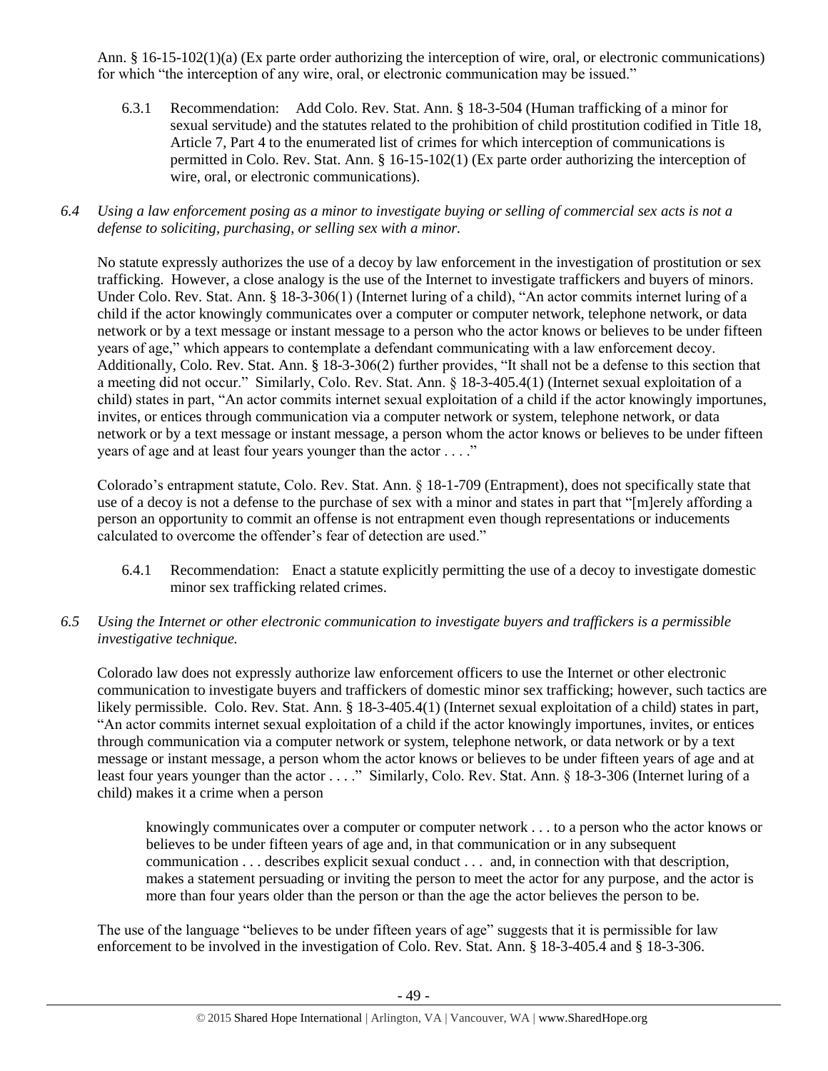Ann. § 16-15-102(1)(a) (Ex parte order authorizing the interception of wire, oral, or electronic communications) for which "the interception of any wire, oral, or electronic communication may be issued."

6.3.1 Recommendation: Add Colo. Rev. Stat. Ann. § 18-3-504 (Human trafficking of a minor for sexual servitude) and the statutes related to the prohibition of child prostitution codified in Title 18, Article 7, Part 4 to the enumerated list of crimes for which interception of communications is permitted in Colo. Rev. Stat. Ann. § 16-15-102(1) (Ex parte order authorizing the interception of wire, oral, or electronic communications).

*6.4 Using a law enforcement posing as a minor to investigate buying or selling of commercial sex acts is not a defense to soliciting, purchasing, or selling sex with a minor.*

No statute expressly authorizes the use of a decoy by law enforcement in the investigation of prostitution or sex trafficking. However, a close analogy is the use of the Internet to investigate traffickers and buyers of minors. Under Colo. Rev. Stat. Ann. § 18-3-306(1) (Internet luring of a child), "An actor commits internet luring of a child if the actor knowingly communicates over a computer or computer network, telephone network, or data network or by a text message or instant message to a person who the actor knows or believes to be under fifteen years of age," which appears to contemplate a defendant communicating with a law enforcement decoy. Additionally, Colo. Rev. Stat. Ann. § 18-3-306(2) further provides, "It shall not be a defense to this section that a meeting did not occur." Similarly, Colo. Rev. Stat. Ann. § 18-3-405.4(1) (Internet sexual exploitation of a child) states in part, "An actor commits internet sexual exploitation of a child if the actor knowingly importunes, invites, or entices through communication via a computer network or system, telephone network, or data network or by a text message or instant message, a person whom the actor knows or believes to be under fifteen years of age and at least four years younger than the actor . . . ."

Colorado's entrapment statute, Colo. Rev. Stat. Ann. § 18-1-709 (Entrapment), does not specifically state that use of a decoy is not a defense to the purchase of sex with a minor and states in part that "[m]erely affording a person an opportunity to commit an offense is not entrapment even though representations or inducements calculated to overcome the offender's fear of detection are used."

6.4.1 Recommendation: Enact a statute explicitly permitting the use of a decoy to investigate domestic minor sex trafficking related crimes.

*6.5 Using the Internet or other electronic communication to investigate buyers and traffickers is a permissible investigative technique.*

Colorado law does not expressly authorize law enforcement officers to use the Internet or other electronic communication to investigate buyers and traffickers of domestic minor sex trafficking; however, such tactics are likely permissible. Colo. Rev. Stat. Ann. § 18-3-405.4(1) (Internet sexual exploitation of a child) states in part, "An actor commits internet sexual exploitation of a child if the actor knowingly importunes, invites, or entices through communication via a computer network or system, telephone network, or data network or by a text message or instant message, a person whom the actor knows or believes to be under fifteen years of age and at least four years younger than the actor . . . ." Similarly, Colo. Rev. Stat. Ann. § 18-3-306 (Internet luring of a child) makes it a crime when a person

> knowingly communicates over a computer or computer network . . . to a person who the actor knows or believes to be under fifteen years of age and, in that communication or in any subsequent communication . . . describes explicit sexual conduct . . . and, in connection with that description, makes a statement persuading or inviting the person to meet the actor for any purpose, and the actor is more than four years older than the person or than the age the actor believes the person to be.

The use of the language "believes to be under fifteen years of age" suggests that it is permissible for law enforcement to be involved in the investigation of Colo. Rev. Stat. Ann. § 18-3-405.4 and § 18-3-306.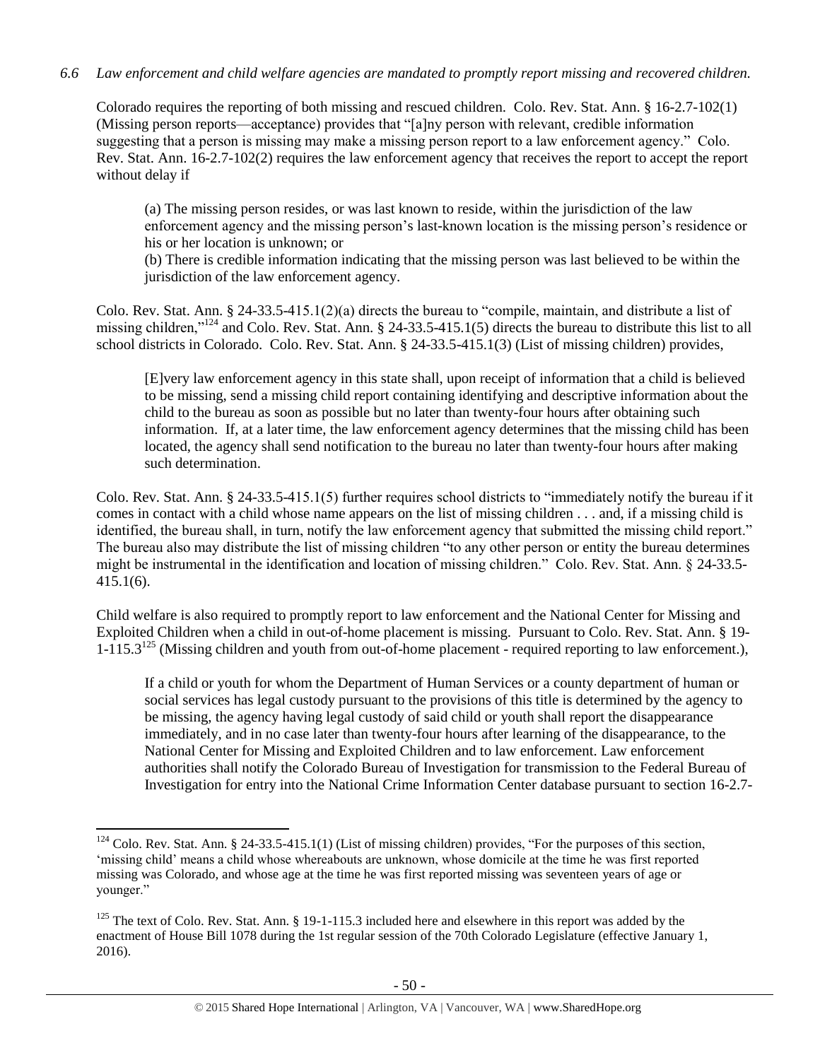*6.6 Law enforcement and child welfare agencies are mandated to promptly report missing and recovered children.*

Colorado requires the reporting of both missing and rescued children. Colo. Rev. Stat. Ann. § 16-2.7-102(1) (Missing person reports—acceptance) provides that "[a]ny person with relevant, credible information suggesting that a person is missing may make a missing person report to a law enforcement agency." Colo. Rev. Stat. Ann. 16-2.7-102(2) requires the law enforcement agency that receives the report to accept the report without delay if

> (a) The missing person resides, or was last known to reside, within the jurisdiction of the law enforcement agency and the missing person's last-known location is the missing person's residence or his or her location is unknown; or
>
> (b) There is credible information indicating that the missing person was last believed to be within the jurisdiction of the law enforcement agency.

Colo. Rev. Stat. Ann. § 24-33.5-415.1(2)(a) directs the bureau to "compile, maintain, and distribute a list of missing children,"[124] and Colo. Rev. Stat. Ann. § 24-33.5-415.1(5) directs the bureau to distribute this list to all school districts in Colorado. Colo. Rev. Stat. Ann. § 24-33.5-415.1(3) (List of missing children) provides,

> [E]very law enforcement agency in this state shall, upon receipt of information that a child is believed to be missing, send a missing child report containing identifying and descriptive information about the child to the bureau as soon as possible but no later than twenty-four hours after obtaining such information. If, at a later time, the law enforcement agency determines that the missing child has been located, the agency shall send notification to the bureau no later than twenty-four hours after making such determination.

Colo. Rev. Stat. Ann. § 24-33.5-415.1(5) further requires school districts to "immediately notify the bureau if it comes in contact with a child whose name appears on the list of missing children . . . and, if a missing child is identified, the bureau shall, in turn, notify the law enforcement agency that submitted the missing child report." The bureau also may distribute the list of missing children "to any other person or entity the bureau determines might be instrumental in the identification and location of missing children." Colo. Rev. Stat. Ann. § 24-33.5-415.1(6).

Child welfare is also required to promptly report to law enforcement and the National Center for Missing and Exploited Children when a child in out-of-home placement is missing. Pursuant to Colo. Rev. Stat. Ann. § 19-1-115.3[125] (Missing children and youth from out-of-home placement - required reporting to law enforcement.),

> If a child or youth for whom the Department of Human Services or a county department of human or social services has legal custody pursuant to the provisions of this title is determined by the agency to be missing, the agency having legal custody of said child or youth shall report the disappearance immediately, and in no case later than twenty-four hours after learning of the disappearance, to the National Center for Missing and Exploited Children and to law enforcement. Law enforcement authorities shall notify the Colorado Bureau of Investigation for transmission to the Federal Bureau of Investigation for entry into the National Crime Information Center database pursuant to section 16-2.7-

---

[124] Colo. Rev. Stat. Ann. § 24-33.5-415.1(1) (List of missing children) provides, "For the purposes of this section, 'missing child' means a child whose whereabouts are unknown, whose domicile at the time he was first reported missing was Colorado, and whose age at the time he was first reported missing was seventeen years of age or younger."

[125] The text of Colo. Rev. Stat. Ann. § 19-1-115.3 included here and elsewhere in this report was added by the enactment of House Bill 1078 during the 1st regular session of the 70th Colorado Legislature (effective January 1, 2016).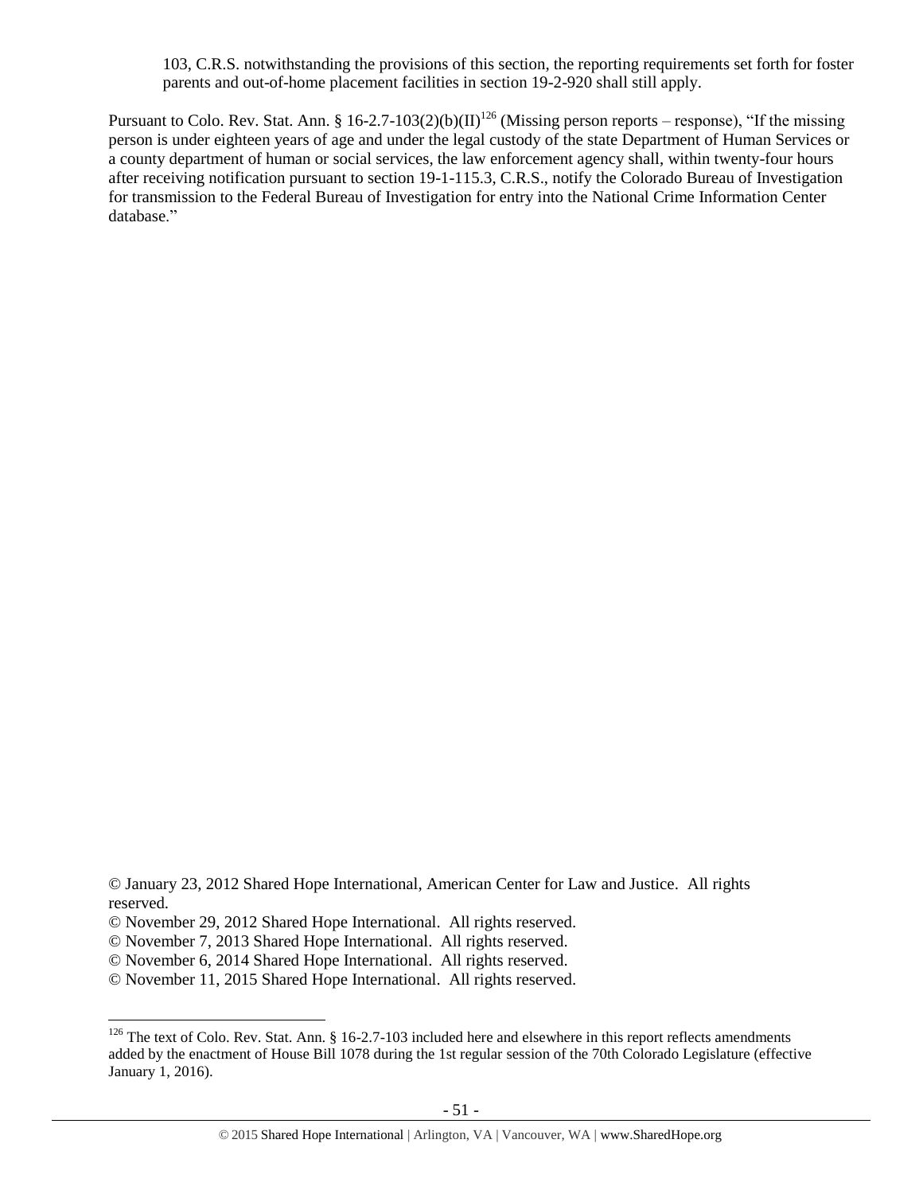103, C.R.S. notwithstanding the provisions of this section, the reporting requirements set forth for foster parents and out-of-home placement facilities in section 19-2-920 shall still apply.

Pursuant to Colo. Rev. Stat. Ann. § 16-2.7-103(2)(b)(II)[126] (Missing person reports – response), "If the missing person is under eighteen years of age and under the legal custody of the state Department of Human Services or a county department of human or social services, the law enforcement agency shall, within twenty-four hours after receiving notification pursuant to section 19-1-115.3, C.R.S., notify the Colorado Bureau of Investigation for transmission to the Federal Bureau of Investigation for entry into the National Crime Information Center database."

© January 23, 2012 Shared Hope International, American Center for Law and Justice. All rights reserved.
© November 29, 2012 Shared Hope International. All rights reserved.
© November 7, 2013 Shared Hope International. All rights reserved.
© November 6, 2014 Shared Hope International. All rights reserved.
© November 11, 2015 Shared Hope International. All rights reserved.

[126] The text of Colo. Rev. Stat. Ann. § 16-2.7-103 included here and elsewhere in this report reflects amendments added by the enactment of House Bill 1078 during the 1st regular session of the 70th Colorado Legislature (effective January 1, 2016).